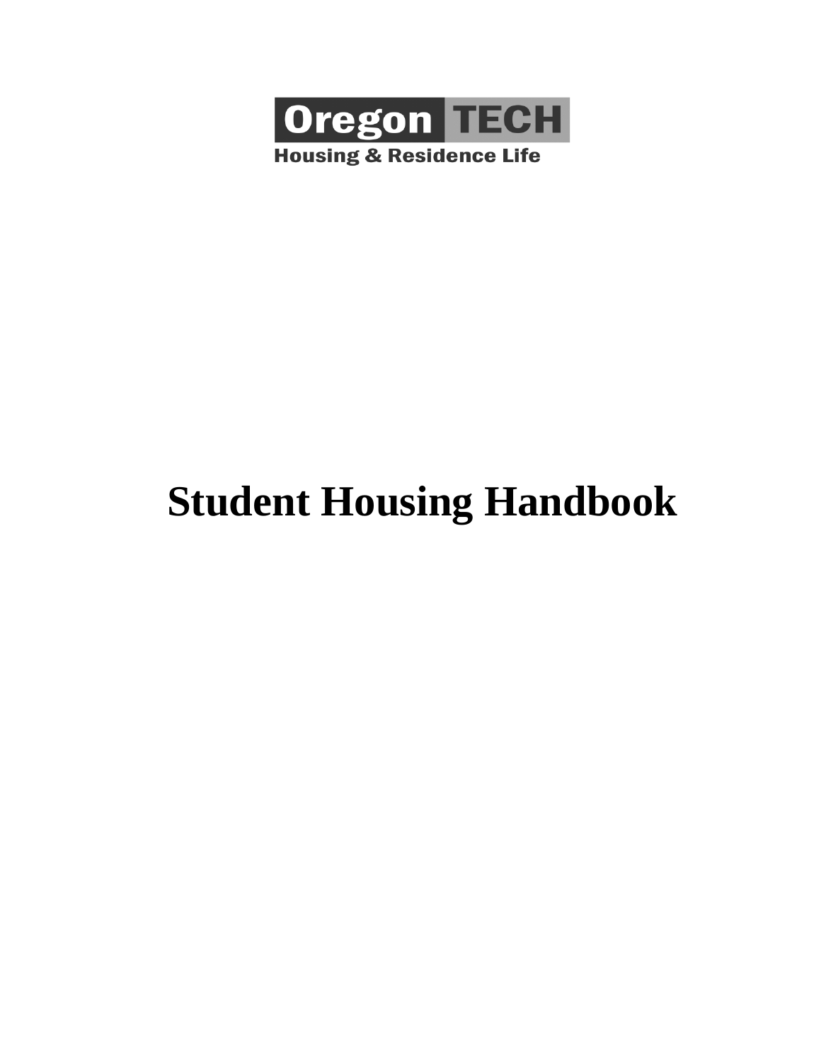Oregon TECH

Housing & Residence Life

# Student Housing Handbook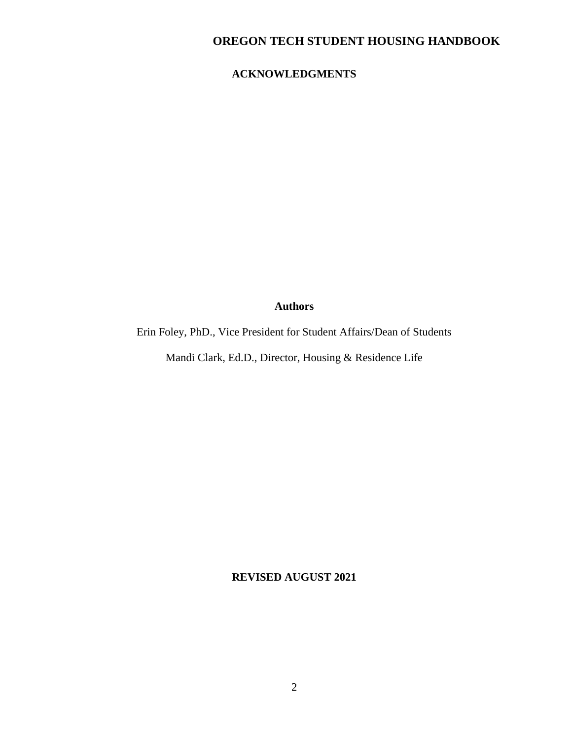# OREGON TECH STUDENT HOUSING HANDBOOK

## ACKNOWLEDGMENTS

**Authors**

Erin Foley, PhD., Vice President for Student Affairs/Dean of Students

Mandi Clark, Ed.D., Director, Housing & Residence Life

**REVISED AUGUST 2021**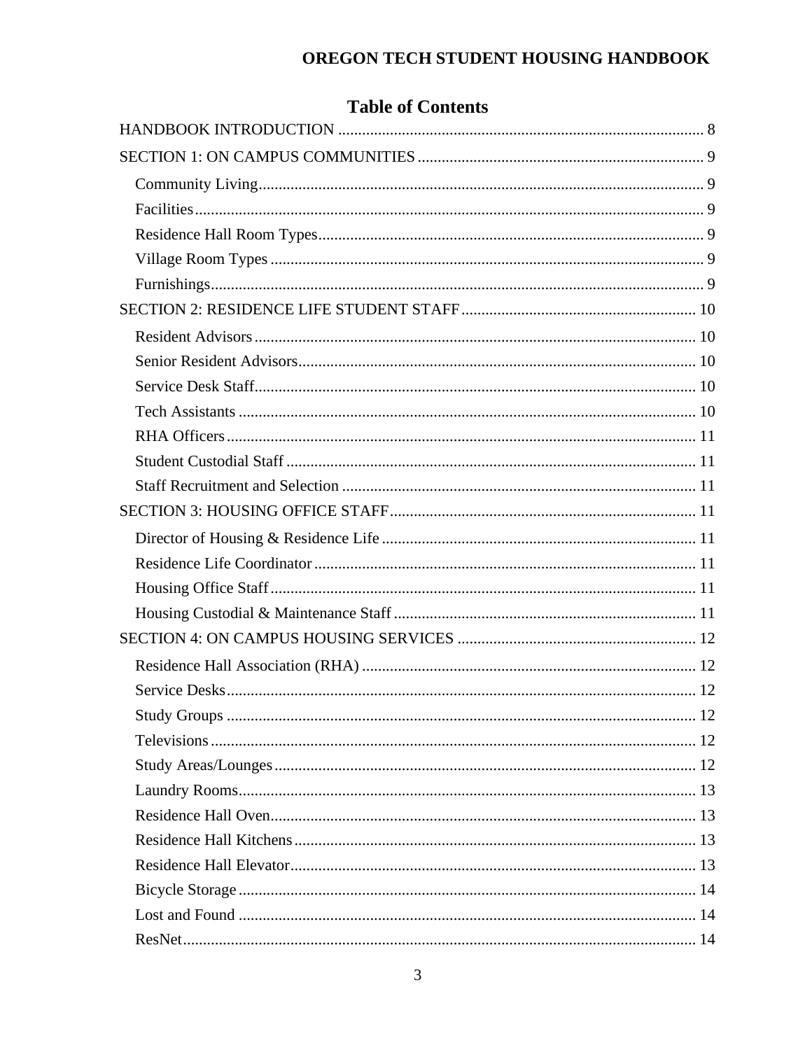# Table of Contents

HANDBOOK INTRODUCTION ... 8

SECTION 1: ON CAMPUS COMMUNITIES ... 9

- Community Living ... 9
- Facilities ... 9
- Residence Hall Room Types ... 9
- Village Room Types ... 9
- Furnishings ... 9

SECTION 2: RESIDENCE LIFE STUDENT STAFF ... 10

- Resident Advisors ... 10
- Senior Resident Advisors ... 10
- Service Desk Staff ... 10
- Tech Assistants ... 10
- RHA Officers ... 11
- Student Custodial Staff ... 11
- Staff Recruitment and Selection ... 11

SECTION 3: HOUSING OFFICE STAFF ... 11

- Director of Housing & Residence Life ... 11
- Residence Life Coordinator ... 11
- Housing Office Staff ... 11
- Housing Custodial & Maintenance Staff ... 11

SECTION 4: ON CAMPUS HOUSING SERVICES ... 12

- Residence Hall Association (RHA) ... 12
- Service Desks ... 12
- Study Groups ... 12
- Televisions ... 12
- Study Areas/Lounges ... 12
- Laundry Rooms ... 13
- Residence Hall Oven ... 13
- Residence Hall Kitchens ... 13
- Residence Hall Elevator ... 13
- Bicycle Storage ... 14
- Lost and Found ... 14
- ResNet ... 14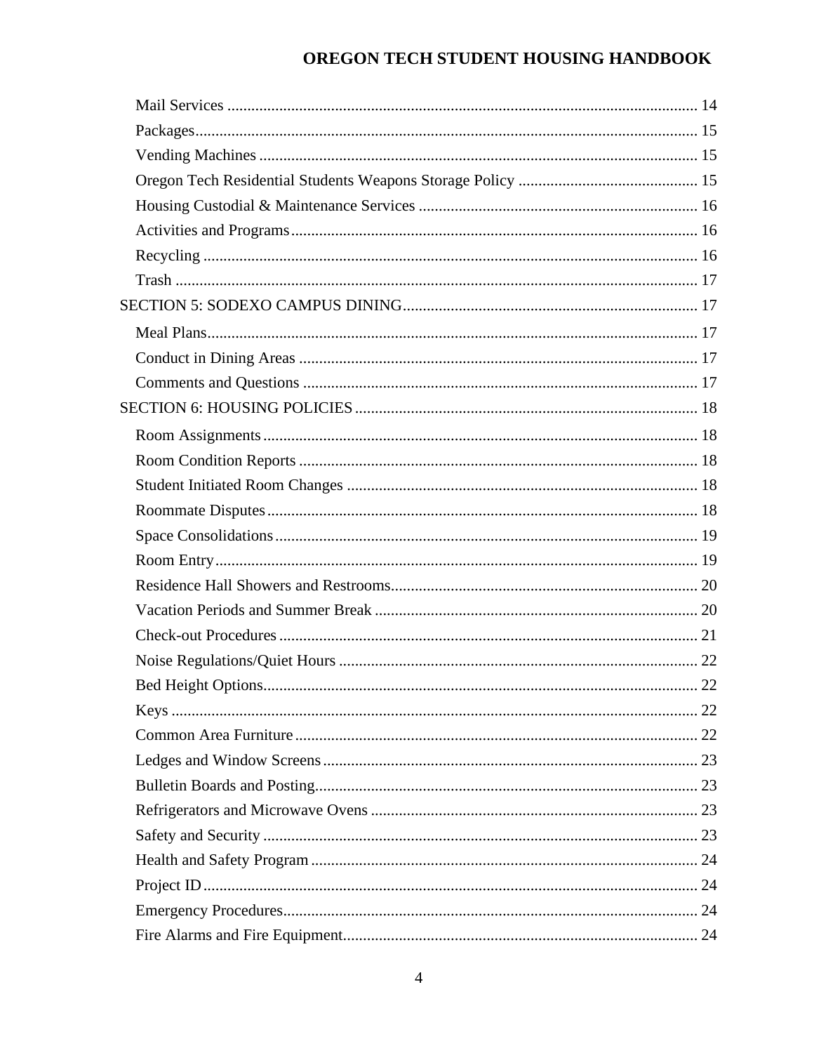Mail Services ..................................................................................................... 14
Packages............................................................................................................. 15
Vending Machines ............................................................................................. 15
Oregon Tech Residential Students Weapons Storage Policy ............................................. 15
Housing Custodial & Maintenance Services ..................................................................... 16
Activities and Programs..................................................................................... 16
Recycling ........................................................................................................... 16
Trash .................................................................................................................. 17

SECTION 5: SODEXO CAMPUS DINING......................................................................... 17

Meal Plans.......................................................................................................... 17
Conduct in Dining Areas ................................................................................... 17
Comments and Questions .................................................................................. 17

SECTION 6: HOUSING POLICIES..................................................................................... 18

Room Assignments............................................................................................ 18
Room Condition Reports ................................................................................... 18
Student Initiated Room Changes ....................................................................... 18
Roommate Disputes........................................................................................... 18
Space Consolidations......................................................................................... 19
Room Entry........................................................................................................ 19
Residence Hall Showers and Restrooms............................................................ 20
Vacation Periods and Summer Break ................................................................ 20
Check-out Procedures........................................................................................ 21
Noise Regulations/Quiet Hours ......................................................................... 22
Bed Height Options............................................................................................ 22
Keys ................................................................................................................... 22
Common Area Furniture.................................................................................... 22
Ledges and Window Screens............................................................................. 23
Bulletin Boards and Posting............................................................................... 23
Refrigerators and Microwave Ovens ................................................................. 23
Safety and Security ............................................................................................ 23
Health and Safety Program ................................................................................ 24
Project ID........................................................................................................... 24
Emergency Procedures....................................................................................... 24
Fire Alarms and Fire Equipment........................................................................ 24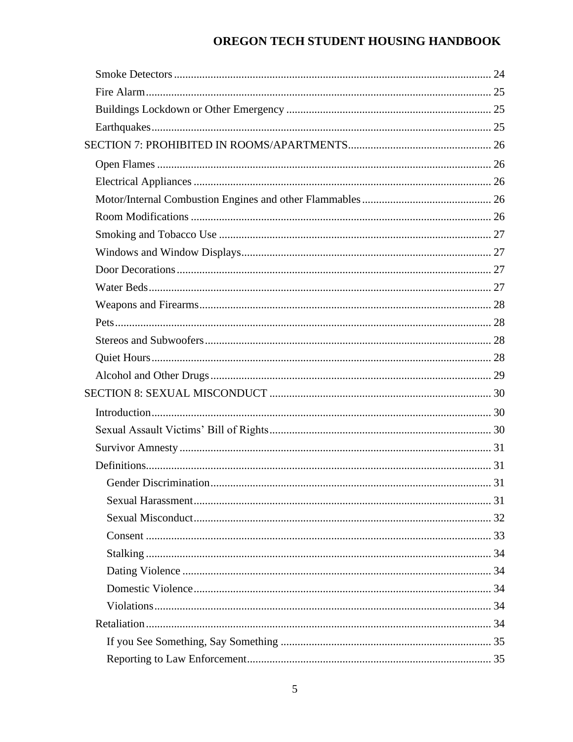- Smoke Detectors ... 24
- Fire Alarm ... 25
- Buildings Lockdown or Other Emergency ... 25
- Earthquakes ... 25

SECTION 7: PROHIBITED IN ROOMS/APARTMENTS ... 26

- Open Flames ... 26
- Electrical Appliances ... 26
- Motor/Internal Combustion Engines and other Flammables ... 26
- Room Modifications ... 26
- Smoking and Tobacco Use ... 27
- Windows and Window Displays ... 27
- Door Decorations ... 27
- Water Beds ... 27
- Weapons and Firearms ... 28
- Pets ... 28
- Stereos and Subwoofers ... 28
- Quiet Hours ... 28
- Alcohol and Other Drugs ... 29

SECTION 8: SEXUAL MISCONDUCT ... 30

- Introduction ... 30
- Sexual Assault Victims' Bill of Rights ... 30
- Survivor Amnesty ... 31
- Definitions ... 31
  - Gender Discrimination ... 31
  - Sexual Harassment ... 31
  - Sexual Misconduct ... 32
  - Consent ... 33
  - Stalking ... 34
  - Dating Violence ... 34
  - Domestic Violence ... 34
  - Violations ... 34
- Retaliation ... 34
  - If you See Something, Say Something ... 35
  - Reporting to Law Enforcement ... 35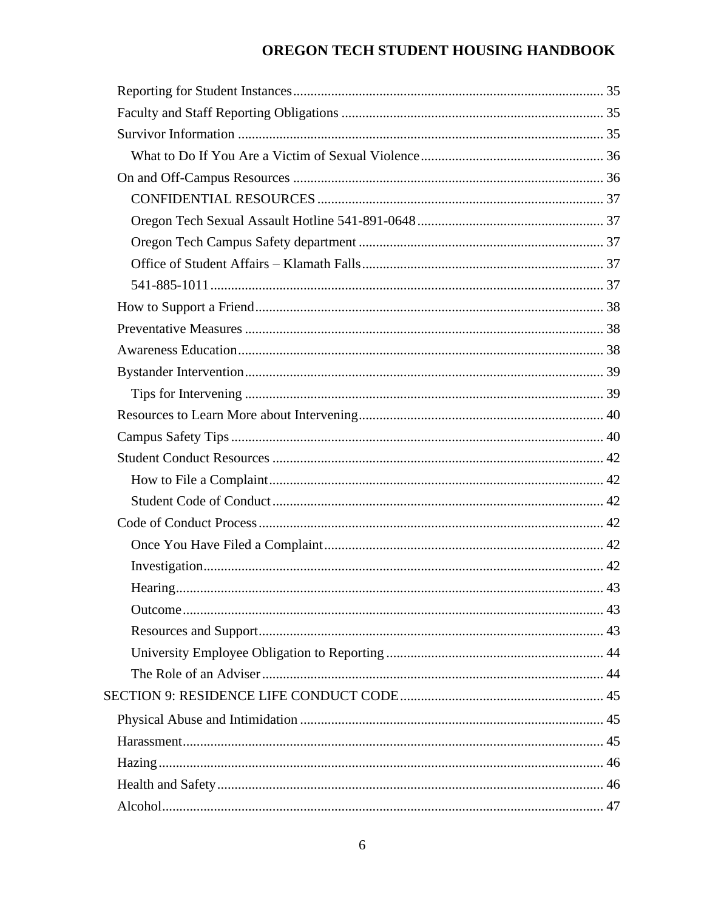- Reporting for Student Instances ... 35
- Faculty and Staff Reporting Obligations ... 35
- Survivor Information ... 35
  - What to Do If You Are a Victim of Sexual Violence ... 36
- On and Off-Campus Resources ... 36
  - CONFIDENTIAL RESOURCES ... 37
  - Oregon Tech Sexual Assault Hotline 541-891-0648 ... 37
  - Oregon Tech Campus Safety department ... 37
  - Office of Student Affairs – Klamath Falls ... 37
  - 541-885-1011 ... 37
- How to Support a Friend ... 38
- Preventative Measures ... 38
- Awareness Education ... 38
- Bystander Intervention ... 39
  - Tips for Intervening ... 39
- Resources to Learn More about Intervening ... 40
- Campus Safety Tips ... 40
- Student Conduct Resources ... 42
  - How to File a Complaint ... 42
  - Student Code of Conduct ... 42
- Code of Conduct Process ... 42
  - Once You Have Filed a Complaint ... 42
  - Investigation ... 42
  - Hearing ... 43
  - Outcome ... 43
  - Resources and Support ... 43
  - University Employee Obligation to Reporting ... 44
  - The Role of an Adviser ... 44

SECTION 9: RESIDENCE LIFE CONDUCT CODE ... 45

- Physical Abuse and Intimidation ... 45
- Harassment ... 45
- Hazing ... 46
- Health and Safety ... 46
- Alcohol ... 47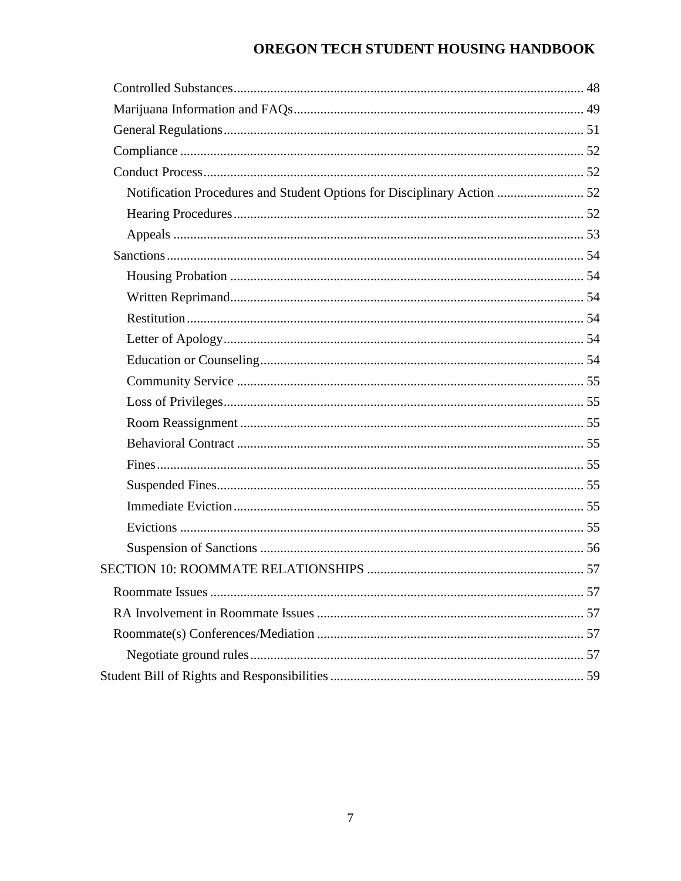- Controlled Substances........................................................................................................ 48
- Marijuana Information and FAQs...................................................................................... 49
- General Regulations........................................................................................................... 51
- Compliance ........................................................................................................................ 52
- Conduct Process................................................................................................................. 52
  - Notification Procedures and Student Options for Disciplinary Action .......................... 52
  - Hearing Procedures........................................................................................................ 52
  - Appeals .......................................................................................................................... 53
- Sanctions............................................................................................................................ 54
  - Housing Probation .......................................................................................................... 54
  - Written Reprimand.......................................................................................................... 54
  - Restitution...................................................................................................................... 54
  - Letter of Apology............................................................................................................ 54
  - Education or Counseling................................................................................................. 54
  - Community Service ........................................................................................................ 55
  - Loss of Privileges............................................................................................................ 55
  - Room Reassignment ....................................................................................................... 55
  - Behavioral Contract ........................................................................................................ 55
  - Fines................................................................................................................................ 55
  - Suspended Fines............................................................................................................. 55
  - Immediate Eviction......................................................................................................... 55
  - Evictions ......................................................................................................................... 55
  - Suspension of Sanctions ................................................................................................. 56

SECTION 10: ROOMMATE RELATIONSHIPS ................................................................. 57

- Roommate Issues ............................................................................................................... 57
- RA Involvement in Roommate Issues ................................................................................ 57
- Roommate(s) Conferences/Mediation ................................................................................ 57
  - Negotiate ground rules.................................................................................................... 57

Student Bill of Rights and Responsibilities ............................................................................ 59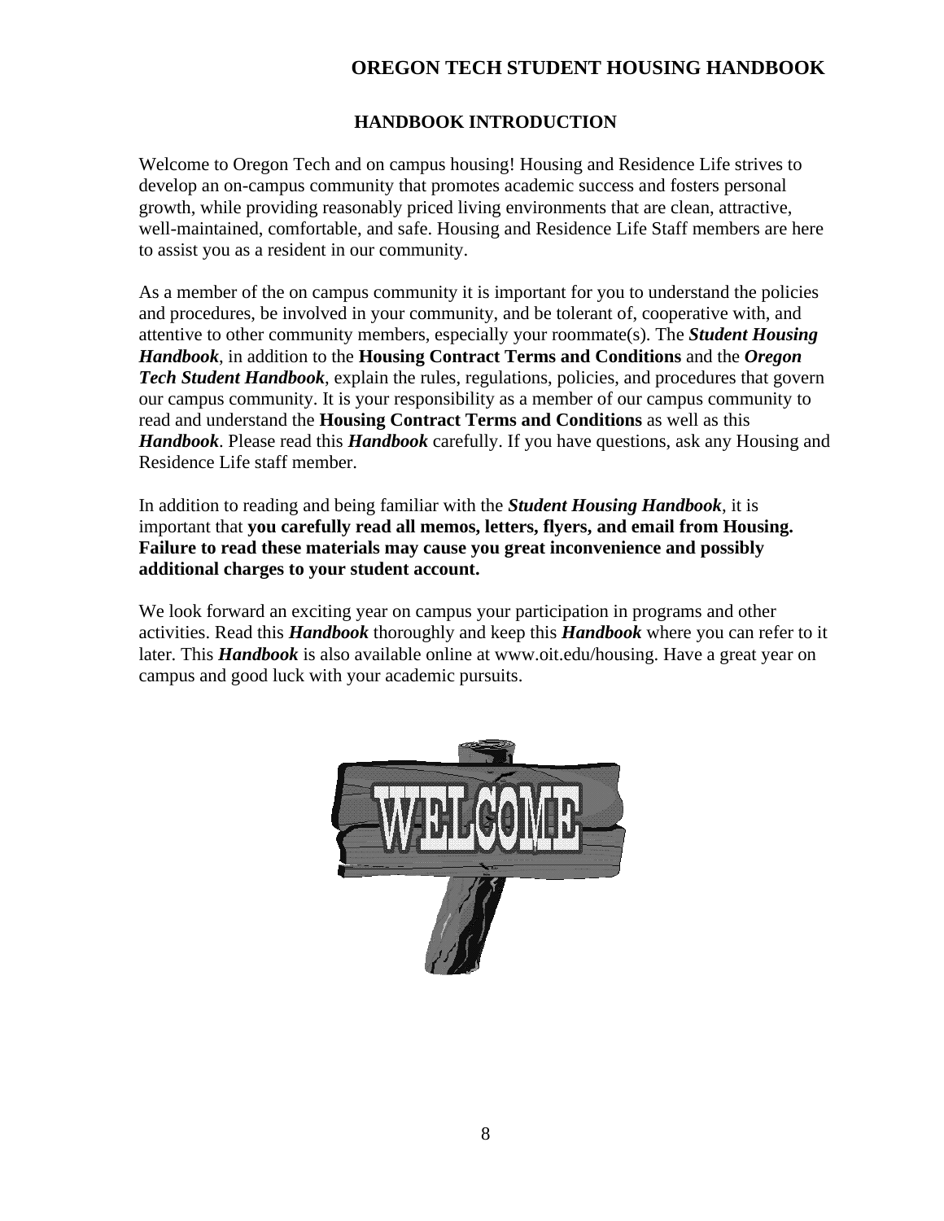# OREGON TECH STUDENT HOUSING HANDBOOK

## HANDBOOK INTRODUCTION

Welcome to Oregon Tech and on campus housing! Housing and Residence Life strives to develop an on-campus community that promotes academic success and fosters personal growth, while providing reasonably priced living environments that are clean, attractive, well-maintained, comfortable, and safe. Housing and Residence Life Staff members are here to assist you as a resident in our community.

As a member of the on campus community it is important for you to understand the policies and procedures, be involved in your community, and be tolerant of, cooperative with, and attentive to other community members, especially your roommate(s). The ***Student Housing Handbook***, in addition to the **Housing Contract Terms and Conditions** and the ***Oregon Tech Student Handbook***, explain the rules, regulations, policies, and procedures that govern our campus community. It is your responsibility as a member of our campus community to read and understand the **Housing Contract Terms and Conditions** as well as this ***Handbook***. Please read this ***Handbook*** carefully. If you have questions, ask any Housing and Residence Life staff member.

In addition to reading and being familiar with the ***Student Housing Handbook***, it is important that **you carefully read all memos, letters, flyers, and email from Housing. Failure to read these materials may cause you great inconvenience and possibly additional charges to your student account.**

We look forward an exciting year on campus your participation in programs and other activities. Read this ***Handbook*** thoroughly and keep this ***Handbook*** where you can refer to it later. This ***Handbook*** is also available online at www.oit.edu/housing. Have a great year on campus and good luck with your academic pursuits.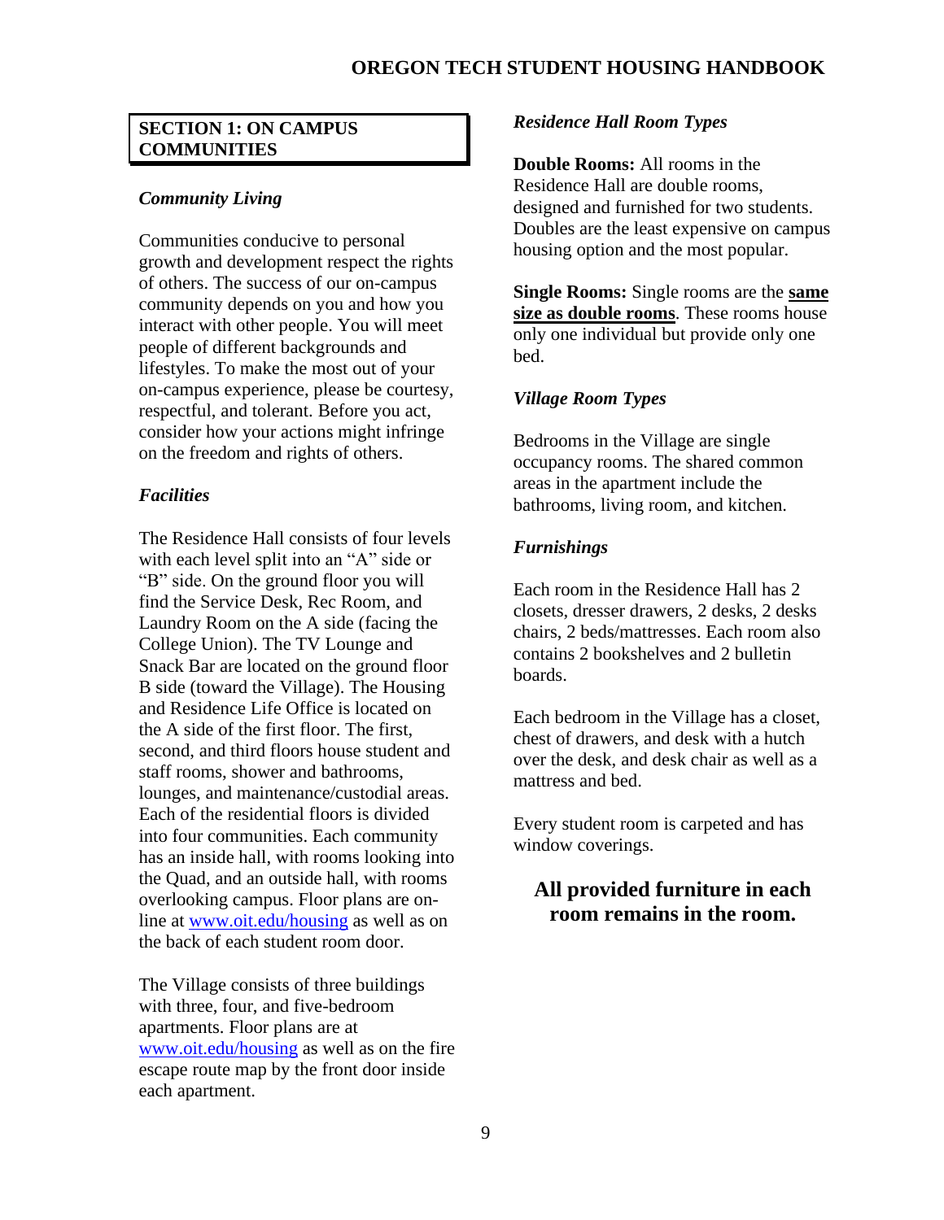## SECTION 1: ON CAMPUS COMMUNITIES

### *Community Living*

Communities conducive to personal growth and development respect the rights of others. The success of our on-campus community depends on you and how you interact with other people. You will meet people of different backgrounds and lifestyles. To make the most out of your on-campus experience, please be courtesy, respectful, and tolerant. Before you act, consider how your actions might infringe on the freedom and rights of others.

### *Facilities*

The Residence Hall consists of four levels with each level split into an "A" side or "B" side. On the ground floor you will find the Service Desk, Rec Room, and Laundry Room on the A side (facing the College Union). The TV Lounge and Snack Bar are located on the ground floor B side (toward the Village). The Housing and Residence Life Office is located on the A side of the first floor. The first, second, and third floors house student and staff rooms, shower and bathrooms, lounges, and maintenance/custodial areas. Each of the residential floors is divided into four communities. Each community has an inside hall, with rooms looking into the Quad, and an outside hall, with rooms overlooking campus. Floor plans are on-line at www.oit.edu/housing as well as on the back of each student room door.

The Village consists of three buildings with three, four, and five-bedroom apartments. Floor plans are at www.oit.edu/housing as well as on the fire escape route map by the front door inside each apartment.

### *Residence Hall Room Types*

**Double Rooms:** All rooms in the Residence Hall are double rooms, designed and furnished for two students. Doubles are the least expensive on campus housing option and the most popular.

**Single Rooms:** Single rooms are the **same size as double rooms**. These rooms house only one individual but provide only one bed.

### *Village Room Types*

Bedrooms in the Village are single occupancy rooms. The shared common areas in the apartment include the bathrooms, living room, and kitchen.

### *Furnishings*

Each room in the Residence Hall has 2 closets, dresser drawers, 2 desks, 2 desks chairs, 2 beds/mattresses. Each room also contains 2 bookshelves and 2 bulletin boards.

Each bedroom in the Village has a closet, chest of drawers, and desk with a hutch over the desk, and desk chair as well as a mattress and bed.

Every student room is carpeted and has window coverings.

**All provided furniture in each room remains in the room.**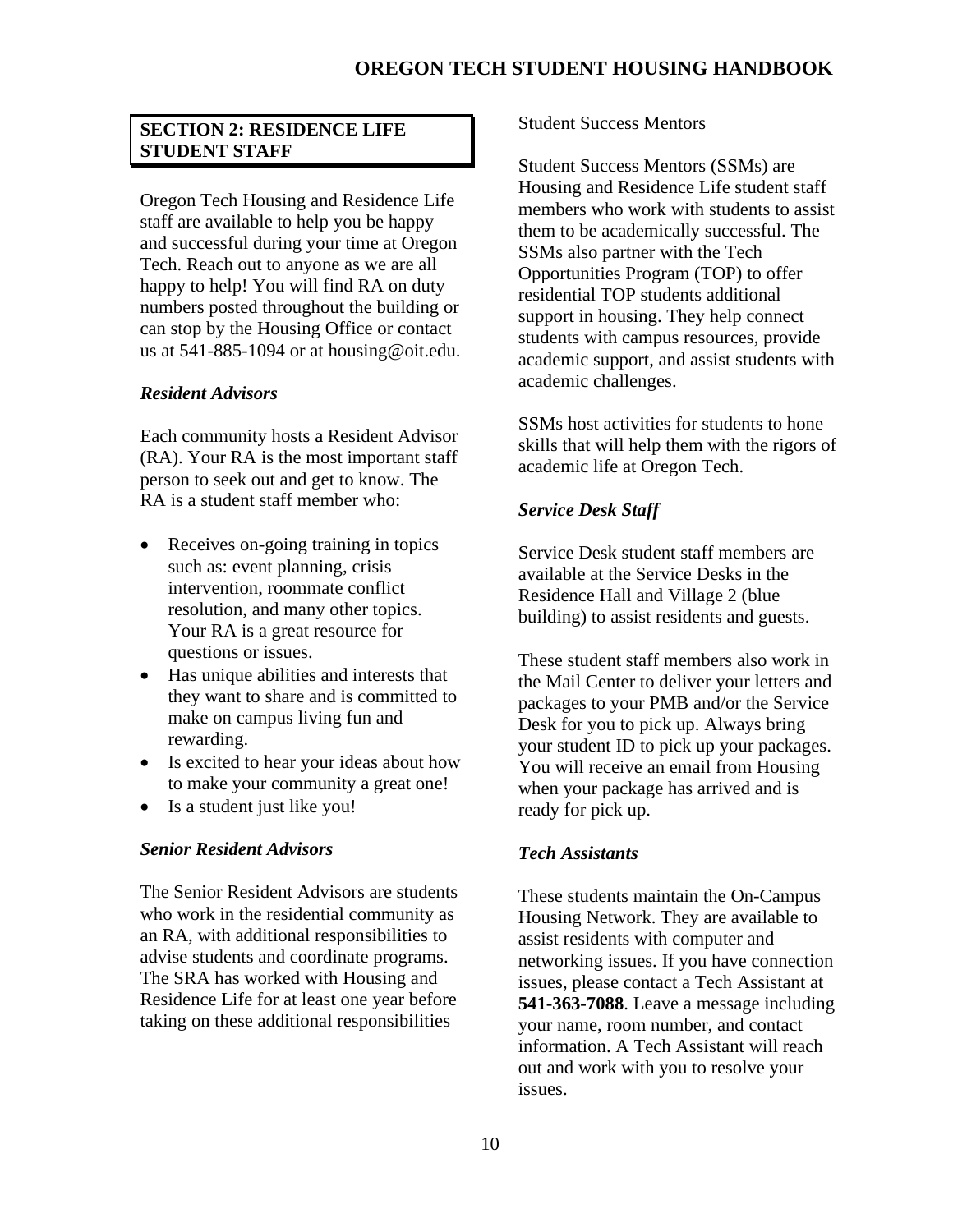## SECTION 2: RESIDENCE LIFE STUDENT STAFF

Oregon Tech Housing and Residence Life staff are available to help you be happy and successful during your time at Oregon Tech. Reach out to anyone as we are all happy to help! You will find RA on duty numbers posted throughout the building or can stop by the Housing Office or contact us at 541-885-1094 or at housing@oit.edu.

### *Resident Advisors*

Each community hosts a Resident Advisor (RA). Your RA is the most important staff person to seek out and get to know. The RA is a student staff member who:

- Receives on-going training in topics such as: event planning, crisis intervention, roommate conflict resolution, and many other topics. Your RA is a great resource for questions or issues.
- Has unique abilities and interests that they want to share and is committed to make on campus living fun and rewarding.
- Is excited to hear your ideas about how to make your community a great one!
- Is a student just like you!

### *Senior Resident Advisors*

The Senior Resident Advisors are students who work in the residential community as an RA, with additional responsibilities to advise students and coordinate programs. The SRA has worked with Housing and Residence Life for at least one year before taking on these additional responsibilities

Student Success Mentors

Student Success Mentors (SSMs) are Housing and Residence Life student staff members who work with students to assist them to be academically successful. The SSMs also partner with the Tech Opportunities Program (TOP) to offer residential TOP students additional support in housing. They help connect students with campus resources, provide academic support, and assist students with academic challenges.

SSMs host activities for students to hone skills that will help them with the rigors of academic life at Oregon Tech.

### *Service Desk Staff*

Service Desk student staff members are available at the Service Desks in the Residence Hall and Village 2 (blue building) to assist residents and guests.

These student staff members also work in the Mail Center to deliver your letters and packages to your PMB and/or the Service Desk for you to pick up. Always bring your student ID to pick up your packages. You will receive an email from Housing when your package has arrived and is ready for pick up.

### *Tech Assistants*

These students maintain the On-Campus Housing Network. They are available to assist residents with computer and networking issues. If you have connection issues, please contact a Tech Assistant at **541-363-7088**. Leave a message including your name, room number, and contact information. A Tech Assistant will reach out and work with you to resolve your issues.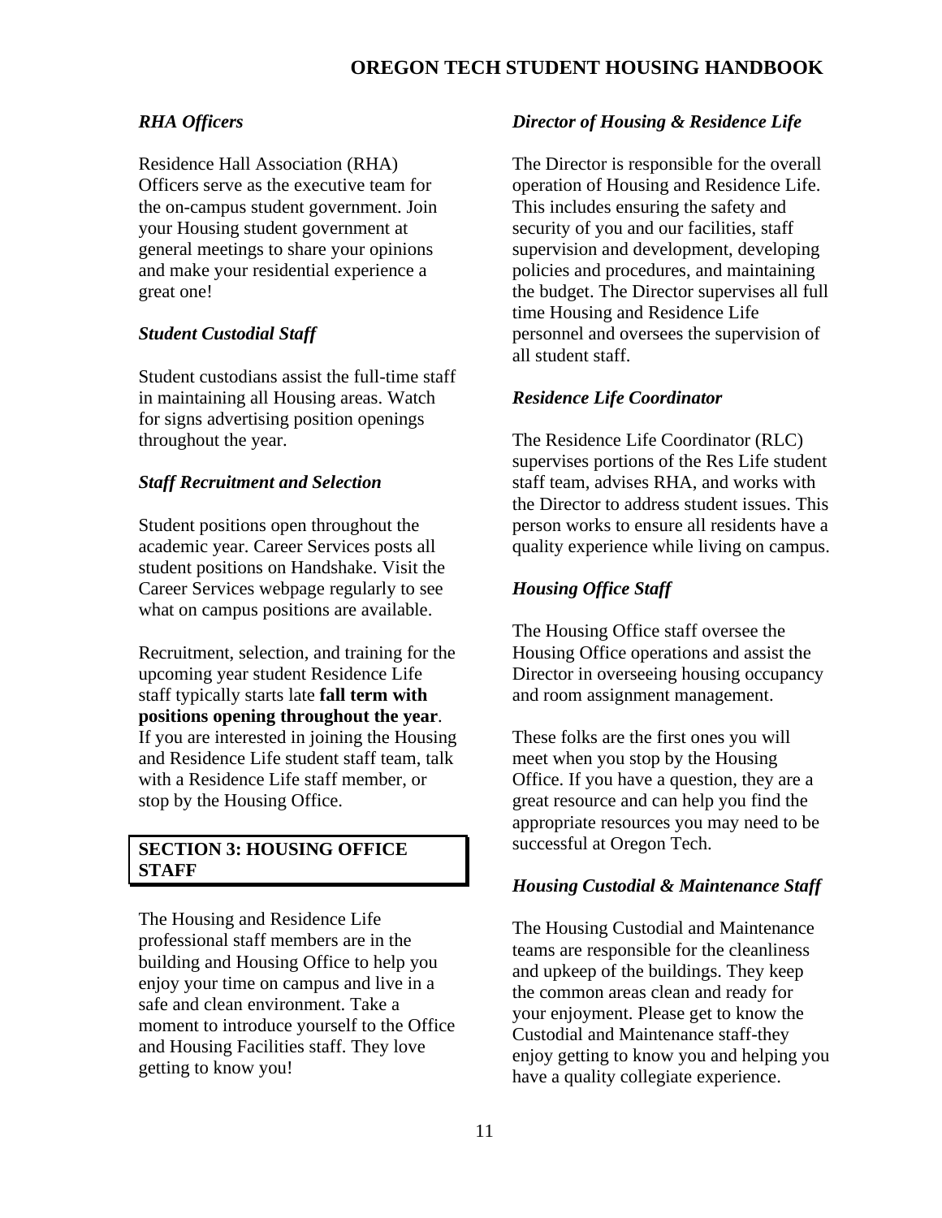### *RHA Officers*

Residence Hall Association (RHA) Officers serve as the executive team for the on-campus student government. Join your Housing student government at general meetings to share your opinions and make your residential experience a great one!

### *Student Custodial Staff*

Student custodians assist the full-time staff in maintaining all Housing areas. Watch for signs advertising position openings throughout the year.

### *Staff Recruitment and Selection*

Student positions open throughout the academic year. Career Services posts all student positions on Handshake. Visit the Career Services webpage regularly to see what on campus positions are available.

Recruitment, selection, and training for the upcoming year student Residence Life staff typically starts late **fall term with positions opening throughout the year**. If you are interested in joining the Housing and Residence Life student staff team, talk with a Residence Life staff member, or stop by the Housing Office.

## SECTION 3: HOUSING OFFICE STAFF

The Housing and Residence Life professional staff members are in the building and Housing Office to help you enjoy your time on campus and live in a safe and clean environment. Take a moment to introduce yourself to the Office and Housing Facilities staff. They love getting to know you!

### *Director of Housing & Residence Life*

The Director is responsible for the overall operation of Housing and Residence Life. This includes ensuring the safety and security of you and our facilities, staff supervision and development, developing policies and procedures, and maintaining the budget. The Director supervises all full time Housing and Residence Life personnel and oversees the supervision of all student staff.

### *Residence Life Coordinator*

The Residence Life Coordinator (RLC) supervises portions of the Res Life student staff team, advises RHA, and works with the Director to address student issues. This person works to ensure all residents have a quality experience while living on campus.

### *Housing Office Staff*

The Housing Office staff oversee the Housing Office operations and assist the Director in overseeing housing occupancy and room assignment management.

These folks are the first ones you will meet when you stop by the Housing Office. If you have a question, they are a great resource and can help you find the appropriate resources you may need to be successful at Oregon Tech.

### *Housing Custodial & Maintenance Staff*

The Housing Custodial and Maintenance teams are responsible for the cleanliness and upkeep of the buildings. They keep the common areas clean and ready for your enjoyment. Please get to know the Custodial and Maintenance staff-they enjoy getting to know you and helping you have a quality collegiate experience.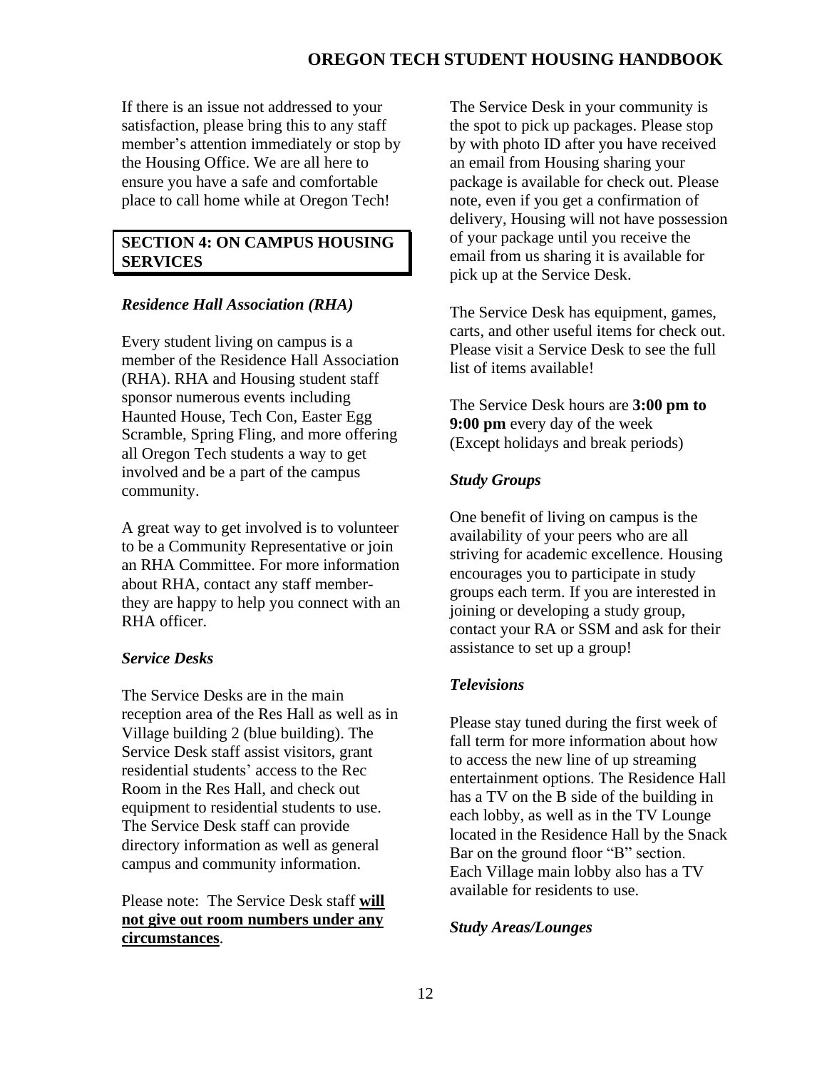If there is an issue not addressed to your satisfaction, please bring this to any staff member's attention immediately or stop by the Housing Office. We are all here to ensure you have a safe and comfortable place to call home while at Oregon Tech!

## SECTION 4: ON CAMPUS HOUSING SERVICES

### *Residence Hall Association (RHA)*

Every student living on campus is a member of the Residence Hall Association (RHA). RHA and Housing student staff sponsor numerous events including Haunted House, Tech Con, Easter Egg Scramble, Spring Fling, and more offering all Oregon Tech students a way to get involved and be a part of the campus community.

A great way to get involved is to volunteer to be a Community Representative or join an RHA Committee. For more information about RHA, contact any staff member- they are happy to help you connect with an RHA officer.

### *Service Desks*

The Service Desks are in the main reception area of the Res Hall as well as in Village building 2 (blue building). The Service Desk staff assist visitors, grant residential students' access to the Rec Room in the Res Hall, and check out equipment to residential students to use. The Service Desk staff can provide directory information as well as general campus and community information.

Please note: The Service Desk staff **will not give out room numbers under any circumstances**.

The Service Desk in your community is the spot to pick up packages. Please stop by with photo ID after you have received an email from Housing sharing your package is available for check out. Please note, even if you get a confirmation of delivery, Housing will not have possession of your package until you receive the email from us sharing it is available for pick up at the Service Desk.

The Service Desk has equipment, games, carts, and other useful items for check out. Please visit a Service Desk to see the full list of items available!

The Service Desk hours are **3:00 pm to 9:00 pm** every day of the week (Except holidays and break periods)

### *Study Groups*

One benefit of living on campus is the availability of your peers who are all striving for academic excellence. Housing encourages you to participate in study groups each term. If you are interested in joining or developing a study group, contact your RA or SSM and ask for their assistance to set up a group!

### *Televisions*

Please stay tuned during the first week of fall term for more information about how to access the new line of up streaming entertainment options. The Residence Hall has a TV on the B side of the building in each lobby, as well as in the TV Lounge located in the Residence Hall by the Snack Bar on the ground floor "B" section. Each Village main lobby also has a TV available for residents to use.

### *Study Areas/Lounges*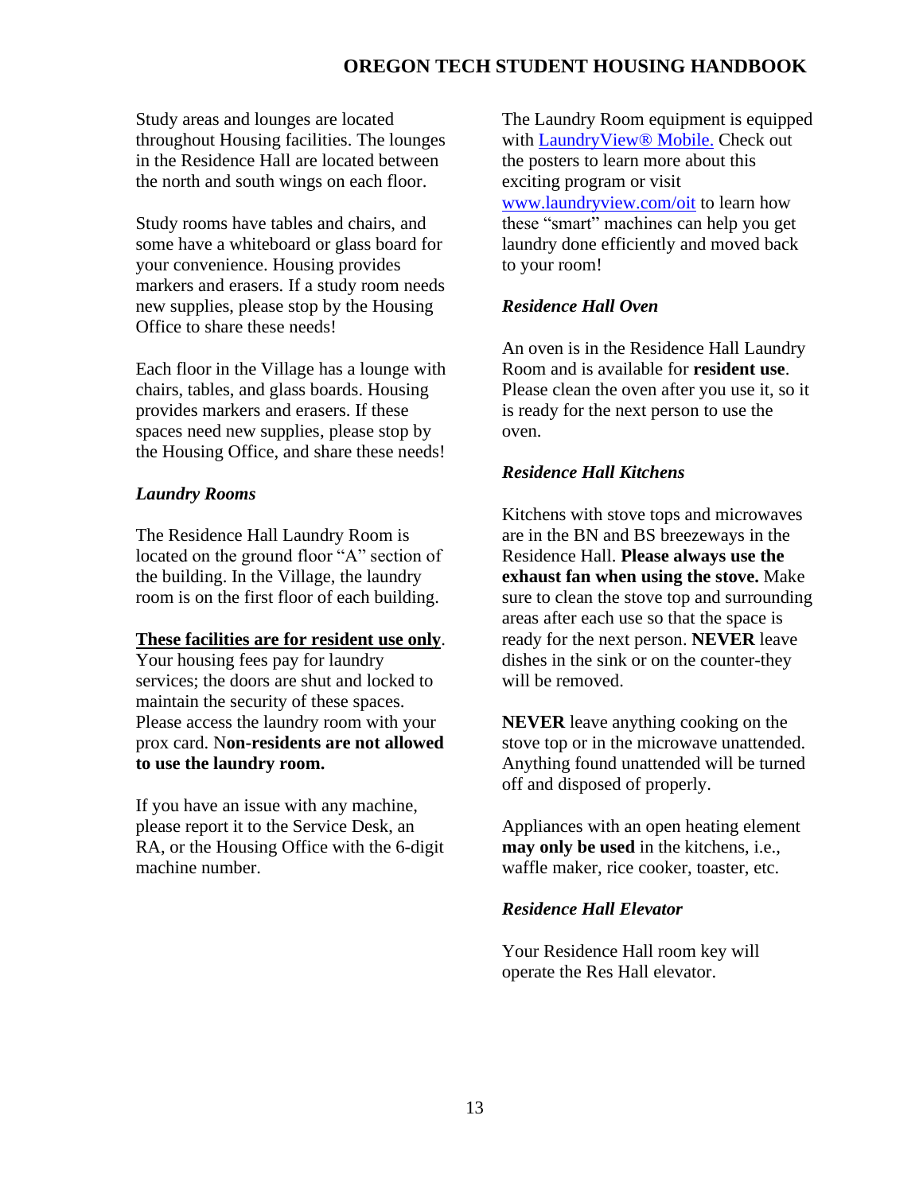Study areas and lounges are located throughout Housing facilities. The lounges in the Residence Hall are located between the north and south wings on each floor.

Study rooms have tables and chairs, and some have a whiteboard or glass board for your convenience. Housing provides markers and erasers. If a study room needs new supplies, please stop by the Housing Office to share these needs!

Each floor in the Village has a lounge with chairs, tables, and glass boards. Housing provides markers and erasers. If these spaces need new supplies, please stop by the Housing Office, and share these needs!

### *Laundry Rooms*

The Residence Hall Laundry Room is located on the ground floor "A" section of the building. In the Village, the laundry room is on the first floor of each building.

<u>**These facilities are for resident use only**</u>. Your housing fees pay for laundry services; the doors are shut and locked to maintain the security of these spaces. Please access the laundry room with your prox card. N**on-residents are not allowed to use the laundry room.**

If you have an issue with any machine, please report it to the Service Desk, an RA, or the Housing Office with the 6-digit machine number.

The Laundry Room equipment is equipped with LaundryView® Mobile. Check out the posters to learn more about this exciting program or visit www.laundryview.com/oit to learn how these "smart" machines can help you get laundry done efficiently and moved back to your room!

### *Residence Hall Oven*

An oven is in the Residence Hall Laundry Room and is available for **resident use**. Please clean the oven after you use it, so it is ready for the next person to use the oven.

### *Residence Hall Kitchens*

Kitchens with stove tops and microwaves are in the BN and BS breezeways in the Residence Hall. **Please always use the exhaust fan when using the stove.** Make sure to clean the stove top and surrounding areas after each use so that the space is ready for the next person. **NEVER** leave dishes in the sink or on the counter-they will be removed.

**NEVER** leave anything cooking on the stove top or in the microwave unattended. Anything found unattended will be turned off and disposed of properly.

Appliances with an open heating element **may only be used** in the kitchens, i.e., waffle maker, rice cooker, toaster, etc.

### *Residence Hall Elevator*

Your Residence Hall room key will operate the Res Hall elevator.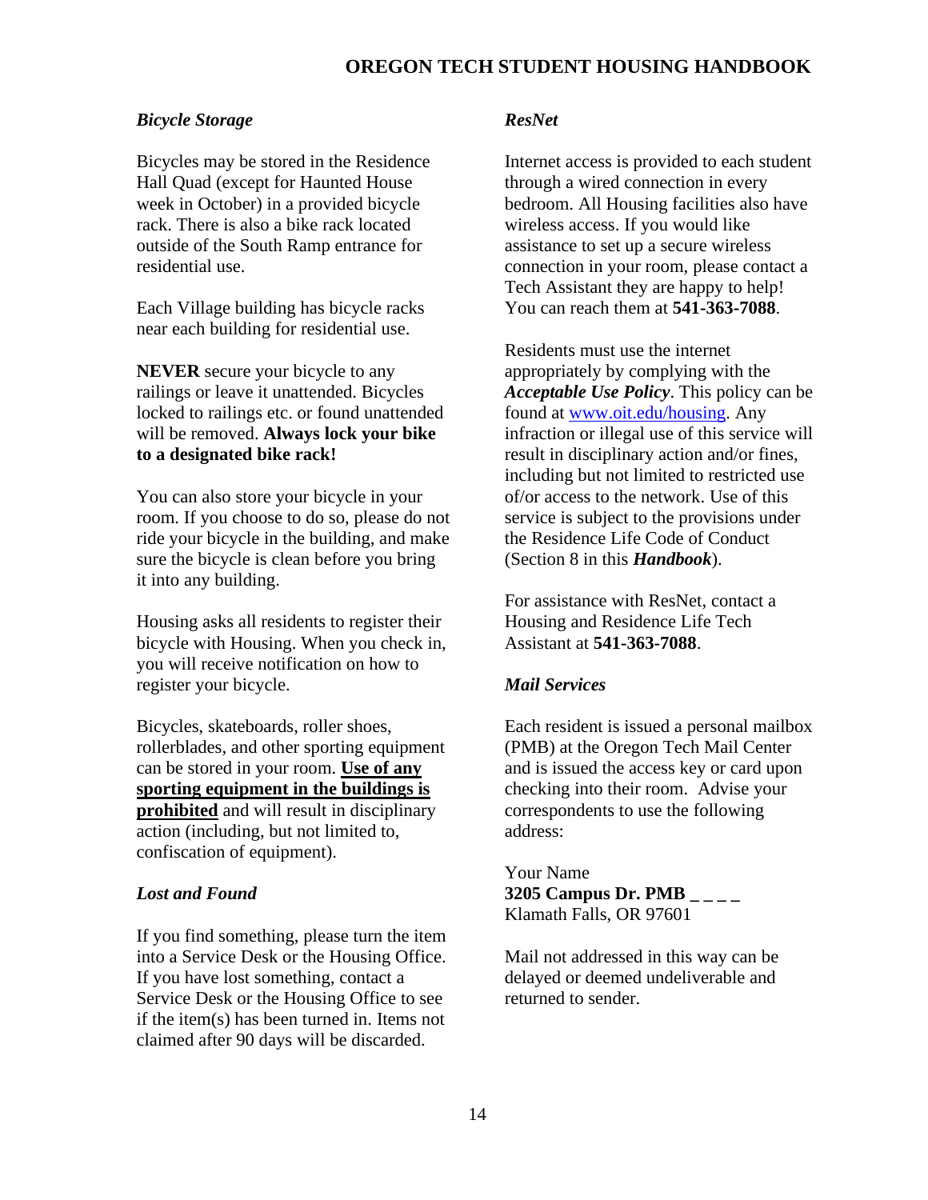### *Bicycle Storage*

Bicycles may be stored in the Residence Hall Quad (except for Haunted House week in October) in a provided bicycle rack. There is also a bike rack located outside of the South Ramp entrance for residential use.

Each Village building has bicycle racks near each building for residential use.

**NEVER** secure your bicycle to any railings or leave it unattended. Bicycles locked to railings etc. or found unattended will be removed. **Always lock your bike to a designated bike rack!**

You can also store your bicycle in your room. If you choose to do so, please do not ride your bicycle in the building, and make sure the bicycle is clean before you bring it into any building.

Housing asks all residents to register their bicycle with Housing. When you check in, you will receive notification on how to register your bicycle.

Bicycles, skateboards, roller shoes, rollerblades, and other sporting equipment can be stored in your room. <u>**Use of any sporting equipment in the buildings is prohibited**</u> and will result in disciplinary action (including, but not limited to, confiscation of equipment).

### *Lost and Found*

If you find something, please turn the item into a Service Desk or the Housing Office. If you have lost something, contact a Service Desk or the Housing Office to see if the item(s) has been turned in. Items not claimed after 90 days will be discarded.

### *ResNet*

Internet access is provided to each student through a wired connection in every bedroom. All Housing facilities also have wireless access. If you would like assistance to set up a secure wireless connection in your room, please contact a Tech Assistant they are happy to help! You can reach them at **541-363-7088**.

Residents must use the internet appropriately by complying with the ***Acceptable Use Policy***. This policy can be found at [www.oit.edu/housing](www.oit.edu/housing). Any infraction or illegal use of this service will result in disciplinary action and/or fines, including but not limited to restricted use of/or access to the network. Use of this service is subject to the provisions under the Residence Life Code of Conduct (Section 8 in this ***Handbook***).

For assistance with ResNet, contact a Housing and Residence Life Tech Assistant at **541-363-7088**.

### *Mail Services*

Each resident is issued a personal mailbox (PMB) at the Oregon Tech Mail Center and is issued the access key or card upon checking into their room. Advise your correspondents to use the following address:

Your Name
**3205 Campus Dr. PMB _ _ _ _**
Klamath Falls, OR 97601

Mail not addressed in this way can be delayed or deemed undeliverable and returned to sender.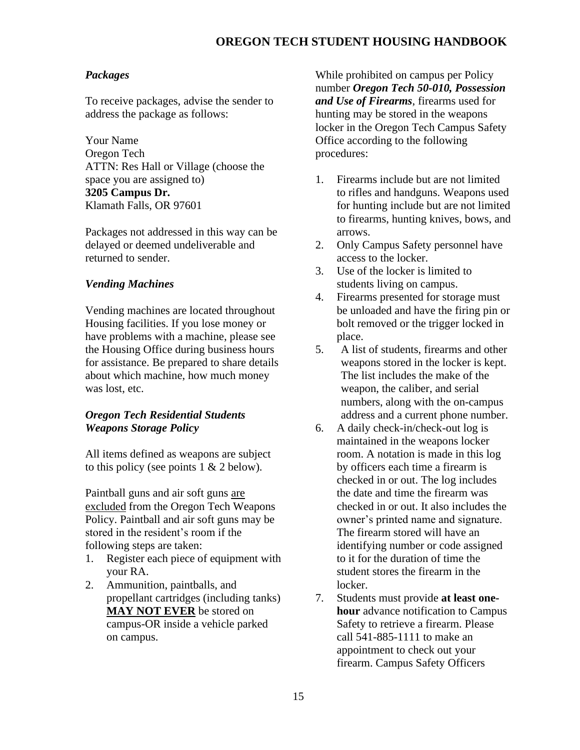### *Packages*

To receive packages, advise the sender to address the package as follows:

Your Name
Oregon Tech
ATTN: Res Hall or Village (choose the space you are assigned to)
**3205 Campus Dr.**
Klamath Falls, OR 97601

Packages not addressed in this way can be delayed or deemed undeliverable and returned to sender.

### *Vending Machines*

Vending machines are located throughout Housing facilities. If you lose money or have problems with a machine, please see the Housing Office during business hours for assistance. Be prepared to share details about which machine, how much money was lost, etc.

### *Oregon Tech Residential Students Weapons Storage Policy*

All items defined as weapons are subject to this policy (see points 1 & 2 below).

Paintball guns and air soft guns <u>are excluded</u> from the Oregon Tech Weapons Policy. Paintball and air soft guns may be stored in the resident's room if the following steps are taken:

1. Register each piece of equipment with your RA.
2. Ammunition, paintballs, and propellant cartridges (including tanks) **<u>MAY NOT EVER</u>** be stored on campus-OR inside a vehicle parked on campus.

While prohibited on campus per Policy number ***Oregon Tech 50-010, Possession and Use of Firearms***, firearms used for hunting may be stored in the weapons locker in the Oregon Tech Campus Safety Office according to the following procedures:

1. Firearms include but are not limited to rifles and handguns. Weapons used for hunting include but are not limited to firearms, hunting knives, bows, and arrows.
2. Only Campus Safety personnel have access to the locker.
3. Use of the locker is limited to students living on campus.
4. Firearms presented for storage must be unloaded and have the firing pin or bolt removed or the trigger locked in place.
5. A list of students, firearms and other weapons stored in the locker is kept. The list includes the make of the weapon, the caliber, and serial numbers, along with the on-campus address and a current phone number.
6. A daily check-in/check-out log is maintained in the weapons locker room. A notation is made in this log by officers each time a firearm is checked in or out. The log includes the date and time the firearm was checked in or out. It also includes the owner's printed name and signature. The firearm stored will have an identifying number or code assigned to it for the duration of time the student stores the firearm in the locker.
7. Students must provide **at least one-hour** advance notification to Campus Safety to retrieve a firearm. Please call 541-885-1111 to make an appointment to check out your firearm. Campus Safety Officers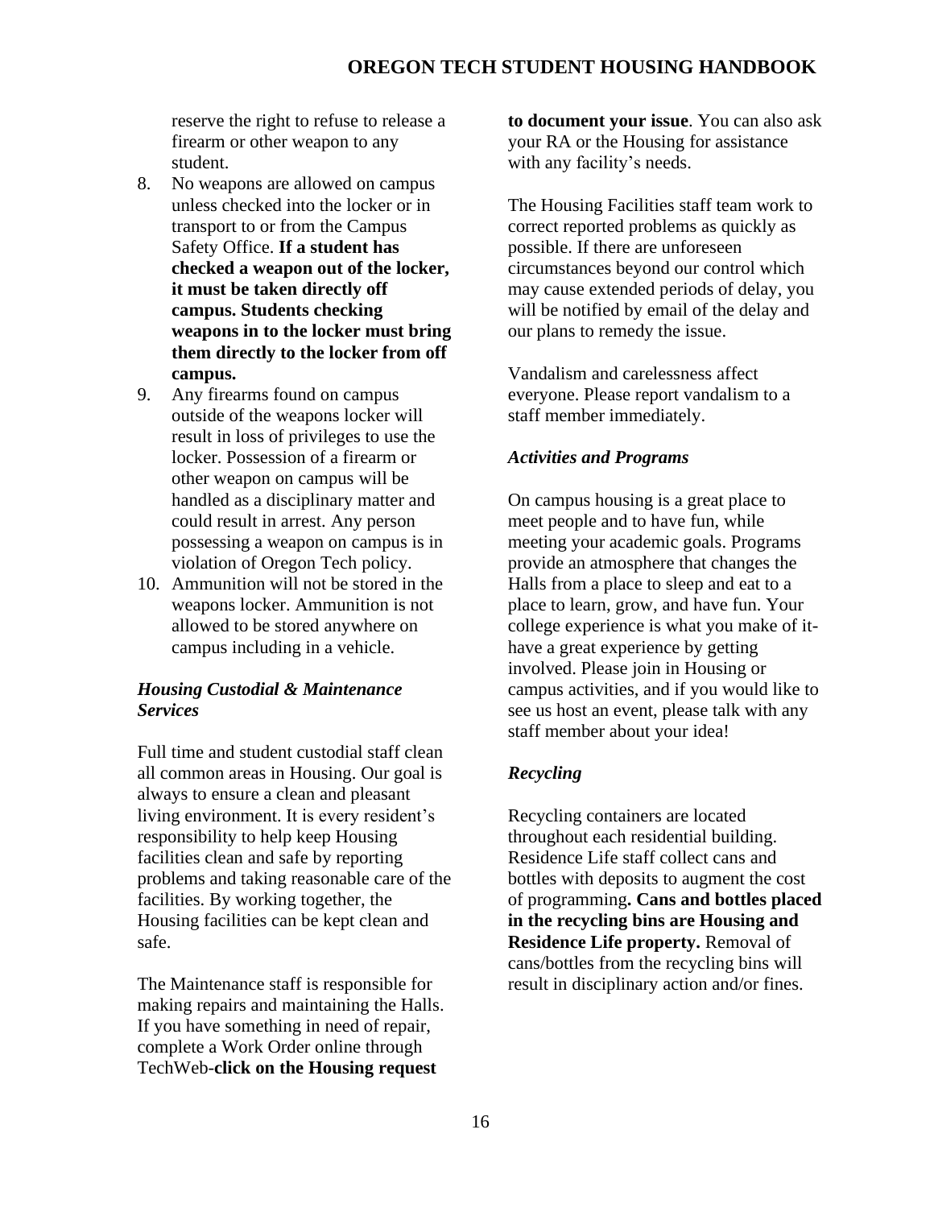reserve the right to refuse to release a firearm or other weapon to any student.

8. No weapons are allowed on campus unless checked into the locker or in transport to or from the Campus Safety Office. **If a student has checked a weapon out of the locker, it must be taken directly off campus. Students checking weapons in to the locker must bring them directly to the locker from off campus.**
9. Any firearms found on campus outside of the weapons locker will result in loss of privileges to use the locker. Possession of a firearm or other weapon on campus will be handled as a disciplinary matter and could result in arrest. Any person possessing a weapon on campus is in violation of Oregon Tech policy.
10. Ammunition will not be stored in the weapons locker. Ammunition is not allowed to be stored anywhere on campus including in a vehicle.

### *Housing Custodial & Maintenance Services*

Full time and student custodial staff clean all common areas in Housing. Our goal is always to ensure a clean and pleasant living environment. It is every resident's responsibility to help keep Housing facilities clean and safe by reporting problems and taking reasonable care of the facilities. By working together, the Housing facilities can be kept clean and safe.

The Maintenance staff is responsible for making repairs and maintaining the Halls. If you have something in need of repair, complete a Work Order online through TechWeb-**click on the Housing request to document your issue**. You can also ask your RA or the Housing for assistance with any facility's needs.

The Housing Facilities staff team work to correct reported problems as quickly as possible. If there are unforeseen circumstances beyond our control which may cause extended periods of delay, you will be notified by email of the delay and our plans to remedy the issue.

Vandalism and carelessness affect everyone. Please report vandalism to a staff member immediately.

### *Activities and Programs*

On campus housing is a great place to meet people and to have fun, while meeting your academic goals. Programs provide an atmosphere that changes the Halls from a place to sleep and eat to a place to learn, grow, and have fun. Your college experience is what you make of it- have a great experience by getting involved. Please join in Housing or campus activities, and if you would like to see us host an event, please talk with any staff member about your idea!

### *Recycling*

Recycling containers are located throughout each residential building. Residence Life staff collect cans and bottles with deposits to augment the cost of programming**. Cans and bottles placed in the recycling bins are Housing and Residence Life property.** Removal of cans/bottles from the recycling bins will result in disciplinary action and/or fines.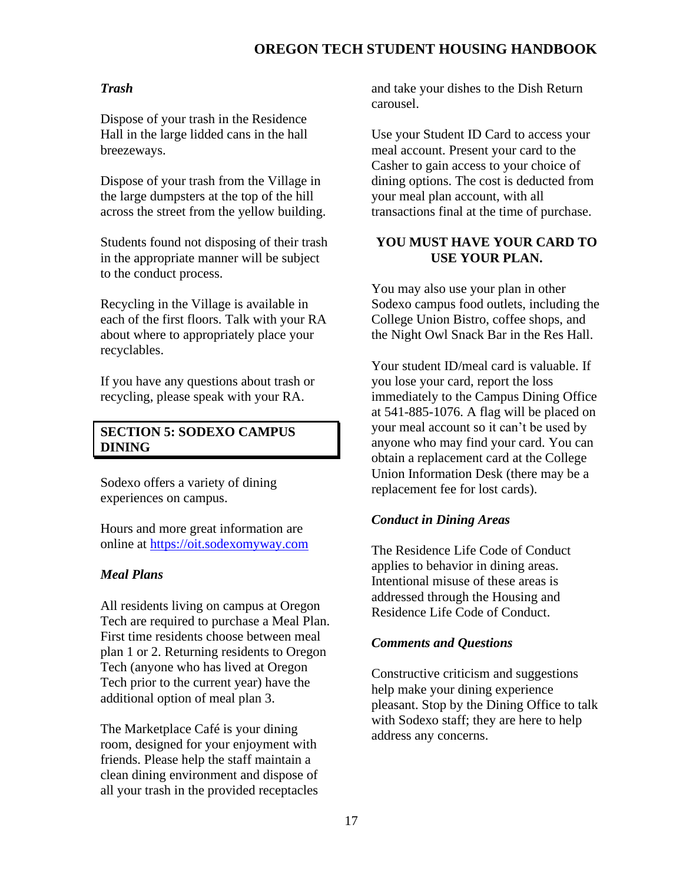### *Trash*

Dispose of your trash in the Residence Hall in the large lidded cans in the hall breezeways.

Dispose of your trash from the Village in the large dumpsters at the top of the hill across the street from the yellow building.

Students found not disposing of their trash in the appropriate manner will be subject to the conduct process.

Recycling in the Village is available in each of the first floors. Talk with your RA about where to appropriately place your recyclables.

If you have any questions about trash or recycling, please speak with your RA.

## SECTION 5: SODEXO CAMPUS DINING

Sodexo offers a variety of dining experiences on campus.

Hours and more great information are online at [https://oit.sodexomyway.com](https://oit.sodexomyway.com)

### *Meal Plans*

All residents living on campus at Oregon Tech are required to purchase a Meal Plan. First time residents choose between meal plan 1 or 2. Returning residents to Oregon Tech (anyone who has lived at Oregon Tech prior to the current year) have the additional option of meal plan 3.

The Marketplace Café is your dining room, designed for your enjoyment with friends. Please help the staff maintain a clean dining environment and dispose of all your trash in the provided receptacles and take your dishes to the Dish Return carousel.

Use your Student ID Card to access your meal account. Present your card to the Casher to gain access to your choice of dining options. The cost is deducted from your meal plan account, with all transactions final at the time of purchase.

**YOU MUST HAVE YOUR CARD TO USE YOUR PLAN.**

You may also use your plan in other Sodexo campus food outlets, including the College Union Bistro, coffee shops, and the Night Owl Snack Bar in the Res Hall.

Your student ID/meal card is valuable. If you lose your card, report the loss immediately to the Campus Dining Office at 541-885-1076. A flag will be placed on your meal account so it can't be used by anyone who may find your card. You can obtain a replacement card at the College Union Information Desk (there may be a replacement fee for lost cards).

### *Conduct in Dining Areas*

The Residence Life Code of Conduct applies to behavior in dining areas. Intentional misuse of these areas is addressed through the Housing and Residence Life Code of Conduct.

### *Comments and Questions*

Constructive criticism and suggestions help make your dining experience pleasant. Stop by the Dining Office to talk with Sodexo staff; they are here to help address any concerns.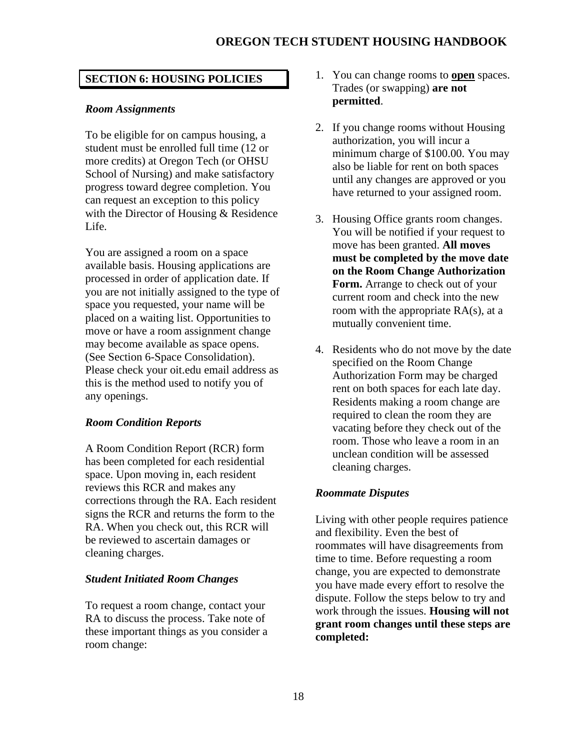## SECTION 6: HOUSING POLICIES

### *Room Assignments*

To be eligible for on campus housing, a student must be enrolled full time (12 or more credits) at Oregon Tech (or OHSU School of Nursing) and make satisfactory progress toward degree completion. You can request an exception to this policy with the Director of Housing & Residence Life.

You are assigned a room on a space available basis. Housing applications are processed in order of application date. If you are not initially assigned to the type of space you requested, your name will be placed on a waiting list. Opportunities to move or have a room assignment change may become available as space opens. (See Section 6-Space Consolidation). Please check your oit.edu email address as this is the method used to notify you of any openings.

### *Room Condition Reports*

A Room Condition Report (RCR) form has been completed for each residential space. Upon moving in, each resident reviews this RCR and makes any corrections through the RA. Each resident signs the RCR and returns the form to the RA. When you check out, this RCR will be reviewed to ascertain damages or cleaning charges.

### *Student Initiated Room Changes*

To request a room change, contact your RA to discuss the process. Take note of these important things as you consider a room change:

1. You can change rooms to **open** spaces. Trades (or swapping) **are not permitted**.
2. If you change rooms without Housing authorization, you will incur a minimum charge of $100.00. You may also be liable for rent on both spaces until any changes are approved or you have returned to your assigned room.
3. Housing Office grants room changes. You will be notified if your request to move has been granted. **All moves must be completed by the move date on the Room Change Authorization Form.** Arrange to check out of your current room and check into the new room with the appropriate RA(s), at a mutually convenient time.
4. Residents who do not move by the date specified on the Room Change Authorization Form may be charged rent on both spaces for each late day. Residents making a room change are required to clean the room they are vacating before they check out of the room. Those who leave a room in an unclean condition will be assessed cleaning charges.

### *Roommate Disputes*

Living with other people requires patience and flexibility. Even the best of roommates will have disagreements from time to time. Before requesting a room change, you are expected to demonstrate you have made every effort to resolve the dispute. Follow the steps below to try and work through the issues. **Housing will not grant room changes until these steps are completed:**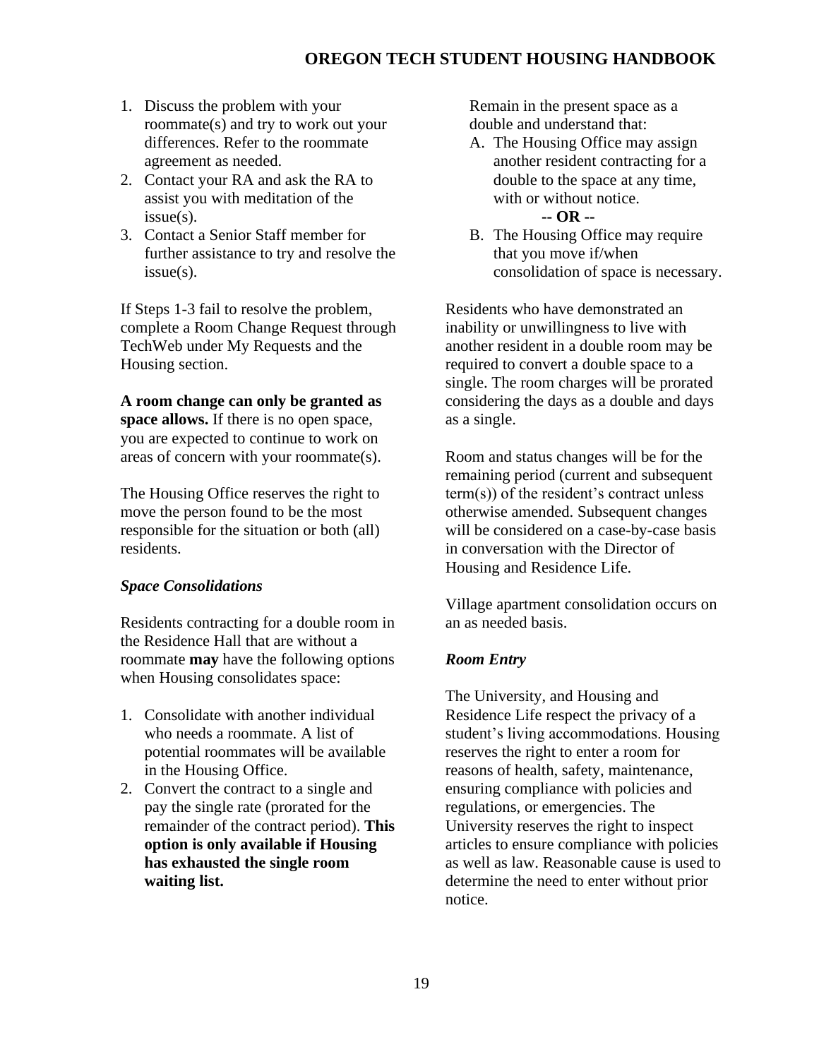1. Discuss the problem with your roommate(s) and try to work out your differences. Refer to the roommate agreement as needed.
2. Contact your RA and ask the RA to assist you with meditation of the issue(s).
3. Contact a Senior Staff member for further assistance to try and resolve the issue(s).

If Steps 1-3 fail to resolve the problem, complete a Room Change Request through TechWeb under My Requests and the Housing section.

**A room change can only be granted as space allows.** If there is no open space, you are expected to continue to work on areas of concern with your roommate(s).

The Housing Office reserves the right to move the person found to be the most responsible for the situation or both (all) residents.

### *Space Consolidations*

Residents contracting for a double room in the Residence Hall that are without a roommate **may** have the following options when Housing consolidates space:

1. Consolidate with another individual who needs a roommate. A list of potential roommates will be available in the Housing Office.
2. Convert the contract to a single and pay the single rate (prorated for the remainder of the contract period). **This option is only available if Housing has exhausted the single room waiting list.**

Remain in the present space as a double and understand that:

A. The Housing Office may assign another resident contracting for a double to the space at any time, with or without notice.

**-- OR --**

B. The Housing Office may require that you move if/when consolidation of space is necessary.

Residents who have demonstrated an inability or unwillingness to live with another resident in a double room may be required to convert a double space to a single. The room charges will be prorated considering the days as a double and days as a single.

Room and status changes will be for the remaining period (current and subsequent term(s)) of the resident's contract unless otherwise amended. Subsequent changes will be considered on a case-by-case basis in conversation with the Director of Housing and Residence Life.

Village apartment consolidation occurs on an as needed basis.

### *Room Entry*

The University, and Housing and Residence Life respect the privacy of a student's living accommodations. Housing reserves the right to enter a room for reasons of health, safety, maintenance, ensuring compliance with policies and regulations, or emergencies. The University reserves the right to inspect articles to ensure compliance with policies as well as law. Reasonable cause is used to determine the need to enter without prior notice.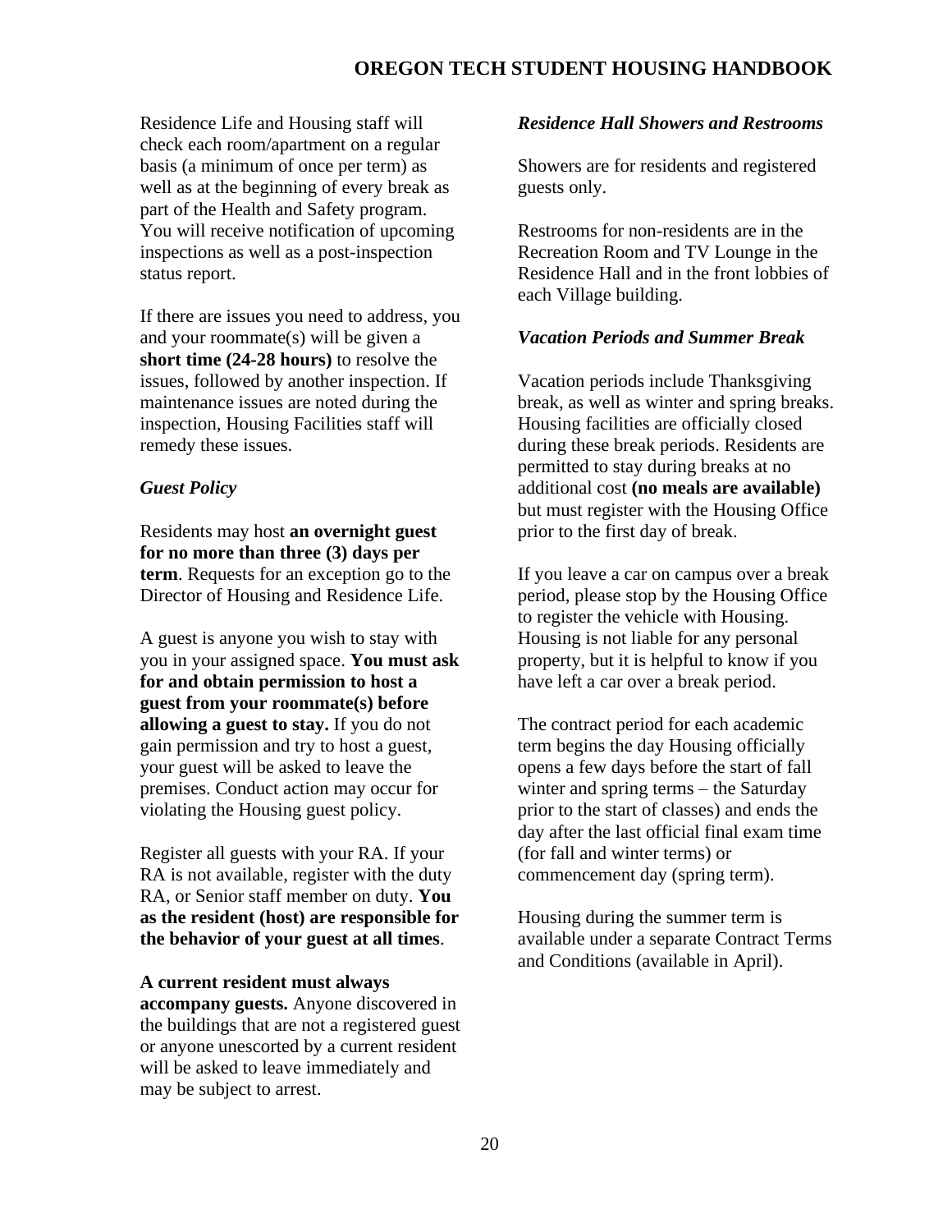Residence Life and Housing staff will check each room/apartment on a regular basis (a minimum of once per term) as well as at the beginning of every break as part of the Health and Safety program. You will receive notification of upcoming inspections as well as a post-inspection status report.

If there are issues you need to address, you and your roommate(s) will be given a **short time (24-28 hours)** to resolve the issues, followed by another inspection. If maintenance issues are noted during the inspection, Housing Facilities staff will remedy these issues.

### *Guest Policy*

Residents may host **an overnight guest for no more than three (3) days per term**. Requests for an exception go to the Director of Housing and Residence Life.

A guest is anyone you wish to stay with you in your assigned space. **You must ask for and obtain permission to host a guest from your roommate(s) before allowing a guest to stay.** If you do not gain permission and try to host a guest, your guest will be asked to leave the premises. Conduct action may occur for violating the Housing guest policy.

Register all guests with your RA. If your RA is not available, register with the duty RA, or Senior staff member on duty. **You as the resident (host) are responsible for the behavior of your guest at all times**.

**A current resident must always accompany guests.** Anyone discovered in the buildings that are not a registered guest or anyone unescorted by a current resident will be asked to leave immediately and may be subject to arrest.

### *Residence Hall Showers and Restrooms*

Showers are for residents and registered guests only.

Restrooms for non-residents are in the Recreation Room and TV Lounge in the Residence Hall and in the front lobbies of each Village building.

### *Vacation Periods and Summer Break*

Vacation periods include Thanksgiving break, as well as winter and spring breaks. Housing facilities are officially closed during these break periods. Residents are permitted to stay during breaks at no additional cost **(no meals are available)** but must register with the Housing Office prior to the first day of break.

If you leave a car on campus over a break period, please stop by the Housing Office to register the vehicle with Housing. Housing is not liable for any personal property, but it is helpful to know if you have left a car over a break period.

The contract period for each academic term begins the day Housing officially opens a few days before the start of fall winter and spring terms – the Saturday prior to the start of classes) and ends the day after the last official final exam time (for fall and winter terms) or commencement day (spring term).

Housing during the summer term is available under a separate Contract Terms and Conditions (available in April).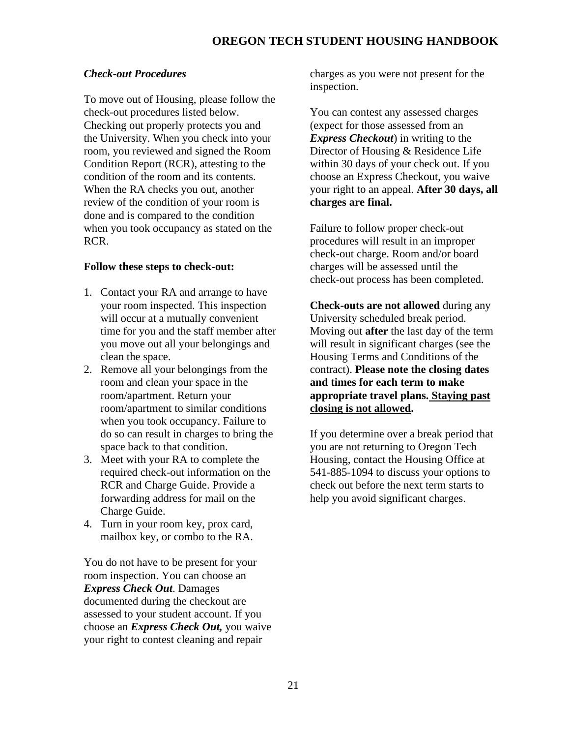### *Check-out Procedures*

To move out of Housing, please follow the check-out procedures listed below. Checking out properly protects you and the University. When you check into your room, you reviewed and signed the Room Condition Report (RCR), attesting to the condition of the room and its contents. When the RA checks you out, another review of the condition of your room is done and is compared to the condition when you took occupancy as stated on the RCR.

**Follow these steps to check-out:**

1. Contact your RA and arrange to have your room inspected. This inspection will occur at a mutually convenient time for you and the staff member after you move out all your belongings and clean the space.
2. Remove all your belongings from the room and clean your space in the room/apartment. Return your room/apartment to similar conditions when you took occupancy. Failure to do so can result in charges to bring the space back to that condition.
3. Meet with your RA to complete the required check-out information on the RCR and Charge Guide. Provide a forwarding address for mail on the Charge Guide.
4. Turn in your room key, prox card, mailbox key, or combo to the RA.

You do not have to be present for your room inspection. You can choose an ***Express Check Out***. Damages documented during the checkout are assessed to your student account. If you choose an ***Express Check Out,*** you waive your right to contest cleaning and repair charges as you were not present for the inspection.

You can contest any assessed charges (expect for those assessed from an ***Express Checkout***) in writing to the Director of Housing & Residence Life within 30 days of your check out. If you choose an Express Checkout, you waive your right to an appeal. **After 30 days, all charges are final.**

Failure to follow proper check-out procedures will result in an improper check-out charge. Room and/or board charges will be assessed until the check-out process has been completed.

**Check-outs are not allowed** during any University scheduled break period. Moving out **after** the last day of the term will result in significant charges (see the Housing Terms and Conditions of the contract). **Please note the closing dates and times for each term to make appropriate travel plans. <u>Staying past closing is not allowed</u>.**

If you determine over a break period that you are not returning to Oregon Tech Housing, contact the Housing Office at 541-885-1094 to discuss your options to check out before the next term starts to help you avoid significant charges.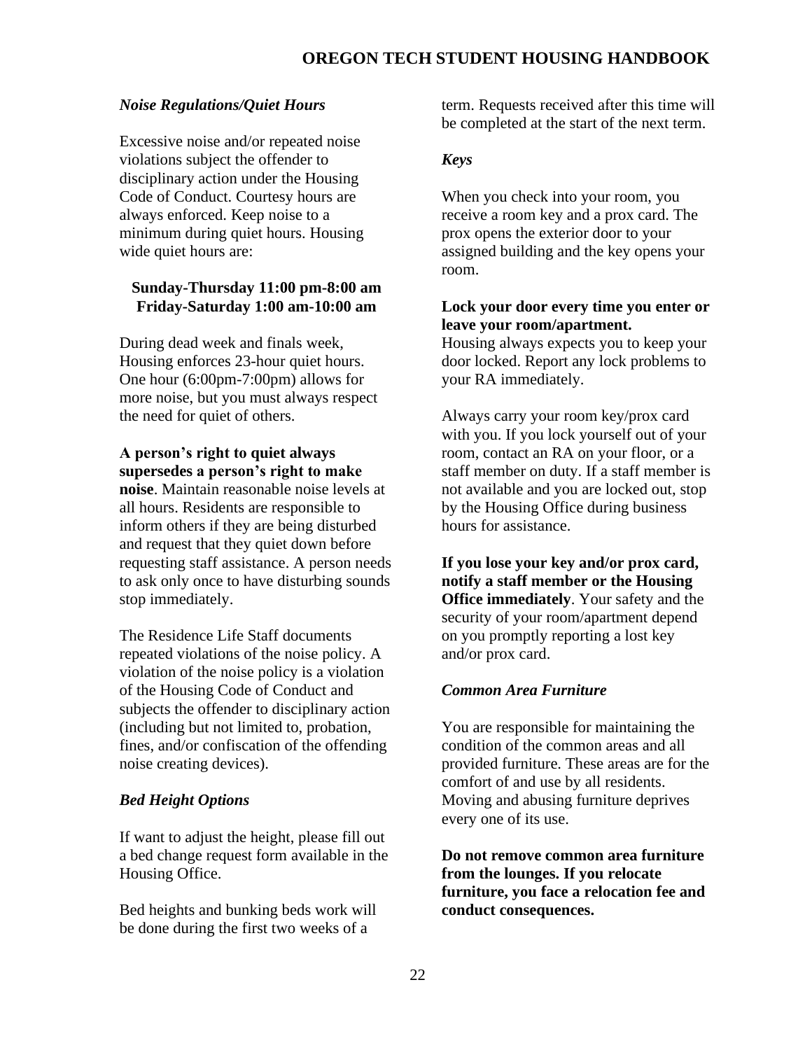### *Noise Regulations/Quiet Hours*

Excessive noise and/or repeated noise violations subject the offender to disciplinary action under the Housing Code of Conduct. Courtesy hours are always enforced. Keep noise to a minimum during quiet hours. Housing wide quiet hours are:

**Sunday-Thursday 11:00 pm-8:00 am**
**Friday-Saturday 1:00 am-10:00 am**

During dead week and finals week, Housing enforces 23-hour quiet hours. One hour (6:00pm-7:00pm) allows for more noise, but you must always respect the need for quiet of others.

**A person's right to quiet always supersedes a person's right to make noise**. Maintain reasonable noise levels at all hours. Residents are responsible to inform others if they are being disturbed and request that they quiet down before requesting staff assistance. A person needs to ask only once to have disturbing sounds stop immediately.

The Residence Life Staff documents repeated violations of the noise policy. A violation of the noise policy is a violation of the Housing Code of Conduct and subjects the offender to disciplinary action (including but not limited to, probation, fines, and/or confiscation of the offending noise creating devices).

### *Bed Height Options*

If want to adjust the height, please fill out a bed change request form available in the Housing Office.

Bed heights and bunking beds work will be done during the first two weeks of a term. Requests received after this time will be completed at the start of the next term.

### *Keys*

When you check into your room, you receive a room key and a prox card. The prox opens the exterior door to your assigned building and the key opens your room.

**Lock your door every time you enter or leave your room/apartment.**
Housing always expects you to keep your door locked. Report any lock problems to your RA immediately.

Always carry your room key/prox card with you. If you lock yourself out of your room, contact an RA on your floor, or a staff member on duty. If a staff member is not available and you are locked out, stop by the Housing Office during business hours for assistance.

**If you lose your key and/or prox card, notify a staff member or the Housing Office immediately**. Your safety and the security of your room/apartment depend on you promptly reporting a lost key and/or prox card.

### *Common Area Furniture*

You are responsible for maintaining the condition of the common areas and all provided furniture. These areas are for the comfort of and use by all residents. Moving and abusing furniture deprives every one of its use.

**Do not remove common area furniture from the lounges. If you relocate furniture, you face a relocation fee and conduct consequences.**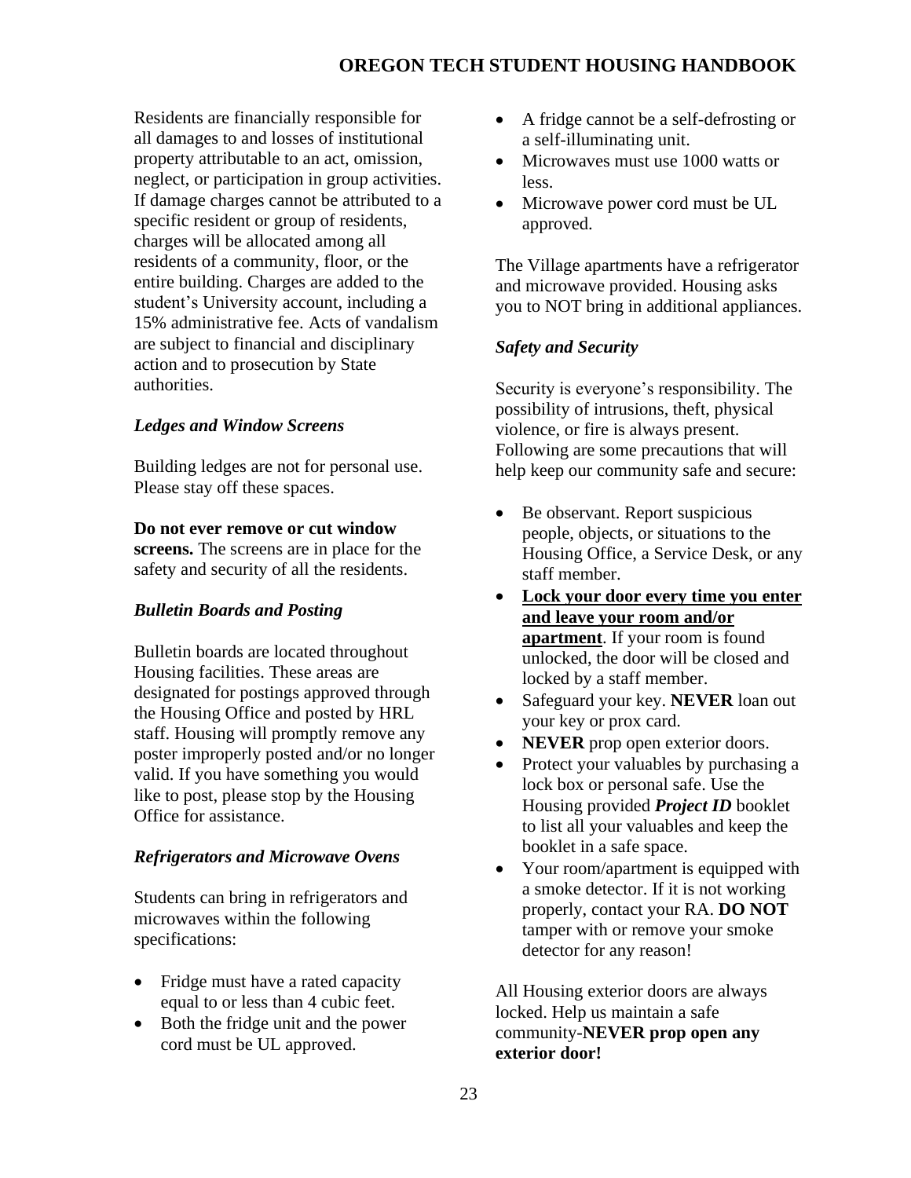Residents are financially responsible for all damages to and losses of institutional property attributable to an act, omission, neglect, or participation in group activities. If damage charges cannot be attributed to a specific resident or group of residents, charges will be allocated among all residents of a community, floor, or the entire building. Charges are added to the student's University account, including a 15% administrative fee. Acts of vandalism are subject to financial and disciplinary action and to prosecution by State authorities.

### *Ledges and Window Screens*

Building ledges are not for personal use. Please stay off these spaces.

**Do not ever remove or cut window screens.** The screens are in place for the safety and security of all the residents.

### *Bulletin Boards and Posting*

Bulletin boards are located throughout Housing facilities. These areas are designated for postings approved through the Housing Office and posted by HRL staff. Housing will promptly remove any poster improperly posted and/or no longer valid. If you have something you would like to post, please stop by the Housing Office for assistance.

### *Refrigerators and Microwave Ovens*

Students can bring in refrigerators and microwaves within the following specifications:

- Fridge must have a rated capacity equal to or less than 4 cubic feet.
- Both the fridge unit and the power cord must be UL approved.
- A fridge cannot be a self-defrosting or a self-illuminating unit.
- Microwaves must use 1000 watts or less.
- Microwave power cord must be UL approved.

The Village apartments have a refrigerator and microwave provided. Housing asks you to NOT bring in additional appliances.

### *Safety and Security*

Security is everyone's responsibility. The possibility of intrusions, theft, physical violence, or fire is always present. Following are some precautions that will help keep our community safe and secure:

- Be observant. Report suspicious people, objects, or situations to the Housing Office, a Service Desk, or any staff member.
- <u>**Lock your door every time you enter and leave your room and/or apartment**</u>. If your room is found unlocked, the door will be closed and locked by a staff member.
- Safeguard your key. **NEVER** loan out your key or prox card.
- **NEVER** prop open exterior doors.
- Protect your valuables by purchasing a lock box or personal safe. Use the Housing provided ***Project ID*** booklet to list all your valuables and keep the booklet in a safe space.
- Your room/apartment is equipped with a smoke detector. If it is not working properly, contact your RA. **DO NOT** tamper with or remove your smoke detector for any reason!

All Housing exterior doors are always locked. Help us maintain a safe community-**NEVER prop open any exterior door!**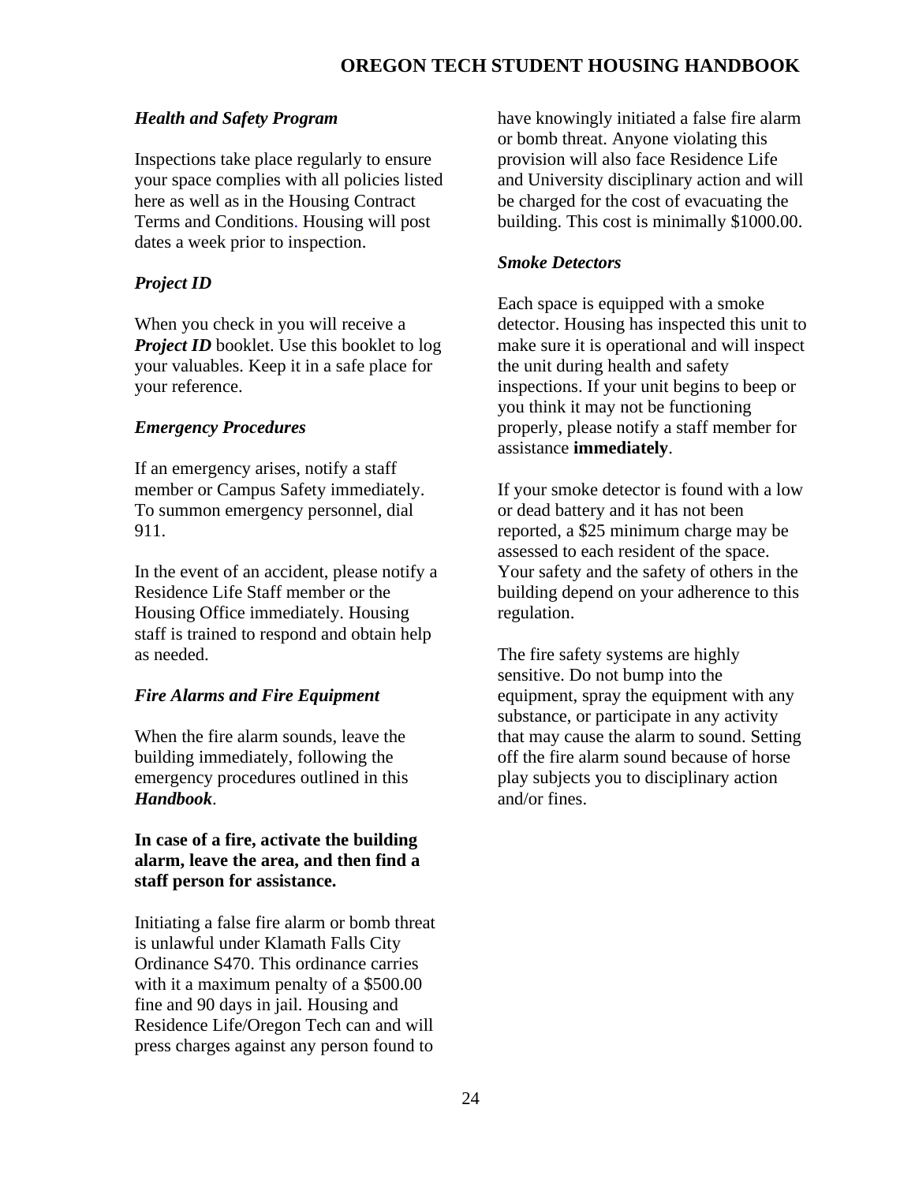### *Health and Safety Program*

Inspections take place regularly to ensure your space complies with all policies listed here as well as in the Housing Contract Terms and Conditions. Housing will post dates a week prior to inspection.

### *Project ID*

When you check in you will receive a ***Project ID*** booklet. Use this booklet to log your valuables. Keep it in a safe place for your reference.

### *Emergency Procedures*

If an emergency arises, notify a staff member or Campus Safety immediately. To summon emergency personnel, dial 911.

In the event of an accident, please notify a Residence Life Staff member or the Housing Office immediately. Housing staff is trained to respond and obtain help as needed.

### *Fire Alarms and Fire Equipment*

When the fire alarm sounds, leave the building immediately, following the emergency procedures outlined in this ***Handbook***.

**In case of a fire, activate the building alarm, leave the area, and then find a staff person for assistance.**

Initiating a false fire alarm or bomb threat is unlawful under Klamath Falls City Ordinance S470. This ordinance carries with it a maximum penalty of a $500.00 fine and 90 days in jail. Housing and Residence Life/Oregon Tech can and will press charges against any person found to have knowingly initiated a false fire alarm or bomb threat. Anyone violating this provision will also face Residence Life and University disciplinary action and will be charged for the cost of evacuating the building. This cost is minimally $1000.00.

### *Smoke Detectors*

Each space is equipped with a smoke detector. Housing has inspected this unit to make sure it is operational and will inspect the unit during health and safety inspections. If your unit begins to beep or you think it may not be functioning properly, please notify a staff member for assistance **immediately**.

If your smoke detector is found with a low or dead battery and it has not been reported, a $25 minimum charge may be assessed to each resident of the space. Your safety and the safety of others in the building depend on your adherence to this regulation.

The fire safety systems are highly sensitive. Do not bump into the equipment, spray the equipment with any substance, or participate in any activity that may cause the alarm to sound. Setting off the fire alarm sound because of horse play subjects you to disciplinary action and/or fines.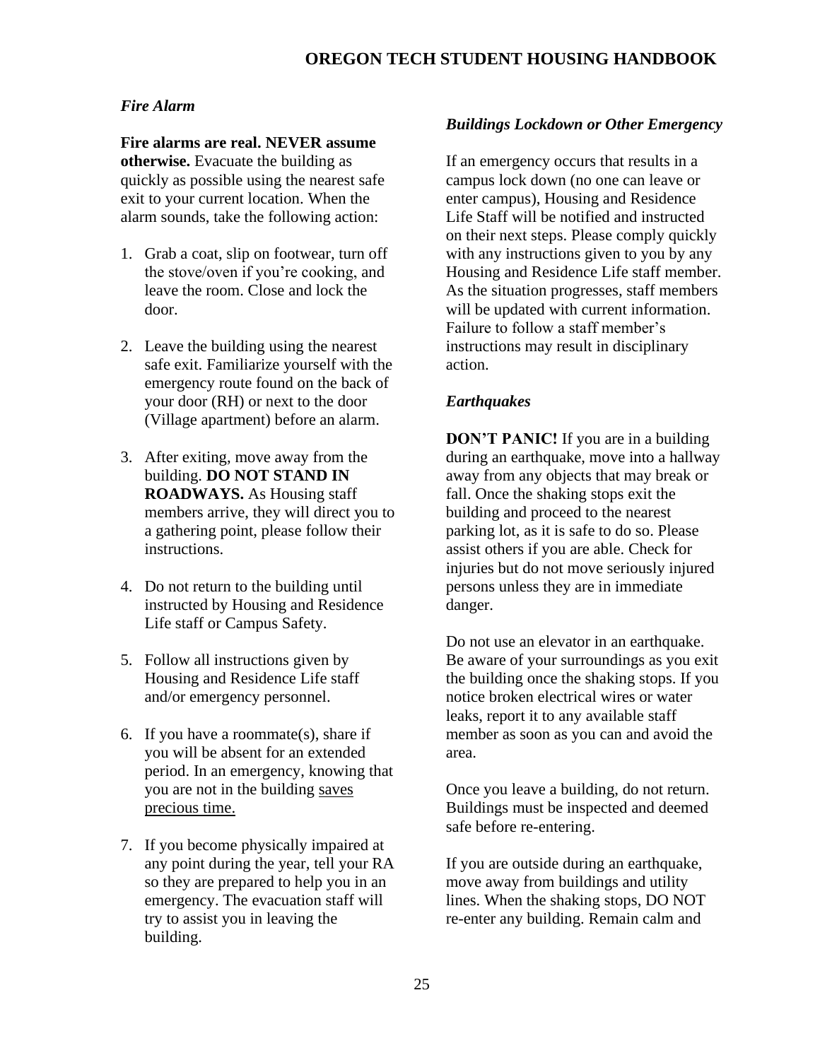### *Fire Alarm*

**Fire alarms are real. NEVER assume otherwise.** Evacuate the building as quickly as possible using the nearest safe exit to your current location. When the alarm sounds, take the following action:

1. Grab a coat, slip on footwear, turn off the stove/oven if you're cooking, and leave the room. Close and lock the door.
2. Leave the building using the nearest safe exit. Familiarize yourself with the emergency route found on the back of your door (RH) or next to the door (Village apartment) before an alarm.
3. After exiting, move away from the building. **DO NOT STAND IN ROADWAYS.** As Housing staff members arrive, they will direct you to a gathering point, please follow their instructions.
4. Do not return to the building until instructed by Housing and Residence Life staff or Campus Safety.
5. Follow all instructions given by Housing and Residence Life staff and/or emergency personnel.
6. If you have a roommate(s), share if you will be absent for an extended period. In an emergency, knowing that you are not in the building saves precious time.
7. If you become physically impaired at any point during the year, tell your RA so they are prepared to help you in an emergency. The evacuation staff will try to assist you in leaving the building.

### *Buildings Lockdown or Other Emergency*

If an emergency occurs that results in a campus lock down (no one can leave or enter campus), Housing and Residence Life Staff will be notified and instructed on their next steps. Please comply quickly with any instructions given to you by any Housing and Residence Life staff member. As the situation progresses, staff members will be updated with current information. Failure to follow a staff member's instructions may result in disciplinary action.

### *Earthquakes*

**DON'T PANIC!** If you are in a building during an earthquake, move into a hallway away from any objects that may break or fall. Once the shaking stops exit the building and proceed to the nearest parking lot, as it is safe to do so. Please assist others if you are able. Check for injuries but do not move seriously injured persons unless they are in immediate danger.

Do not use an elevator in an earthquake. Be aware of your surroundings as you exit the building once the shaking stops. If you notice broken electrical wires or water leaks, report it to any available staff member as soon as you can and avoid the area.

Once you leave a building, do not return. Buildings must be inspected and deemed safe before re-entering.

If you are outside during an earthquake, move away from buildings and utility lines. When the shaking stops, DO NOT re-enter any building. Remain calm and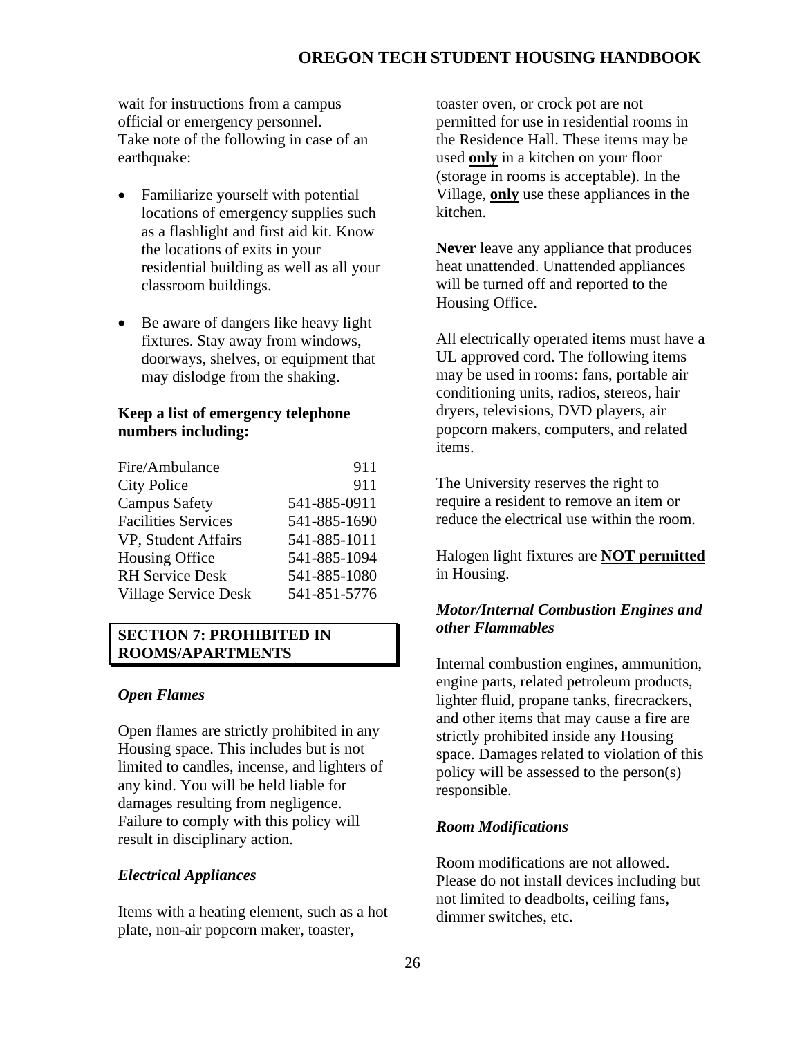wait for instructions from a campus official or emergency personnel.
Take note of the following in case of an earthquake:

- Familiarize yourself with potential locations of emergency supplies such as a flashlight and first aid kit. Know the locations of exits in your residential building as well as all your classroom buildings.
- Be aware of dangers like heavy light fixtures. Stay away from windows, doorways, shelves, or equipment that may dislodge from the shaking.

**Keep a list of emergency telephone numbers including:**

| | |
|---|---|
| Fire/Ambulance | 911 |
| City Police | 911 |
| Campus Safety | 541-885-0911 |
| Facilities Services | 541-885-1690 |
| VP, Student Affairs | 541-885-1011 |
| Housing Office | 541-885-1094 |
| RH Service Desk | 541-885-1080 |
| Village Service Desk | 541-851-5776 |

## SECTION 7: PROHIBITED IN ROOMS/APARTMENTS

### *Open Flames*

Open flames are strictly prohibited in any Housing space. This includes but is not limited to candles, incense, and lighters of any kind. You will be held liable for damages resulting from negligence. Failure to comply with this policy will result in disciplinary action.

### *Electrical Appliances*

Items with a heating element, such as a hot plate, non-air popcorn maker, toaster, toaster oven, or crock pot are not permitted for use in residential rooms in the Residence Hall. These items may be used **only** in a kitchen on your floor (storage in rooms is acceptable). In the Village, **only** use these appliances in the kitchen.

**Never** leave any appliance that produces heat unattended. Unattended appliances will be turned off and reported to the Housing Office.

All electrically operated items must have a UL approved cord. The following items may be used in rooms: fans, portable air conditioning units, radios, stereos, hair dryers, televisions, DVD players, air popcorn makers, computers, and related items.

The University reserves the right to require a resident to remove an item or reduce the electrical use within the room.

Halogen light fixtures are **NOT permitted** in Housing.

### *Motor/Internal Combustion Engines and other Flammables*

Internal combustion engines, ammunition, engine parts, related petroleum products, lighter fluid, propane tanks, firecrackers, and other items that may cause a fire are strictly prohibited inside any Housing space. Damages related to violation of this policy will be assessed to the person(s) responsible.

### *Room Modifications*

Room modifications are not allowed. Please do not install devices including but not limited to deadbolts, ceiling fans, dimmer switches, etc.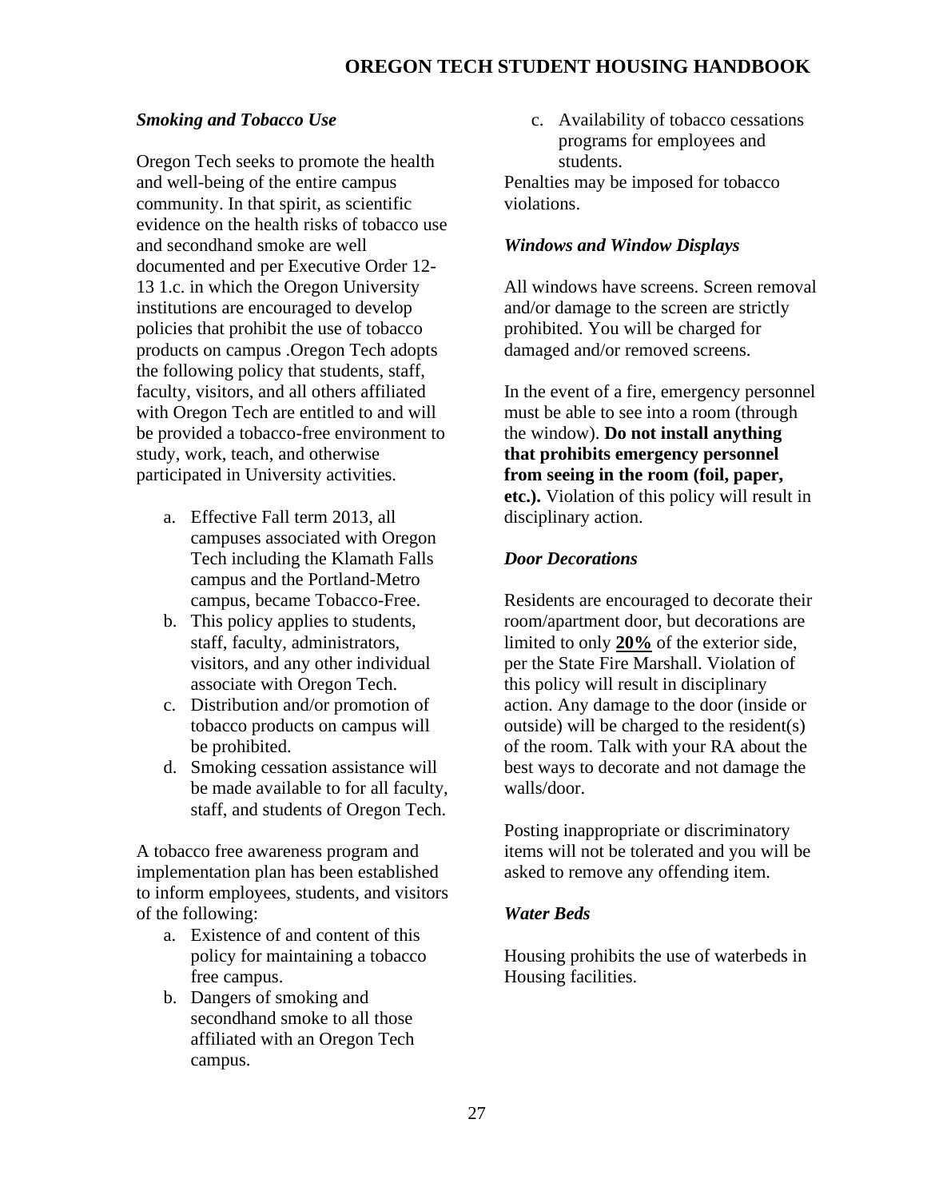### *Smoking and Tobacco Use*

Oregon Tech seeks to promote the health and well-being of the entire campus community. In that spirit, as scientific evidence on the health risks of tobacco use and secondhand smoke are well documented and per Executive Order 12-13 1.c. in which the Oregon University institutions are encouraged to develop policies that prohibit the use of tobacco products on campus .Oregon Tech adopts the following policy that students, staff, faculty, visitors, and all others affiliated with Oregon Tech are entitled to and will be provided a tobacco-free environment to study, work, teach, and otherwise participated in University activities.

a. Effective Fall term 2013, all campuses associated with Oregon Tech including the Klamath Falls campus and the Portland-Metro campus, became Tobacco-Free.
b. This policy applies to students, staff, faculty, administrators, visitors, and any other individual associate with Oregon Tech.
c. Distribution and/or promotion of tobacco products on campus will be prohibited.
d. Smoking cessation assistance will be made available to for all faculty, staff, and students of Oregon Tech.

A tobacco free awareness program and implementation plan has been established to inform employees, students, and visitors of the following:

a. Existence of and content of this policy for maintaining a tobacco free campus.
b. Dangers of smoking and secondhand smoke to all those affiliated with an Oregon Tech campus.
c. Availability of tobacco cessations programs for employees and students.

Penalties may be imposed for tobacco violations.

### *Windows and Window Displays*

All windows have screens. Screen removal and/or damage to the screen are strictly prohibited. You will be charged for damaged and/or removed screens.

In the event of a fire, emergency personnel must be able to see into a room (through the window). **Do not install anything that prohibits emergency personnel from seeing in the room (foil, paper, etc.).** Violation of this policy will result in disciplinary action.

### *Door Decorations*

Residents are encouraged to decorate their room/apartment door, but decorations are limited to only **<u>20%</u>** of the exterior side, per the State Fire Marshall. Violation of this policy will result in disciplinary action. Any damage to the door (inside or outside) will be charged to the resident(s) of the room. Talk with your RA about the best ways to decorate and not damage the walls/door.

Posting inappropriate or discriminatory items will not be tolerated and you will be asked to remove any offending item.

### *Water Beds*

Housing prohibits the use of waterbeds in Housing facilities.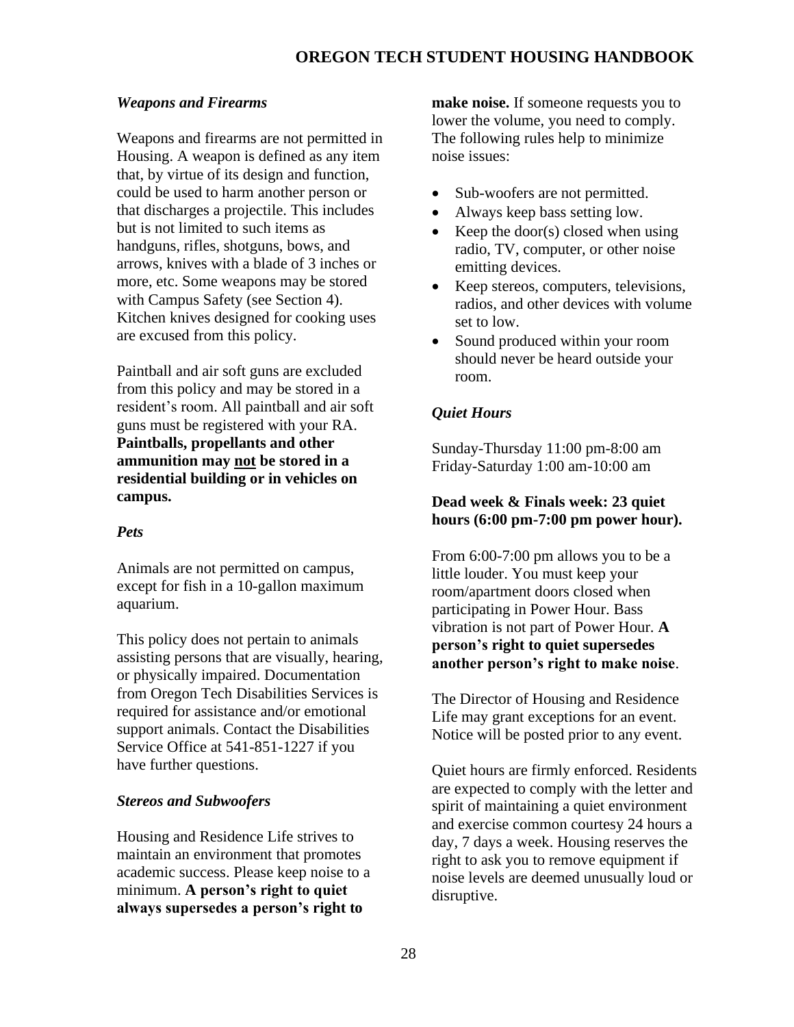### *Weapons and Firearms*

Weapons and firearms are not permitted in Housing. A weapon is defined as any item that, by virtue of its design and function, could be used to harm another person or that discharges a projectile. This includes but is not limited to such items as handguns, rifles, shotguns, bows, and arrows, knives with a blade of 3 inches or more, etc. Some weapons may be stored with Campus Safety (see Section 4). Kitchen knives designed for cooking uses are excused from this policy.

Paintball and air soft guns are excluded from this policy and may be stored in a resident's room. All paintball and air soft guns must be registered with your RA. **Paintballs, propellants and other ammunition may <u>not</u> be stored in a residential building or in vehicles on campus.**

### *Pets*

Animals are not permitted on campus, except for fish in a 10-gallon maximum aquarium.

This policy does not pertain to animals assisting persons that are visually, hearing, or physically impaired. Documentation from Oregon Tech Disabilities Services is required for assistance and/or emotional support animals. Contact the Disabilities Service Office at 541-851-1227 if you have further questions.

### *Stereos and Subwoofers*

Housing and Residence Life strives to maintain an environment that promotes academic success. Please keep noise to a minimum. **A person's right to quiet always supersedes a person's right to make noise.** If someone requests you to lower the volume, you need to comply. The following rules help to minimize noise issues:

- Sub-woofers are not permitted.
- Always keep bass setting low.
- Keep the door(s) closed when using radio, TV, computer, or other noise emitting devices.
- Keep stereos, computers, televisions, radios, and other devices with volume set to low.
- Sound produced within your room should never be heard outside your room.

### *Quiet Hours*

Sunday-Thursday 11:00 pm-8:00 am
Friday-Saturday 1:00 am-10:00 am

**Dead week & Finals week: 23 quiet hours (6:00 pm-7:00 pm power hour).**

From 6:00-7:00 pm allows you to be a little louder. You must keep your room/apartment doors closed when participating in Power Hour. Bass vibration is not part of Power Hour. **A person's right to quiet supersedes another person's right to make noise**.

The Director of Housing and Residence Life may grant exceptions for an event. Notice will be posted prior to any event.

Quiet hours are firmly enforced. Residents are expected to comply with the letter and spirit of maintaining a quiet environment and exercise common courtesy 24 hours a day, 7 days a week. Housing reserves the right to ask you to remove equipment if noise levels are deemed unusually loud or disruptive.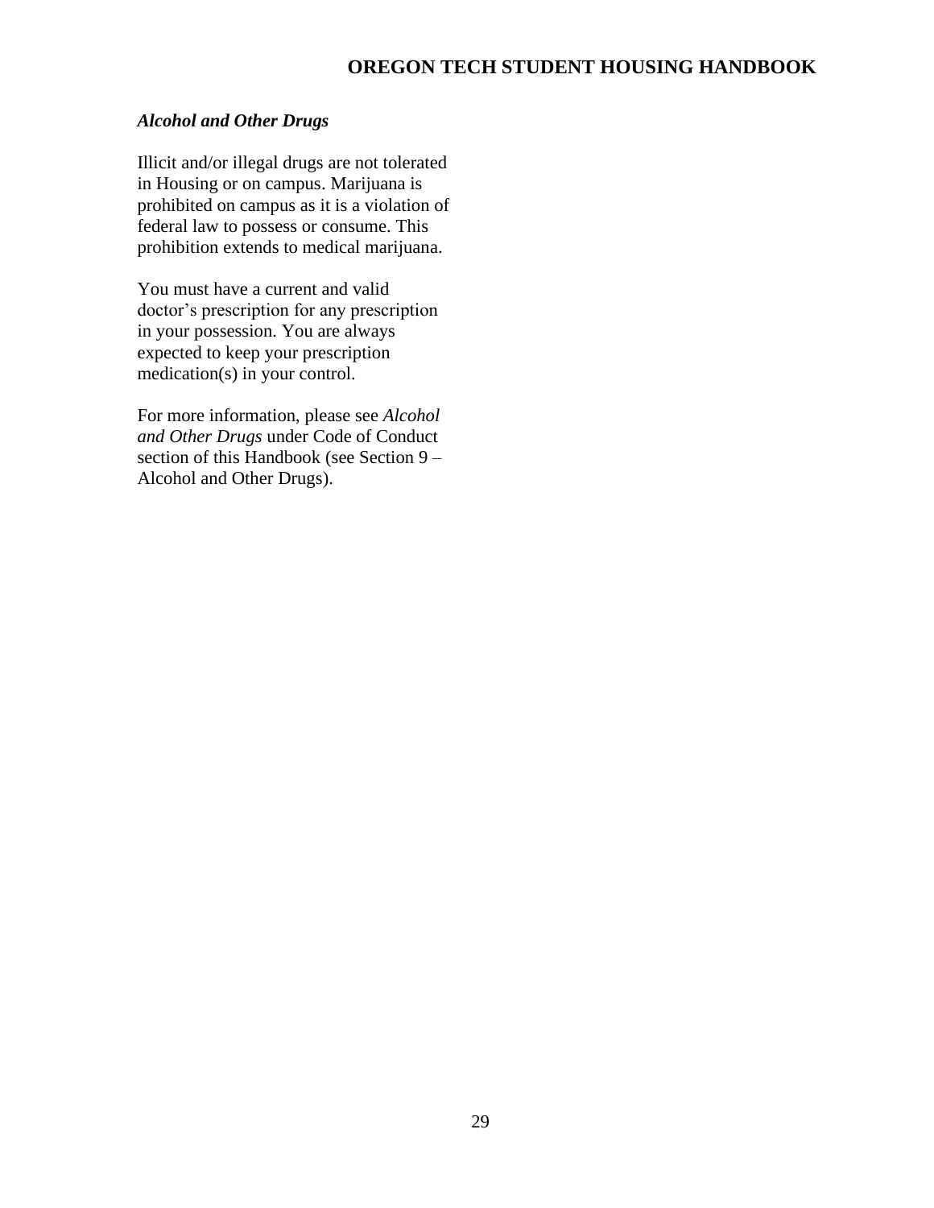### *Alcohol and Other Drugs*

Illicit and/or illegal drugs are not tolerated in Housing or on campus. Marijuana is prohibited on campus as it is a violation of federal law to possess or consume. This prohibition extends to medical marijuana.

You must have a current and valid doctor's prescription for any prescription in your possession. You are always expected to keep your prescription medication(s) in your control.

For more information, please see *Alcohol and Other Drugs* under Code of Conduct section of this Handbook (see Section 9 – Alcohol and Other Drugs).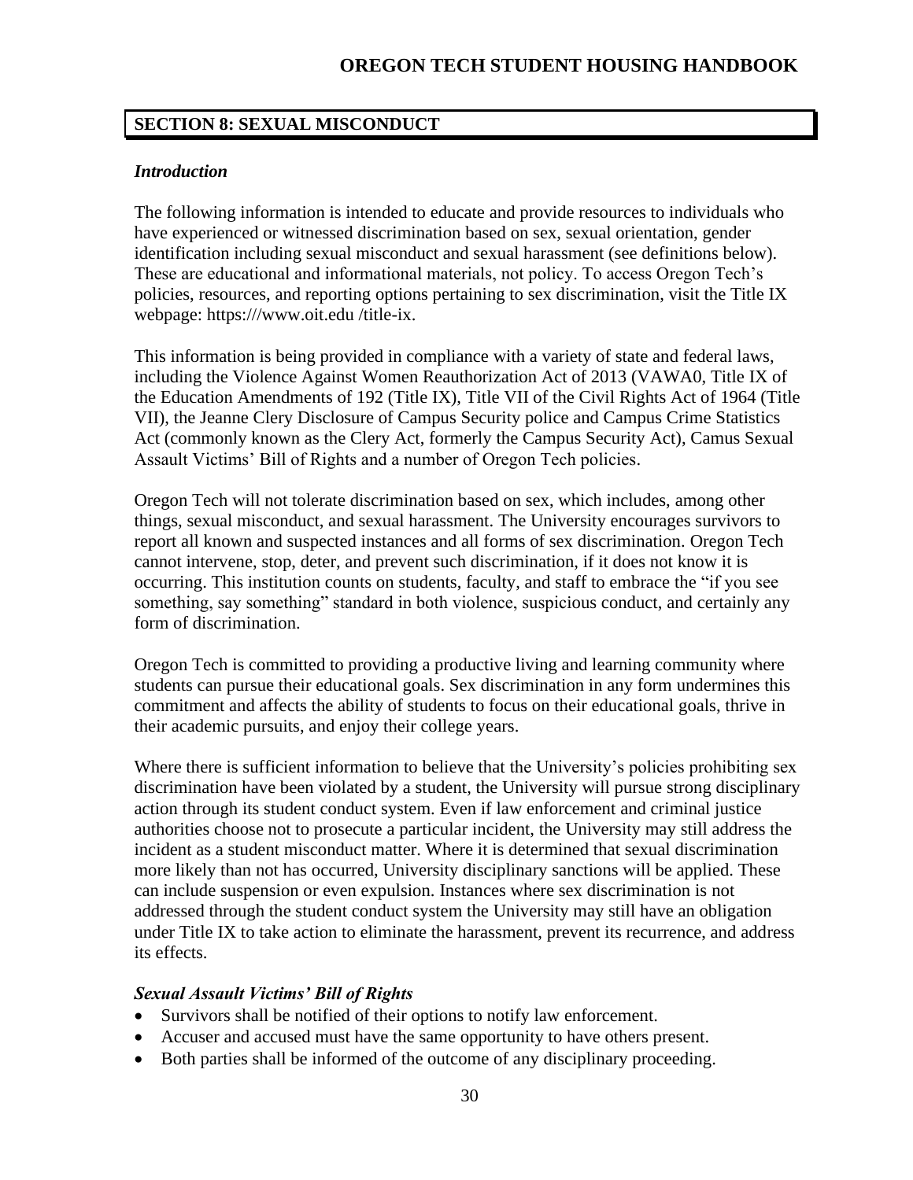## SECTION 8: SEXUAL MISCONDUCT

### *Introduction*

The following information is intended to educate and provide resources to individuals who have experienced or witnessed discrimination based on sex, sexual orientation, gender identification including sexual misconduct and sexual harassment (see definitions below). These are educational and informational materials, not policy. To access Oregon Tech's policies, resources, and reporting options pertaining to sex discrimination, visit the Title IX webpage: https:///www.oit.edu /title-ix.

This information is being provided in compliance with a variety of state and federal laws, including the Violence Against Women Reauthorization Act of 2013 (VAWA0, Title IX of the Education Amendments of 192 (Title IX), Title VII of the Civil Rights Act of 1964 (Title VII), the Jeanne Clery Disclosure of Campus Security police and Campus Crime Statistics Act (commonly known as the Clery Act, formerly the Campus Security Act), Camus Sexual Assault Victims' Bill of Rights and a number of Oregon Tech policies.

Oregon Tech will not tolerate discrimination based on sex, which includes, among other things, sexual misconduct, and sexual harassment. The University encourages survivors to report all known and suspected instances and all forms of sex discrimination. Oregon Tech cannot intervene, stop, deter, and prevent such discrimination, if it does not know it is occurring. This institution counts on students, faculty, and staff to embrace the "if you see something, say something" standard in both violence, suspicious conduct, and certainly any form of discrimination.

Oregon Tech is committed to providing a productive living and learning community where students can pursue their educational goals. Sex discrimination in any form undermines this commitment and affects the ability of students to focus on their educational goals, thrive in their academic pursuits, and enjoy their college years.

Where there is sufficient information to believe that the University's policies prohibiting sex discrimination have been violated by a student, the University will pursue strong disciplinary action through its student conduct system. Even if law enforcement and criminal justice authorities choose not to prosecute a particular incident, the University may still address the incident as a student misconduct matter. Where it is determined that sexual discrimination more likely than not has occurred, University disciplinary sanctions will be applied. These can include suspension or even expulsion. Instances where sex discrimination is not addressed through the student conduct system the University may still have an obligation under Title IX to take action to eliminate the harassment, prevent its recurrence, and address its effects.

### *Sexual Assault Victims' Bill of Rights*

- Survivors shall be notified of their options to notify law enforcement.
- Accuser and accused must have the same opportunity to have others present.
- Both parties shall be informed of the outcome of any disciplinary proceeding.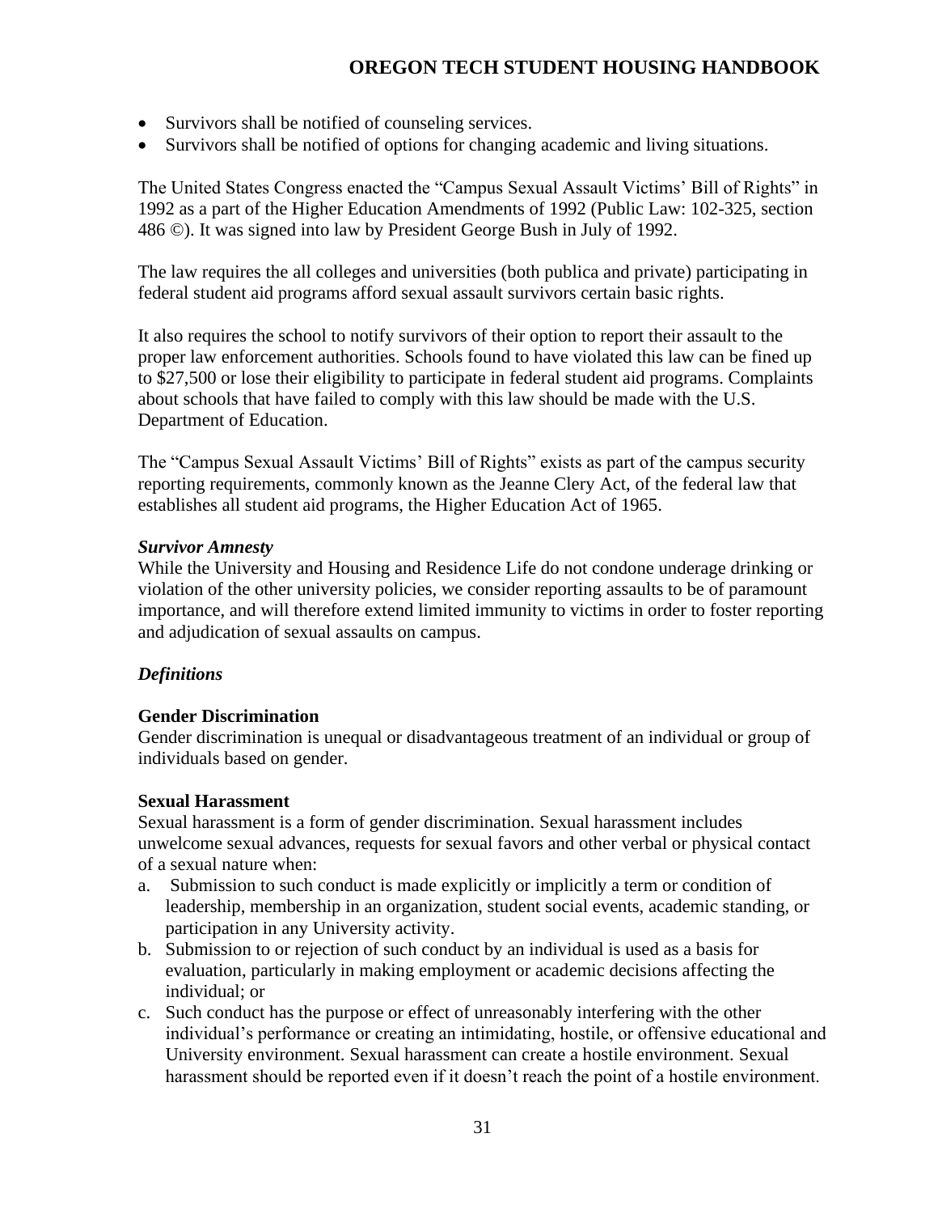- Survivors shall be notified of counseling services.
- Survivors shall be notified of options for changing academic and living situations.

The United States Congress enacted the "Campus Sexual Assault Victims' Bill of Rights" in 1992 as a part of the Higher Education Amendments of 1992 (Public Law: 102-325, section 486 ©). It was signed into law by President George Bush in July of 1992.

The law requires the all colleges and universities (both publica and private) participating in federal student aid programs afford sexual assault survivors certain basic rights.

It also requires the school to notify survivors of their option to report their assault to the proper law enforcement authorities. Schools found to have violated this law can be fined up to $27,500 or lose their eligibility to participate in federal student aid programs. Complaints about schools that have failed to comply with this law should be made with the U.S. Department of Education.

The "Campus Sexual Assault Victims' Bill of Rights" exists as part of the campus security reporting requirements, commonly known as the Jeanne Clery Act, of the federal law that establishes all student aid programs, the Higher Education Act of 1965.

***Survivor Amnesty***

While the University and Housing and Residence Life do not condone underage drinking or violation of the other university policies, we consider reporting assaults to be of paramount importance, and will therefore extend limited immunity to victims in order to foster reporting and adjudication of sexual assaults on campus.

***Definitions***

**Gender Discrimination**

Gender discrimination is unequal or disadvantageous treatment of an individual or group of individuals based on gender.

**Sexual Harassment**

Sexual harassment is a form of gender discrimination. Sexual harassment includes unwelcome sexual advances, requests for sexual favors and other verbal or physical contact of a sexual nature when:

a. Submission to such conduct is made explicitly or implicitly a term or condition of leadership, membership in an organization, student social events, academic standing, or participation in any University activity.
b. Submission to or rejection of such conduct by an individual is used as a basis for evaluation, particularly in making employment or academic decisions affecting the individual; or
c. Such conduct has the purpose or effect of unreasonably interfering with the other individual's performance or creating an intimidating, hostile, or offensive educational and University environment. Sexual harassment can create a hostile environment. Sexual harassment should be reported even if it doesn't reach the point of a hostile environment.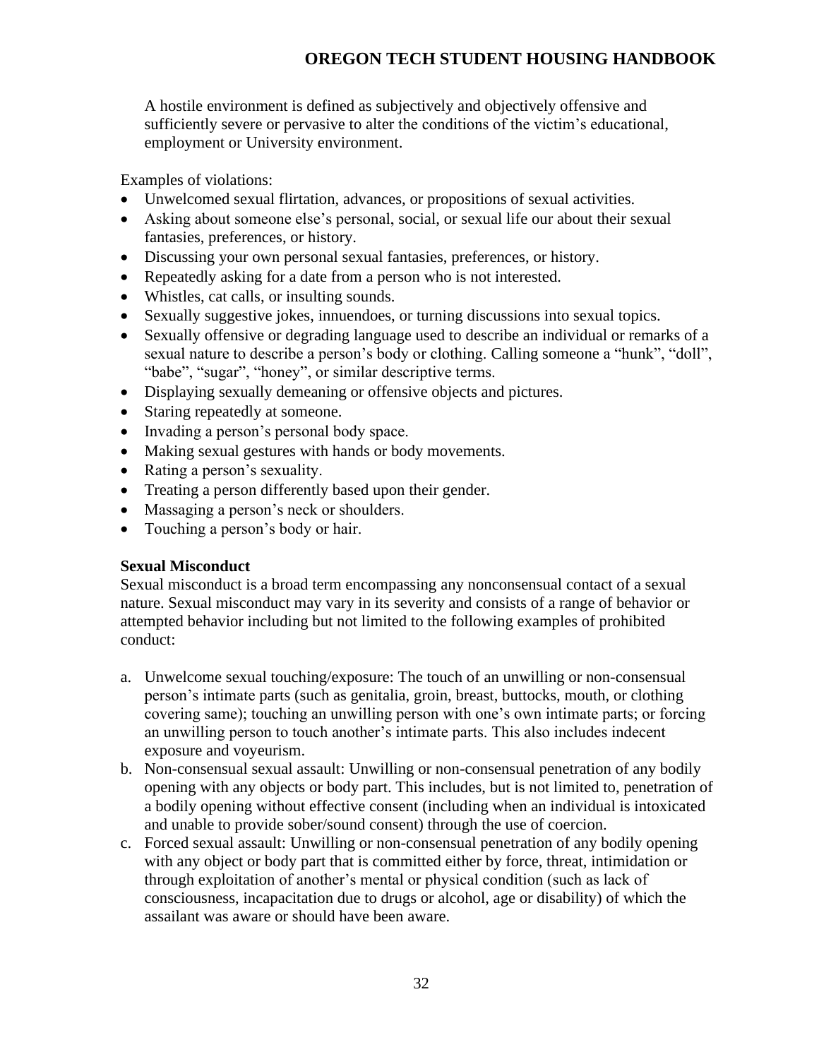A hostile environment is defined as subjectively and objectively offensive and sufficiently severe or pervasive to alter the conditions of the victim's educational, employment or University environment.

Examples of violations:

- Unwelcomed sexual flirtation, advances, or propositions of sexual activities.
- Asking about someone else's personal, social, or sexual life our about their sexual fantasies, preferences, or history.
- Discussing your own personal sexual fantasies, preferences, or history.
- Repeatedly asking for a date from a person who is not interested.
- Whistles, cat calls, or insulting sounds.
- Sexually suggestive jokes, innuendoes, or turning discussions into sexual topics.
- Sexually offensive or degrading language used to describe an individual or remarks of a sexual nature to describe a person's body or clothing. Calling someone a "hunk", "doll", "babe", "sugar", "honey", or similar descriptive terms.
- Displaying sexually demeaning or offensive objects and pictures.
- Staring repeatedly at someone.
- Invading a person's personal body space.
- Making sexual gestures with hands or body movements.
- Rating a person's sexuality.
- Treating a person differently based upon their gender.
- Massaging a person's neck or shoulders.
- Touching a person's body or hair.

**Sexual Misconduct**

Sexual misconduct is a broad term encompassing any nonconsensual contact of a sexual nature. Sexual misconduct may vary in its severity and consists of a range of behavior or attempted behavior including but not limited to the following examples of prohibited conduct:

a. Unwelcome sexual touching/exposure: The touch of an unwilling or non-consensual person's intimate parts (such as genitalia, groin, breast, buttocks, mouth, or clothing covering same); touching an unwilling person with one's own intimate parts; or forcing an unwilling person to touch another's intimate parts. This also includes indecent exposure and voyeurism.
b. Non-consensual sexual assault: Unwilling or non-consensual penetration of any bodily opening with any objects or body part. This includes, but is not limited to, penetration of a bodily opening without effective consent (including when an individual is intoxicated and unable to provide sober/sound consent) through the use of coercion.
c. Forced sexual assault: Unwilling or non-consensual penetration of any bodily opening with any object or body part that is committed either by force, threat, intimidation or through exploitation of another's mental or physical condition (such as lack of consciousness, incapacitation due to drugs or alcohol, age or disability) of which the assailant was aware or should have been aware.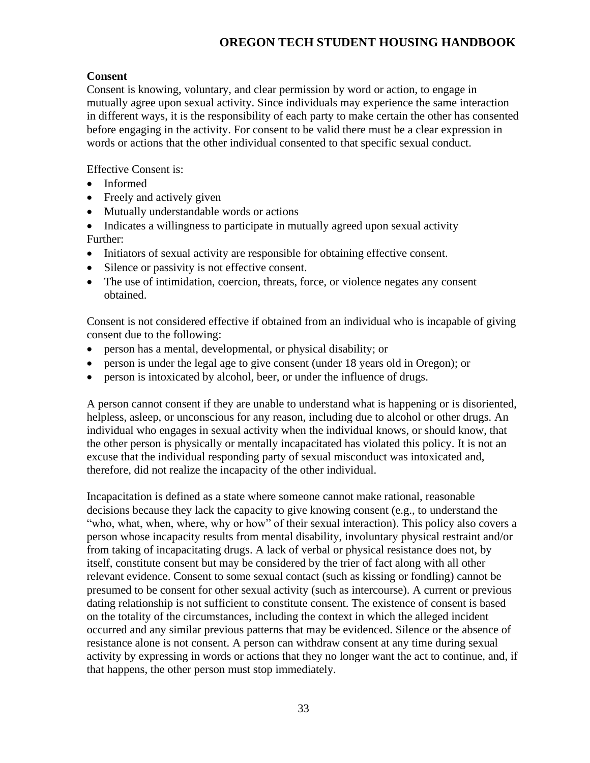**Consent**

Consent is knowing, voluntary, and clear permission by word or action, to engage in mutually agree upon sexual activity. Since individuals may experience the same interaction in different ways, it is the responsibility of each party to make certain the other has consented before engaging in the activity. For consent to be valid there must be a clear expression in words or actions that the other individual consented to that specific sexual conduct.

Effective Consent is:

- Informed
- Freely and actively given
- Mutually understandable words or actions
- Indicates a willingness to participate in mutually agreed upon sexual activity

Further:

- Initiators of sexual activity are responsible for obtaining effective consent.
- Silence or passivity is not effective consent.
- The use of intimidation, coercion, threats, force, or violence negates any consent obtained.

Consent is not considered effective if obtained from an individual who is incapable of giving consent due to the following:

- person has a mental, developmental, or physical disability; or
- person is under the legal age to give consent (under 18 years old in Oregon); or
- person is intoxicated by alcohol, beer, or under the influence of drugs.

A person cannot consent if they are unable to understand what is happening or is disoriented, helpless, asleep, or unconscious for any reason, including due to alcohol or other drugs. An individual who engages in sexual activity when the individual knows, or should know, that the other person is physically or mentally incapacitated has violated this policy. It is not an excuse that the individual responding party of sexual misconduct was intoxicated and, therefore, did not realize the incapacity of the other individual.

Incapacitation is defined as a state where someone cannot make rational, reasonable decisions because they lack the capacity to give knowing consent (e.g., to understand the "who, what, when, where, why or how" of their sexual interaction). This policy also covers a person whose incapacity results from mental disability, involuntary physical restraint and/or from taking of incapacitating drugs. A lack of verbal or physical resistance does not, by itself, constitute consent but may be considered by the trier of fact along with all other relevant evidence. Consent to some sexual contact (such as kissing or fondling) cannot be presumed to be consent for other sexual activity (such as intercourse). A current or previous dating relationship is not sufficient to constitute consent. The existence of consent is based on the totality of the circumstances, including the context in which the alleged incident occurred and any similar previous patterns that may be evidenced. Silence or the absence of resistance alone is not consent. A person can withdraw consent at any time during sexual activity by expressing in words or actions that they no longer want the act to continue, and, if that happens, the other person must stop immediately.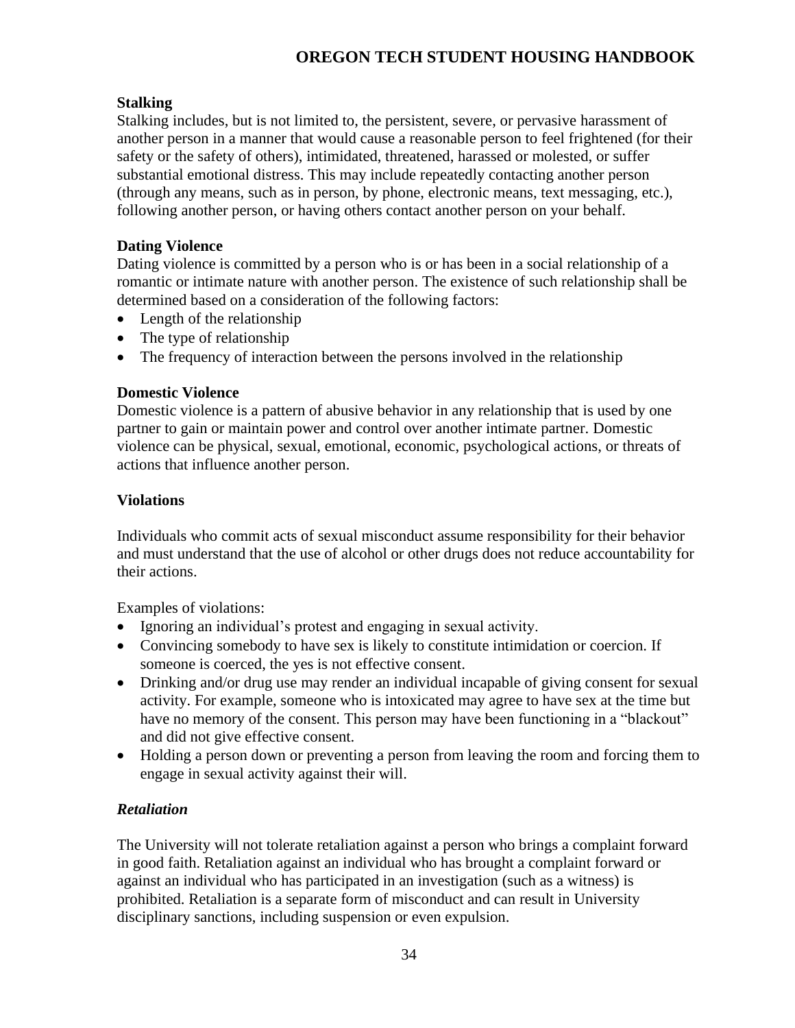### Stalking

Stalking includes, but is not limited to, the persistent, severe, or pervasive harassment of another person in a manner that would cause a reasonable person to feel frightened (for their safety or the safety of others), intimidated, threatened, harassed or molested, or suffer substantial emotional distress. This may include repeatedly contacting another person (through any means, such as in person, by phone, electronic means, text messaging, etc.), following another person, or having others contact another person on your behalf.

### Dating Violence

Dating violence is committed by a person who is or has been in a social relationship of a romantic or intimate nature with another person. The existence of such relationship shall be determined based on a consideration of the following factors:

- Length of the relationship
- The type of relationship
- The frequency of interaction between the persons involved in the relationship

### Domestic Violence

Domestic violence is a pattern of abusive behavior in any relationship that is used by one partner to gain or maintain power and control over another intimate partner. Domestic violence can be physical, sexual, emotional, economic, psychological actions, or threats of actions that influence another person.

### Violations

Individuals who commit acts of sexual misconduct assume responsibility for their behavior and must understand that the use of alcohol or other drugs does not reduce accountability for their actions.

Examples of violations:

- Ignoring an individual's protest and engaging in sexual activity.
- Convincing somebody to have sex is likely to constitute intimidation or coercion. If someone is coerced, the yes is not effective consent.
- Drinking and/or drug use may render an individual incapable of giving consent for sexual activity. For example, someone who is intoxicated may agree to have sex at the time but have no memory of the consent. This person may have been functioning in a "blackout" and did not give effective consent.
- Holding a person down or preventing a person from leaving the room and forcing them to engage in sexual activity against their will.

### *Retaliation*

The University will not tolerate retaliation against a person who brings a complaint forward in good faith. Retaliation against an individual who has brought a complaint forward or against an individual who has participated in an investigation (such as a witness) is prohibited. Retaliation is a separate form of misconduct and can result in University disciplinary sanctions, including suspension or even expulsion.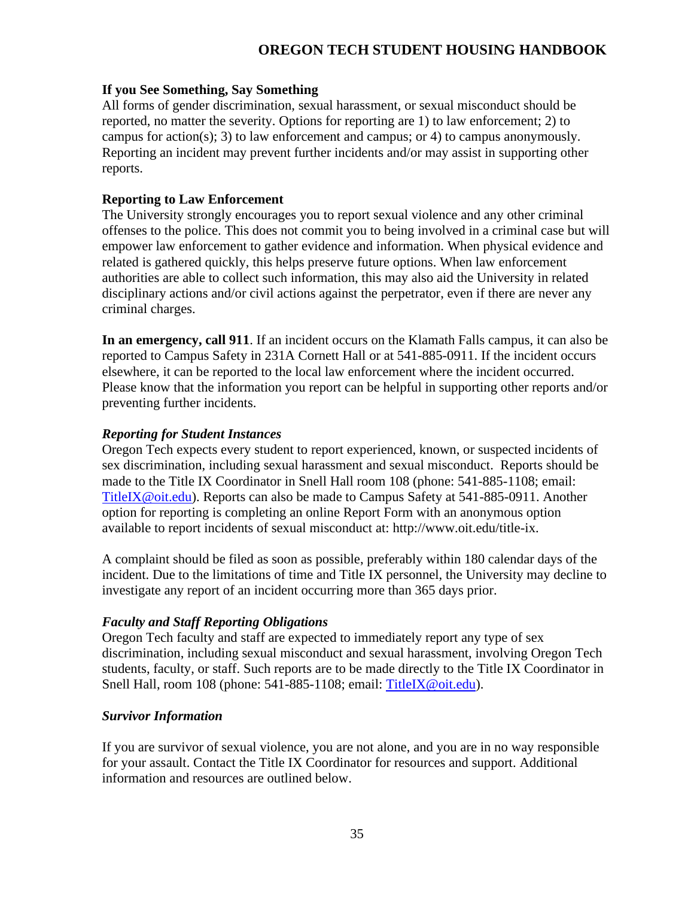### If you See Something, Say Something

All forms of gender discrimination, sexual harassment, or sexual misconduct should be reported, no matter the severity. Options for reporting are 1) to law enforcement; 2) to campus for action(s); 3) to law enforcement and campus; or 4) to campus anonymously. Reporting an incident may prevent further incidents and/or may assist in supporting other reports.

### Reporting to Law Enforcement

The University strongly encourages you to report sexual violence and any other criminal offenses to the police. This does not commit you to being involved in a criminal case but will empower law enforcement to gather evidence and information. When physical evidence and related is gathered quickly, this helps preserve future options. When law enforcement authorities are able to collect such information, this may also aid the University in related disciplinary actions and/or civil actions against the perpetrator, even if there are never any criminal charges.

**In an emergency, call 911**. If an incident occurs on the Klamath Falls campus, it can also be reported to Campus Safety in 231A Cornett Hall or at 541-885-0911. If the incident occurs elsewhere, it can be reported to the local law enforcement where the incident occurred. Please know that the information you report can be helpful in supporting other reports and/or preventing further incidents.

#### *Reporting for Student Instances*

Oregon Tech expects every student to report experienced, known, or suspected incidents of sex discrimination, including sexual harassment and sexual misconduct. Reports should be made to the Title IX Coordinator in Snell Hall room 108 (phone: 541-885-1108; email: TitleIX@oit.edu). Reports can also be made to Campus Safety at 541-885-0911. Another option for reporting is completing an online Report Form with an anonymous option available to report incidents of sexual misconduct at: http://www.oit.edu/title-ix.

A complaint should be filed as soon as possible, preferably within 180 calendar days of the incident. Due to the limitations of time and Title IX personnel, the University may decline to investigate any report of an incident occurring more than 365 days prior.

#### *Faculty and Staff Reporting Obligations*

Oregon Tech faculty and staff are expected to immediately report any type of sex discrimination, including sexual misconduct and sexual harassment, involving Oregon Tech students, faculty, or staff. Such reports are to be made directly to the Title IX Coordinator in Snell Hall, room 108 (phone: 541-885-1108; email: TitleIX@oit.edu).

#### *Survivor Information*

If you are survivor of sexual violence, you are not alone, and you are in no way responsible for your assault. Contact the Title IX Coordinator for resources and support. Additional information and resources are outlined below.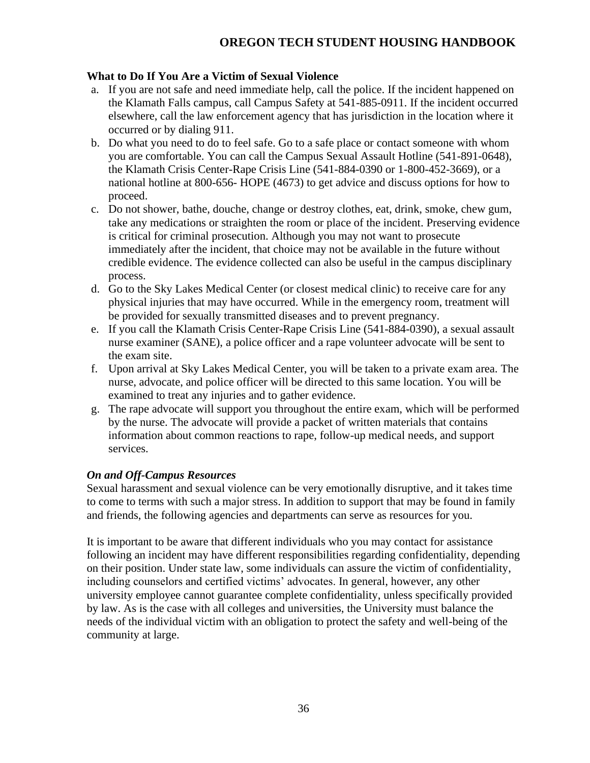**What to Do If You Are a Victim of Sexual Violence**

a. If you are not safe and need immediate help, call the police. If the incident happened on the Klamath Falls campus, call Campus Safety at 541-885-0911. If the incident occurred elsewhere, call the law enforcement agency that has jurisdiction in the location where it occurred or by dialing 911.
b. Do what you need to do to feel safe. Go to a safe place or contact someone with whom you are comfortable. You can call the Campus Sexual Assault Hotline (541-891-0648), the Klamath Crisis Center-Rape Crisis Line (541-884-0390 or 1-800-452-3669), or a national hotline at 800-656- HOPE (4673) to get advice and discuss options for how to proceed.
c. Do not shower, bathe, douche, change or destroy clothes, eat, drink, smoke, chew gum, take any medications or straighten the room or place of the incident. Preserving evidence is critical for criminal prosecution. Although you may not want to prosecute immediately after the incident, that choice may not be available in the future without credible evidence. The evidence collected can also be useful in the campus disciplinary process.
d. Go to the Sky Lakes Medical Center (or closest medical clinic) to receive care for any physical injuries that may have occurred. While in the emergency room, treatment will be provided for sexually transmitted diseases and to prevent pregnancy.
e. If you call the Klamath Crisis Center-Rape Crisis Line (541-884-0390), a sexual assault nurse examiner (SANE), a police officer and a rape volunteer advocate will be sent to the exam site.
f. Upon arrival at Sky Lakes Medical Center, you will be taken to a private exam area. The nurse, advocate, and police officer will be directed to this same location. You will be examined to treat any injuries and to gather evidence.
g. The rape advocate will support you throughout the entire exam, which will be performed by the nurse. The advocate will provide a packet of written materials that contains information about common reactions to rape, follow-up medical needs, and support services.

***On and Off-Campus Resources***

Sexual harassment and sexual violence can be very emotionally disruptive, and it takes time to come to terms with such a major stress. In addition to support that may be found in family and friends, the following agencies and departments can serve as resources for you.

It is important to be aware that different individuals who you may contact for assistance following an incident may have different responsibilities regarding confidentiality, depending on their position. Under state law, some individuals can assure the victim of confidentiality, including counselors and certified victims' advocates. In general, however, any other university employee cannot guarantee complete confidentiality, unless specifically provided by law. As is the case with all colleges and universities, the University must balance the needs of the individual victim with an obligation to protect the safety and well-being of the community at large.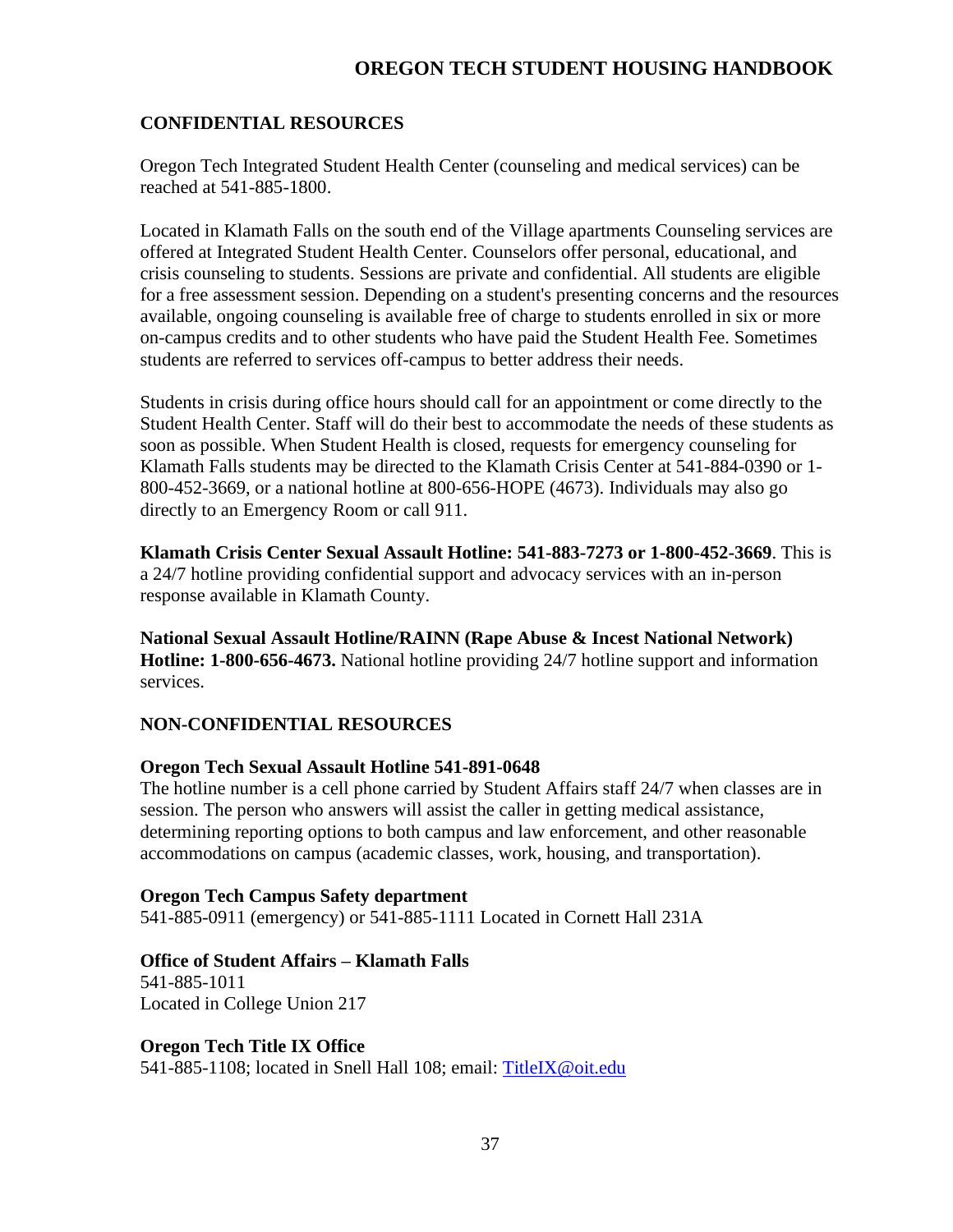## CONFIDENTIAL RESOURCES

Oregon Tech Integrated Student Health Center (counseling and medical services) can be reached at 541-885-1800.

Located in Klamath Falls on the south end of the Village apartments Counseling services are offered at Integrated Student Health Center. Counselors offer personal, educational, and crisis counseling to students. Sessions are private and confidential. All students are eligible for a free assessment session. Depending on a student's presenting concerns and the resources available, ongoing counseling is available free of charge to students enrolled in six or more on-campus credits and to other students who have paid the Student Health Fee. Sometimes students are referred to services off-campus to better address their needs.

Students in crisis during office hours should call for an appointment or come directly to the Student Health Center. Staff will do their best to accommodate the needs of these students as soon as possible. When Student Health is closed, requests for emergency counseling for Klamath Falls students may be directed to the Klamath Crisis Center at 541-884-0390 or 1-800-452-3669, or a national hotline at 800-656-HOPE (4673). Individuals may also go directly to an Emergency Room or call 911.

**Klamath Crisis Center Sexual Assault Hotline: 541-883-7273 or 1-800-452-3669**. This is a 24/7 hotline providing confidential support and advocacy services with an in-person response available in Klamath County.

**National Sexual Assault Hotline/RAINN (Rape Abuse & Incest National Network) Hotline: 1-800-656-4673.** National hotline providing 24/7 hotline support and information services.

## NON-CONFIDENTIAL RESOURCES

**Oregon Tech Sexual Assault Hotline 541-891-0648**
The hotline number is a cell phone carried by Student Affairs staff 24/7 when classes are in session. The person who answers will assist the caller in getting medical assistance, determining reporting options to both campus and law enforcement, and other reasonable accommodations on campus (academic classes, work, housing, and transportation).

**Oregon Tech Campus Safety department**
541-885-0911 (emergency) or 541-885-1111 Located in Cornett Hall 231A

**Office of Student Affairs – Klamath Falls**
541-885-1011
Located in College Union 217

**Oregon Tech Title IX Office**
541-885-1108; located in Snell Hall 108; email: TitleIX@oit.edu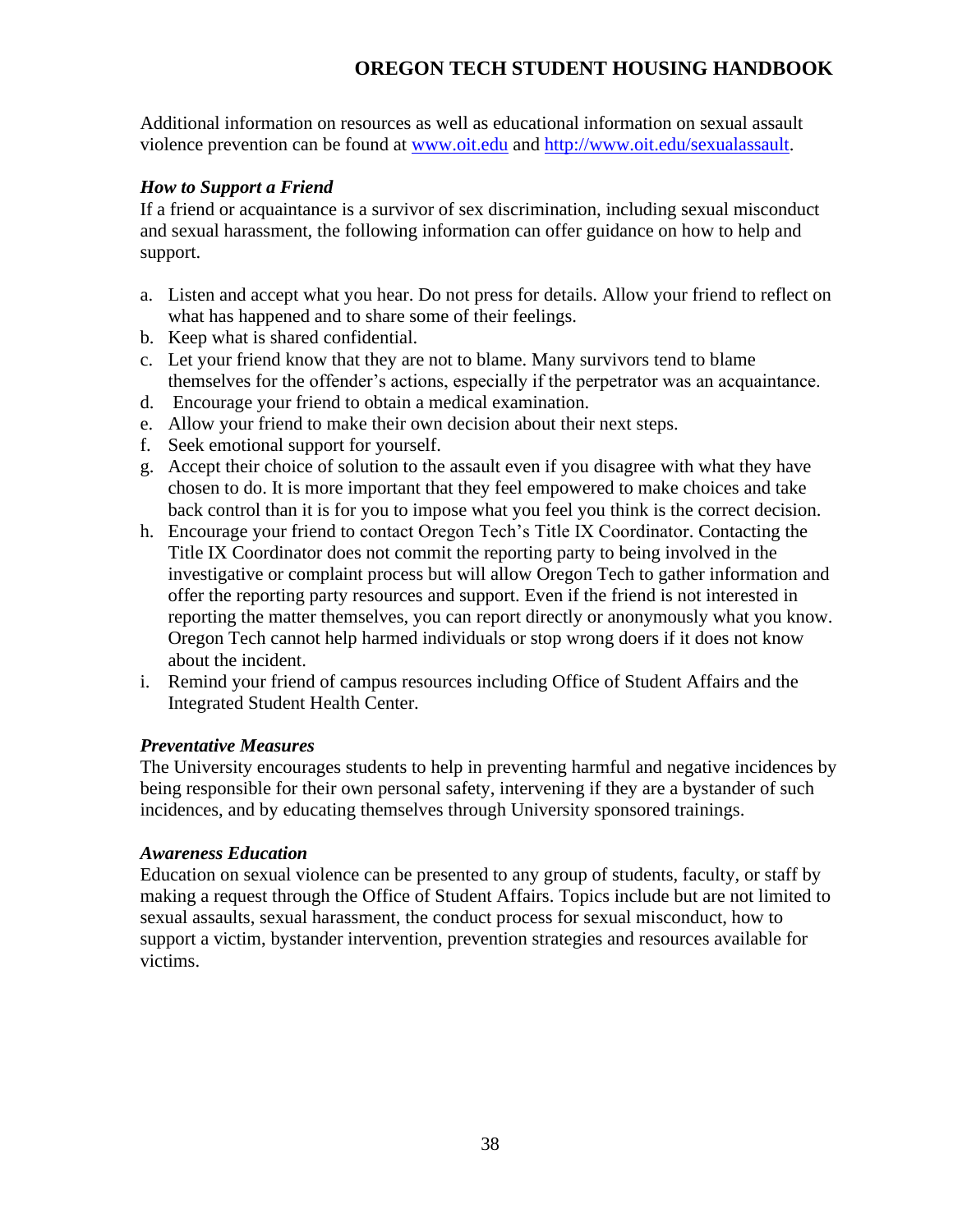Additional information on resources as well as educational information on sexual assault violence prevention can be found at [www.oit.edu](www.oit.edu) and [http://www.oit.edu/sexualassault](http://www.oit.edu/sexualassault).

***How to Support a Friend***

If a friend or acquaintance is a survivor of sex discrimination, including sexual misconduct and sexual harassment, the following information can offer guidance on how to help and support.

a. Listen and accept what you hear. Do not press for details. Allow your friend to reflect on what has happened and to share some of their feelings.
b. Keep what is shared confidential.
c. Let your friend know that they are not to blame. Many survivors tend to blame themselves for the offender's actions, especially if the perpetrator was an acquaintance.
d. Encourage your friend to obtain a medical examination.
e. Allow your friend to make their own decision about their next steps.
f. Seek emotional support for yourself.
g. Accept their choice of solution to the assault even if you disagree with what they have chosen to do. It is more important that they feel empowered to make choices and take back control than it is for you to impose what you feel you think is the correct decision.
h. Encourage your friend to contact Oregon Tech's Title IX Coordinator. Contacting the Title IX Coordinator does not commit the reporting party to being involved in the investigative or complaint process but will allow Oregon Tech to gather information and offer the reporting party resources and support. Even if the friend is not interested in reporting the matter themselves, you can report directly or anonymously what you know. Oregon Tech cannot help harmed individuals or stop wrong doers if it does not know about the incident.
i. Remind your friend of campus resources including Office of Student Affairs and the Integrated Student Health Center.

***Preventative Measures***

The University encourages students to help in preventing harmful and negative incidences by being responsible for their own personal safety, intervening if they are a bystander of such incidences, and by educating themselves through University sponsored trainings.

***Awareness Education***

Education on sexual violence can be presented to any group of students, faculty, or staff by making a request through the Office of Student Affairs. Topics include but are not limited to sexual assaults, sexual harassment, the conduct process for sexual misconduct, how to support a victim, bystander intervention, prevention strategies and resources available for victims.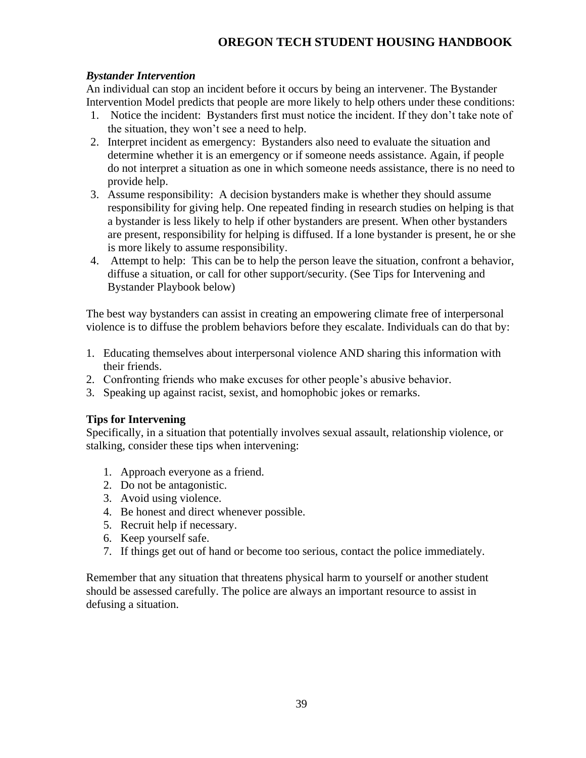### *Bystander Intervention*

An individual can stop an incident before it occurs by being an intervener. The Bystander Intervention Model predicts that people are more likely to help others under these conditions:

1. Notice the incident: Bystanders first must notice the incident. If they don't take note of the situation, they won't see a need to help.
2. Interpret incident as emergency: Bystanders also need to evaluate the situation and determine whether it is an emergency or if someone needs assistance. Again, if people do not interpret a situation as one in which someone needs assistance, there is no need to provide help.
3. Assume responsibility: A decision bystanders make is whether they should assume responsibility for giving help. One repeated finding in research studies on helping is that a bystander is less likely to help if other bystanders are present. When other bystanders are present, responsibility for helping is diffused. If a lone bystander is present, he or she is more likely to assume responsibility.
4. Attempt to help: This can be to help the person leave the situation, confront a behavior, diffuse a situation, or call for other support/security. (See Tips for Intervening and Bystander Playbook below)

The best way bystanders can assist in creating an empowering climate free of interpersonal violence is to diffuse the problem behaviors before they escalate. Individuals can do that by:

1. Educating themselves about interpersonal violence AND sharing this information with their friends.
2. Confronting friends who make excuses for other people's abusive behavior.
3. Speaking up against racist, sexist, and homophobic jokes or remarks.

### Tips for Intervening

Specifically, in a situation that potentially involves sexual assault, relationship violence, or stalking, consider these tips when intervening:

1. Approach everyone as a friend.
2. Do not be antagonistic.
3. Avoid using violence.
4. Be honest and direct whenever possible.
5. Recruit help if necessary.
6. Keep yourself safe.
7. If things get out of hand or become too serious, contact the police immediately.

Remember that any situation that threatens physical harm to yourself or another student should be assessed carefully. The police are always an important resource to assist in defusing a situation.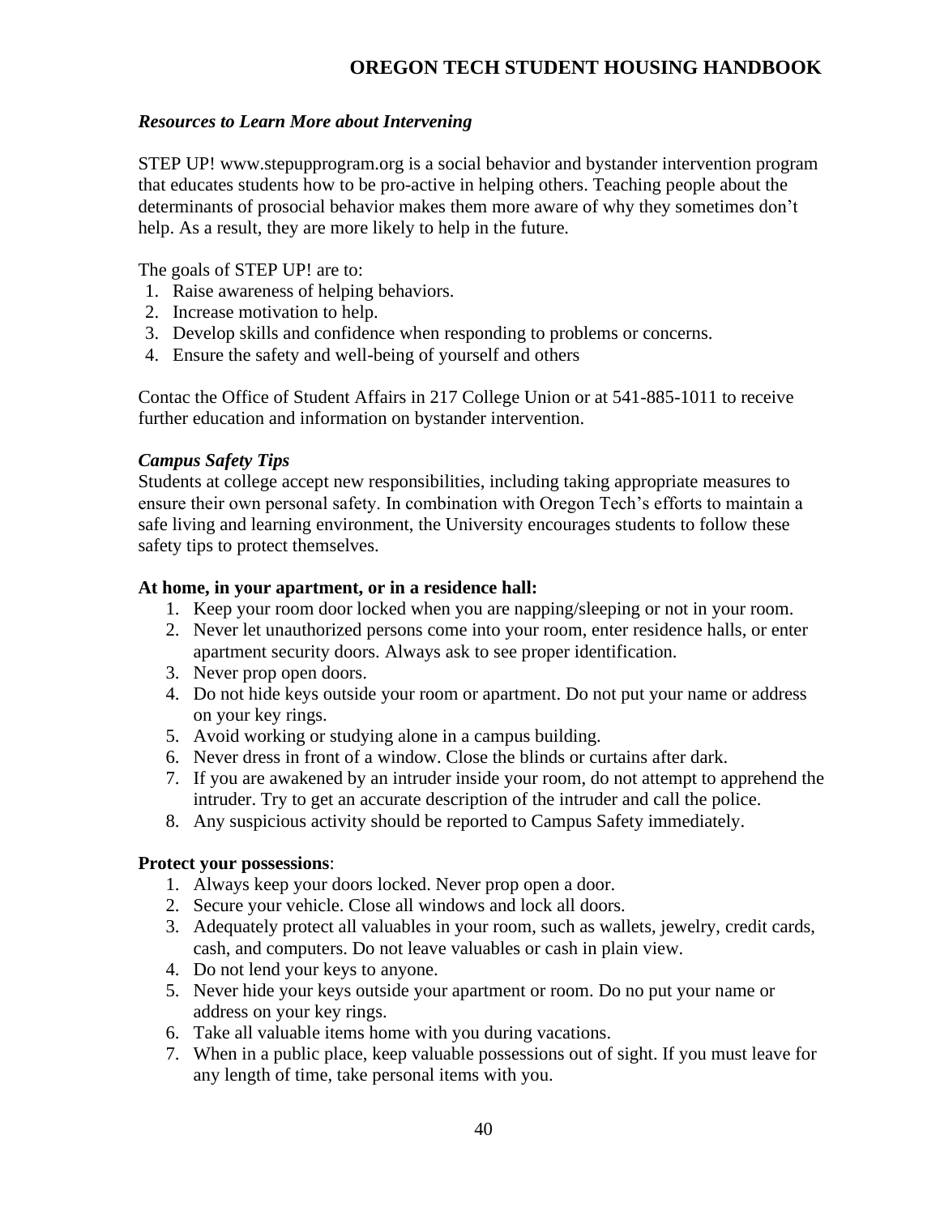### *Resources to Learn More about Intervening*

STEP UP! www.stepupprogram.org is a social behavior and bystander intervention program that educates students how to be pro-active in helping others. Teaching people about the determinants of prosocial behavior makes them more aware of why they sometimes don't help. As a result, they are more likely to help in the future.

The goals of STEP UP! are to:

1. Raise awareness of helping behaviors.
2. Increase motivation to help.
3. Develop skills and confidence when responding to problems or concerns.
4. Ensure the safety and well-being of yourself and others

Contac the Office of Student Affairs in 217 College Union or at 541-885-1011 to receive further education and information on bystander intervention.

### *Campus Safety Tips*

Students at college accept new responsibilities, including taking appropriate measures to ensure their own personal safety. In combination with Oregon Tech's efforts to maintain a safe living and learning environment, the University encourages students to follow these safety tips to protect themselves.

**At home, in your apartment, or in a residence hall:**

1. Keep your room door locked when you are napping/sleeping or not in your room.
2. Never let unauthorized persons come into your room, enter residence halls, or enter apartment security doors. Always ask to see proper identification.
3. Never prop open doors.
4. Do not hide keys outside your room or apartment. Do not put your name or address on your key rings.
5. Avoid working or studying alone in a campus building.
6. Never dress in front of a window. Close the blinds or curtains after dark.
7. If you are awakened by an intruder inside your room, do not attempt to apprehend the intruder. Try to get an accurate description of the intruder and call the police.
8. Any suspicious activity should be reported to Campus Safety immediately.

**Protect your possessions**:

1. Always keep your doors locked. Never prop open a door.
2. Secure your vehicle. Close all windows and lock all doors.
3. Adequately protect all valuables in your room, such as wallets, jewelry, credit cards, cash, and computers. Do not leave valuables or cash in plain view.
4. Do not lend your keys to anyone.
5. Never hide your keys outside your apartment or room. Do no put your name or address on your key rings.
6. Take all valuable items home with you during vacations.
7. When in a public place, keep valuable possessions out of sight. If you must leave for any length of time, take personal items with you.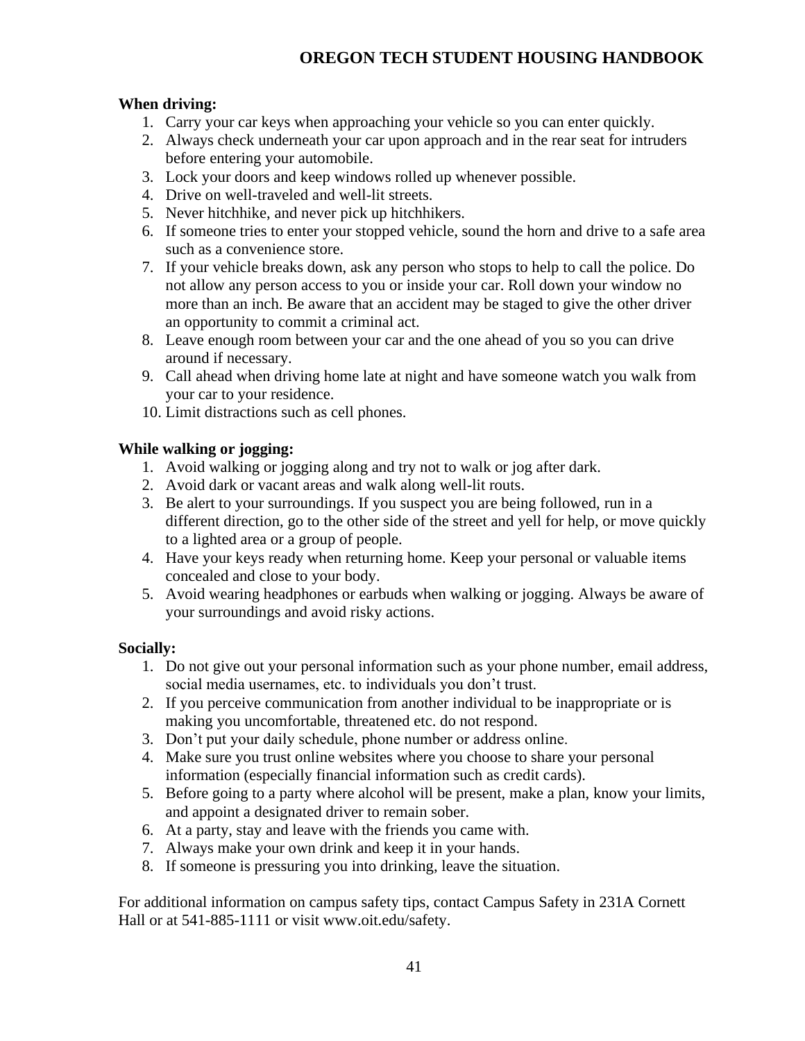**When driving:**

1. Carry your car keys when approaching your vehicle so you can enter quickly.
2. Always check underneath your car upon approach and in the rear seat for intruders before entering your automobile.
3. Lock your doors and keep windows rolled up whenever possible.
4. Drive on well-traveled and well-lit streets.
5. Never hitchhike, and never pick up hitchhikers.
6. If someone tries to enter your stopped vehicle, sound the horn and drive to a safe area such as a convenience store.
7. If your vehicle breaks down, ask any person who stops to help to call the police. Do not allow any person access to you or inside your car. Roll down your window no more than an inch. Be aware that an accident may be staged to give the other driver an opportunity to commit a criminal act.
8. Leave enough room between your car and the one ahead of you so you can drive around if necessary.
9. Call ahead when driving home late at night and have someone watch you walk from your car to your residence.
10. Limit distractions such as cell phones.

**While walking or jogging:**

1. Avoid walking or jogging along and try not to walk or jog after dark.
2. Avoid dark or vacant areas and walk along well-lit routs.
3. Be alert to your surroundings. If you suspect you are being followed, run in a different direction, go to the other side of the street and yell for help, or move quickly to a lighted area or a group of people.
4. Have your keys ready when returning home. Keep your personal or valuable items concealed and close to your body.
5. Avoid wearing headphones or earbuds when walking or jogging. Always be aware of your surroundings and avoid risky actions.

**Socially:**

1. Do not give out your personal information such as your phone number, email address, social media usernames, etc. to individuals you don't trust.
2. If you perceive communication from another individual to be inappropriate or is making you uncomfortable, threatened etc. do not respond.
3. Don't put your daily schedule, phone number or address online.
4. Make sure you trust online websites where you choose to share your personal information (especially financial information such as credit cards).
5. Before going to a party where alcohol will be present, make a plan, know your limits, and appoint a designated driver to remain sober.
6. At a party, stay and leave with the friends you came with.
7. Always make your own drink and keep it in your hands.
8. If someone is pressuring you into drinking, leave the situation.

For additional information on campus safety tips, contact Campus Safety in 231A Cornett Hall or at 541-885-1111 or visit www.oit.edu/safety.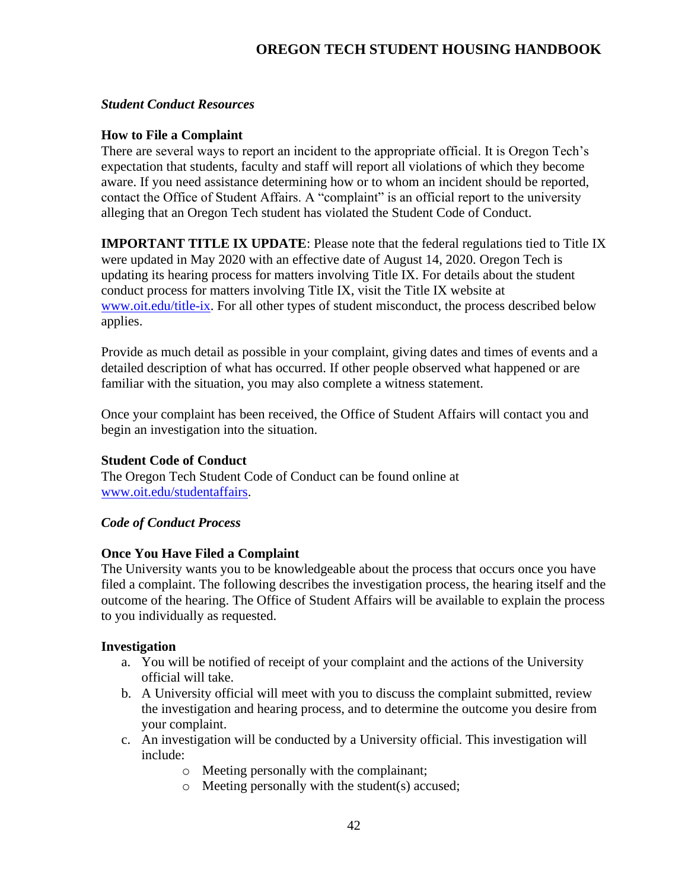*Student Conduct Resources*

**How to File a Complaint**

There are several ways to report an incident to the appropriate official. It is Oregon Tech's expectation that students, faculty and staff will report all violations of which they become aware. If you need assistance determining how or to whom an incident should be reported, contact the Office of Student Affairs. A "complaint" is an official report to the university alleging that an Oregon Tech student has violated the Student Code of Conduct.

**IMPORTANT TITLE IX UPDATE**: Please note that the federal regulations tied to Title IX were updated in May 2020 with an effective date of August 14, 2020. Oregon Tech is updating its hearing process for matters involving Title IX. For details about the student conduct process for matters involving Title IX, visit the Title IX website at [www.oit.edu/title-ix](http://www.oit.edu/title-ix). For all other types of student misconduct, the process described below applies.

Provide as much detail as possible in your complaint, giving dates and times of events and a detailed description of what has occurred. If other people observed what happened or are familiar with the situation, you may also complete a witness statement.

Once your complaint has been received, the Office of Student Affairs will contact you and begin an investigation into the situation.

**Student Code of Conduct**

The Oregon Tech Student Code of Conduct can be found online at [www.oit.edu/studentaffairs](http://www.oit.edu/studentaffairs).

*Code of Conduct Process*

**Once You Have Filed a Complaint**

The University wants you to be knowledgeable about the process that occurs once you have filed a complaint. The following describes the investigation process, the hearing itself and the outcome of the hearing. The Office of Student Affairs will be available to explain the process to you individually as requested.

**Investigation**

a. You will be notified of receipt of your complaint and the actions of the University official will take.
b. A University official will meet with you to discuss the complaint submitted, review the investigation and hearing process, and to determine the outcome you desire from your complaint.
c. An investigation will be conducted by a University official. This investigation will include:
    - Meeting personally with the complainant;
    - Meeting personally with the student(s) accused;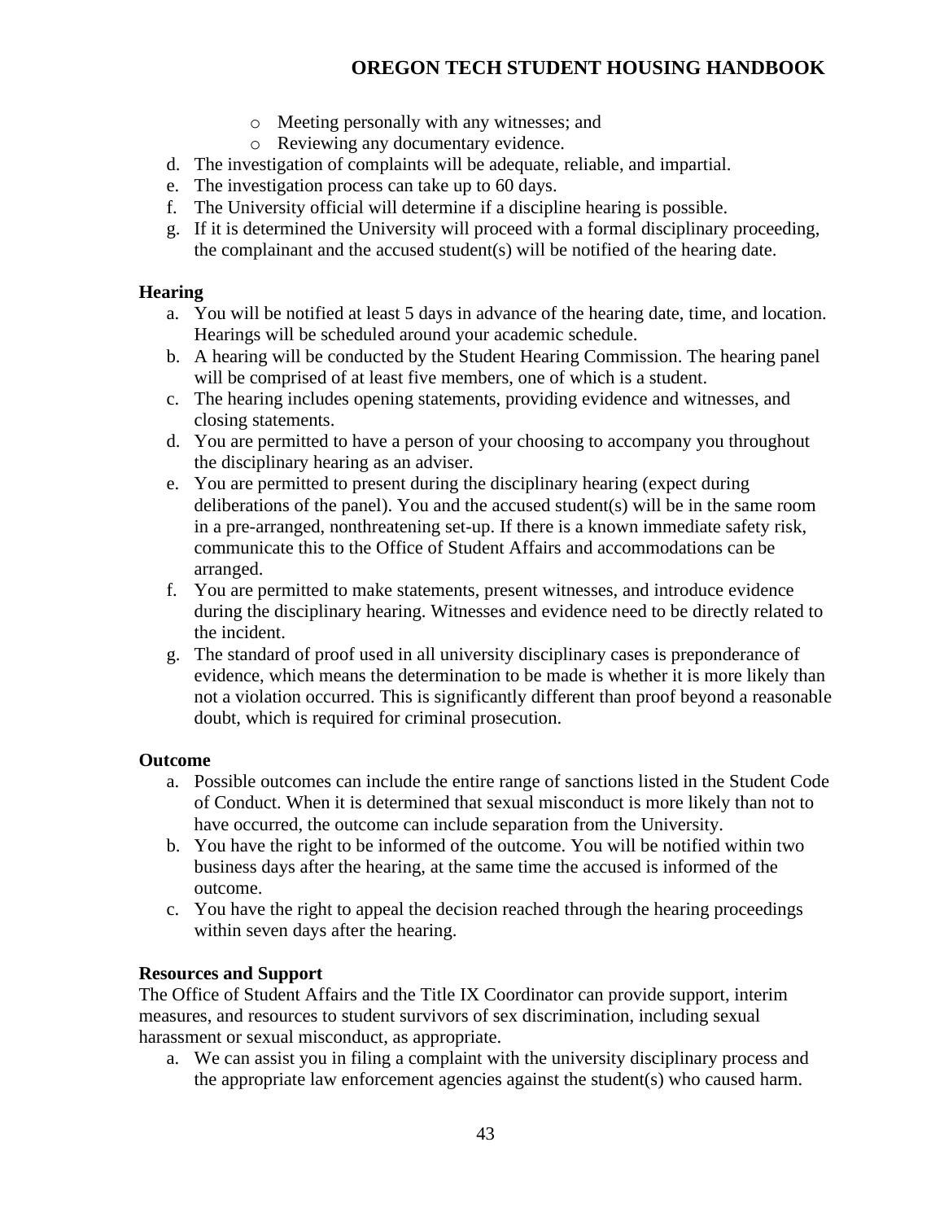- Meeting personally with any witnesses; and
  - Reviewing any documentary evidence.

d. The investigation of complaints will be adequate, reliable, and impartial.
e. The investigation process can take up to 60 days.
f. The University official will determine if a discipline hearing is possible.
g. If it is determined the University will proceed with a formal disciplinary proceeding, the complainant and the accused student(s) will be notified of the hearing date.

**Hearing**

a. You will be notified at least 5 days in advance of the hearing date, time, and location. Hearings will be scheduled around your academic schedule.
b. A hearing will be conducted by the Student Hearing Commission. The hearing panel will be comprised of at least five members, one of which is a student.
c. The hearing includes opening statements, providing evidence and witnesses, and closing statements.
d. You are permitted to have a person of your choosing to accompany you throughout the disciplinary hearing as an adviser.
e. You are permitted to present during the disciplinary hearing (expect during deliberations of the panel). You and the accused student(s) will be in the same room in a pre-arranged, nonthreatening set-up. If there is a known immediate safety risk, communicate this to the Office of Student Affairs and accommodations can be arranged.
f. You are permitted to make statements, present witnesses, and introduce evidence during the disciplinary hearing. Witnesses and evidence need to be directly related to the incident.
g. The standard of proof used in all university disciplinary cases is preponderance of evidence, which means the determination to be made is whether it is more likely than not a violation occurred. This is significantly different than proof beyond a reasonable doubt, which is required for criminal prosecution.

**Outcome**

a. Possible outcomes can include the entire range of sanctions listed in the Student Code of Conduct. When it is determined that sexual misconduct is more likely than not to have occurred, the outcome can include separation from the University.
b. You have the right to be informed of the outcome. You will be notified within two business days after the hearing, at the same time the accused is informed of the outcome.
c. You have the right to appeal the decision reached through the hearing proceedings within seven days after the hearing.

**Resources and Support**

The Office of Student Affairs and the Title IX Coordinator can provide support, interim measures, and resources to student survivors of sex discrimination, including sexual harassment or sexual misconduct, as appropriate.

a. We can assist you in filing a complaint with the university disciplinary process and the appropriate law enforcement agencies against the student(s) who caused harm.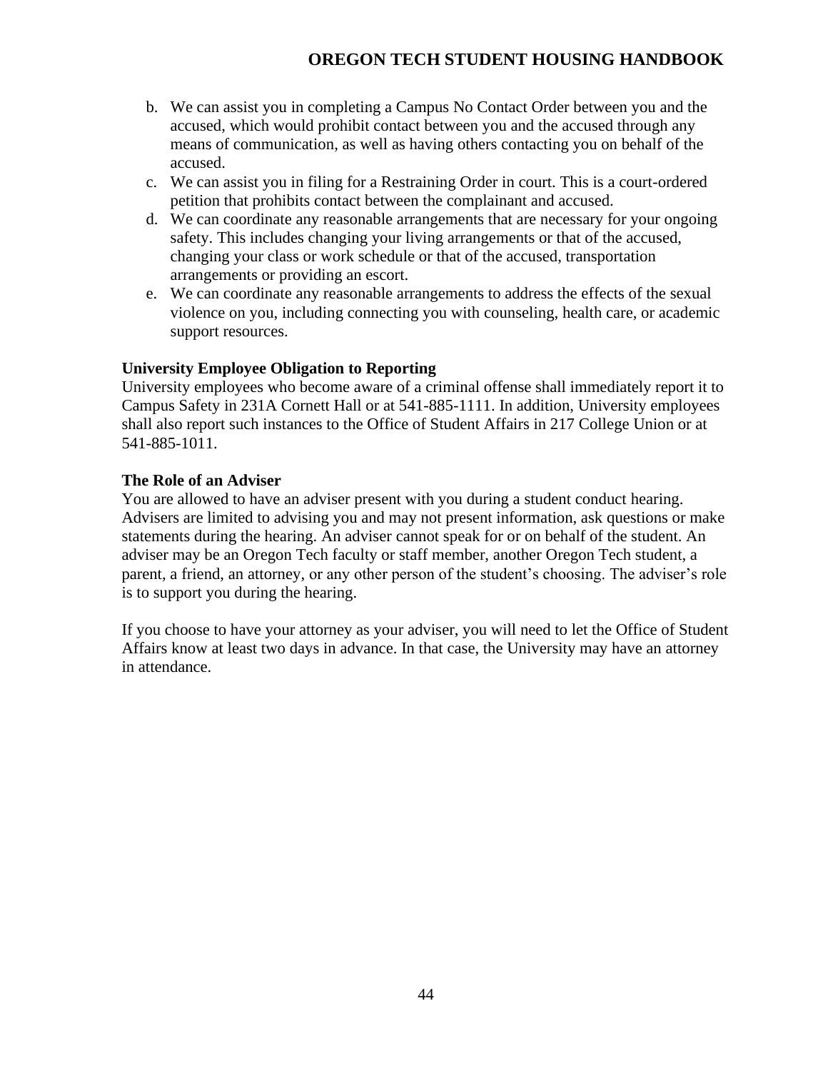b. We can assist you in completing a Campus No Contact Order between you and the accused, which would prohibit contact between you and the accused through any means of communication, as well as having others contacting you on behalf of the accused.
c. We can assist you in filing for a Restraining Order in court. This is a court-ordered petition that prohibits contact between the complainant and accused.
d. We can coordinate any reasonable arrangements that are necessary for your ongoing safety. This includes changing your living arrangements or that of the accused, changing your class or work schedule or that of the accused, transportation arrangements or providing an escort.
e. We can coordinate any reasonable arrangements to address the effects of the sexual violence on you, including connecting you with counseling, health care, or academic support resources.

**University Employee Obligation to Reporting**

University employees who become aware of a criminal offense shall immediately report it to Campus Safety in 231A Cornett Hall or at 541-885-1111. In addition, University employees shall also report such instances to the Office of Student Affairs in 217 College Union or at 541-885-1011.

**The Role of an Adviser**

You are allowed to have an adviser present with you during a student conduct hearing. Advisers are limited to advising you and may not present information, ask questions or make statements during the hearing. An adviser cannot speak for or on behalf of the student. An adviser may be an Oregon Tech faculty or staff member, another Oregon Tech student, a parent, a friend, an attorney, or any other person of the student's choosing. The adviser's role is to support you during the hearing.

If you choose to have your attorney as your adviser, you will need to let the Office of Student Affairs know at least two days in advance. In that case, the University may have an attorney in attendance.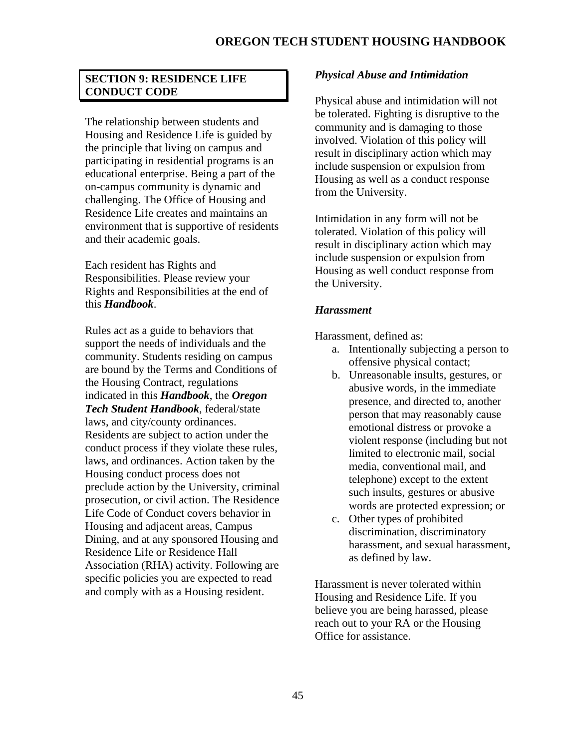## SECTION 9: RESIDENCE LIFE CONDUCT CODE

The relationship between students and Housing and Residence Life is guided by the principle that living on campus and participating in residential programs is an educational enterprise. Being a part of the on-campus community is dynamic and challenging. The Office of Housing and Residence Life creates and maintains an environment that is supportive of residents and their academic goals.

Each resident has Rights and Responsibilities. Please review your Rights and Responsibilities at the end of this ***Handbook***.

Rules act as a guide to behaviors that support the needs of individuals and the community. Students residing on campus are bound by the Terms and Conditions of the Housing Contract, regulations indicated in this ***Handbook***, the ***Oregon Tech Student Handbook***, federal/state laws, and city/county ordinances. Residents are subject to action under the conduct process if they violate these rules, laws, and ordinances. Action taken by the Housing conduct process does not preclude action by the University, criminal prosecution, or civil action. The Residence Life Code of Conduct covers behavior in Housing and adjacent areas, Campus Dining, and at any sponsored Housing and Residence Life or Residence Hall Association (RHA) activity. Following are specific policies you are expected to read and comply with as a Housing resident.

### *Physical Abuse and Intimidation*

Physical abuse and intimidation will not be tolerated. Fighting is disruptive to the community and is damaging to those involved. Violation of this policy will result in disciplinary action which may include suspension or expulsion from Housing as well as a conduct response from the University.

Intimidation in any form will not be tolerated. Violation of this policy will result in disciplinary action which may include suspension or expulsion from Housing as well conduct response from the University.

### *Harassment*

Harassment, defined as:

a. Intentionally subjecting a person to offensive physical contact;
b. Unreasonable insults, gestures, or abusive words, in the immediate presence, and directed to, another person that may reasonably cause emotional distress or provoke a violent response (including but not limited to electronic mail, social media, conventional mail, and telephone) except to the extent such insults, gestures or abusive words are protected expression; or
c. Other types of prohibited discrimination, discriminatory harassment, and sexual harassment, as defined by law.

Harassment is never tolerated within Housing and Residence Life. If you believe you are being harassed, please reach out to your RA or the Housing Office for assistance.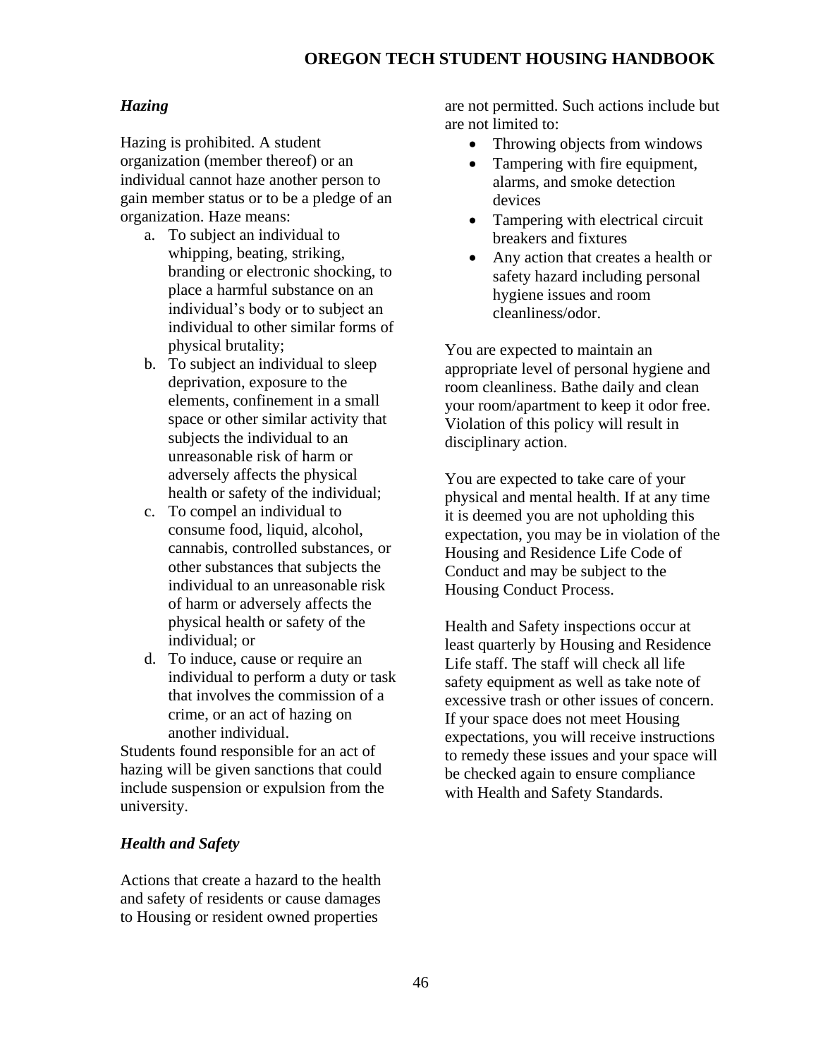### *Hazing*

Hazing is prohibited. A student organization (member thereof) or an individual cannot haze another person to gain member status or to be a pledge of an organization. Haze means:

a. To subject an individual to whipping, beating, striking, branding or electronic shocking, to place a harmful substance on an individual's body or to subject an individual to other similar forms of physical brutality;
b. To subject an individual to sleep deprivation, exposure to the elements, confinement in a small space or other similar activity that subjects the individual to an unreasonable risk of harm or adversely affects the physical health or safety of the individual;
c. To compel an individual to consume food, liquid, alcohol, cannabis, controlled substances, or other substances that subjects the individual to an unreasonable risk of harm or adversely affects the physical health or safety of the individual; or
d. To induce, cause or require an individual to perform a duty or task that involves the commission of a crime, or an act of hazing on another individual.

Students found responsible for an act of hazing will be given sanctions that could include suspension or expulsion from the university.

### *Health and Safety*

Actions that create a hazard to the health and safety of residents or cause damages to Housing or resident owned properties are not permitted. Such actions include but are not limited to:

- Throwing objects from windows
- Tampering with fire equipment, alarms, and smoke detection devices
- Tampering with electrical circuit breakers and fixtures
- Any action that creates a health or safety hazard including personal hygiene issues and room cleanliness/odor.

You are expected to maintain an appropriate level of personal hygiene and room cleanliness. Bathe daily and clean your room/apartment to keep it odor free. Violation of this policy will result in disciplinary action.

You are expected to take care of your physical and mental health. If at any time it is deemed you are not upholding this expectation, you may be in violation of the Housing and Residence Life Code of Conduct and may be subject to the Housing Conduct Process.

Health and Safety inspections occur at least quarterly by Housing and Residence Life staff. The staff will check all life safety equipment as well as take note of excessive trash or other issues of concern. If your space does not meet Housing expectations, you will receive instructions to remedy these issues and your space will be checked again to ensure compliance with Health and Safety Standards.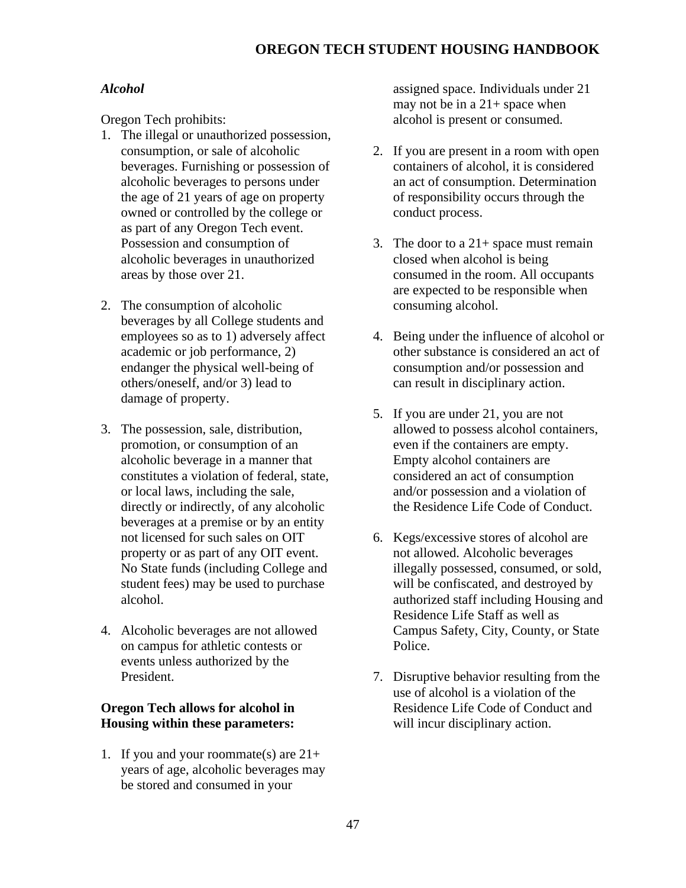### *Alcohol*

Oregon Tech prohibits:

1. The illegal or unauthorized possession, consumption, or sale of alcoholic beverages. Furnishing or possession of alcoholic beverages to persons under the age of 21 years of age on property owned or controlled by the college or as part of any Oregon Tech event. Possession and consumption of alcoholic beverages in unauthorized areas by those over 21.

2. The consumption of alcoholic beverages by all College students and employees so as to 1) adversely affect academic or job performance, 2) endanger the physical well-being of others/oneself, and/or 3) lead to damage of property.

3. The possession, sale, distribution, promotion, or consumption of an alcoholic beverage in a manner that constitutes a violation of federal, state, or local laws, including the sale, directly or indirectly, of any alcoholic beverages at a premise or by an entity not licensed for such sales on OIT property or as part of any OIT event. No State funds (including College and student fees) may be used to purchase alcohol.

4. Alcoholic beverages are not allowed on campus for athletic contests or events unless authorized by the President.

**Oregon Tech allows for alcohol in Housing within these parameters:**

1. If you and your roommate(s) are 21+ years of age, alcoholic beverages may be stored and consumed in your assigned space. Individuals under 21 may not be in a 21+ space when alcohol is present or consumed.

2. If you are present in a room with open containers of alcohol, it is considered an act of consumption. Determination of responsibility occurs through the conduct process.

3. The door to a 21+ space must remain closed when alcohol is being consumed in the room. All occupants are expected to be responsible when consuming alcohol.

4. Being under the influence of alcohol or other substance is considered an act of consumption and/or possession and can result in disciplinary action.

5. If you are under 21, you are not allowed to possess alcohol containers, even if the containers are empty. Empty alcohol containers are considered an act of consumption and/or possession and a violation of the Residence Life Code of Conduct.

6. Kegs/excessive stores of alcohol are not allowed. Alcoholic beverages illegally possessed, consumed, or sold, will be confiscated, and destroyed by authorized staff including Housing and Residence Life Staff as well as Campus Safety, City, County, or State Police.

7. Disruptive behavior resulting from the use of alcohol is a violation of the Residence Life Code of Conduct and will incur disciplinary action.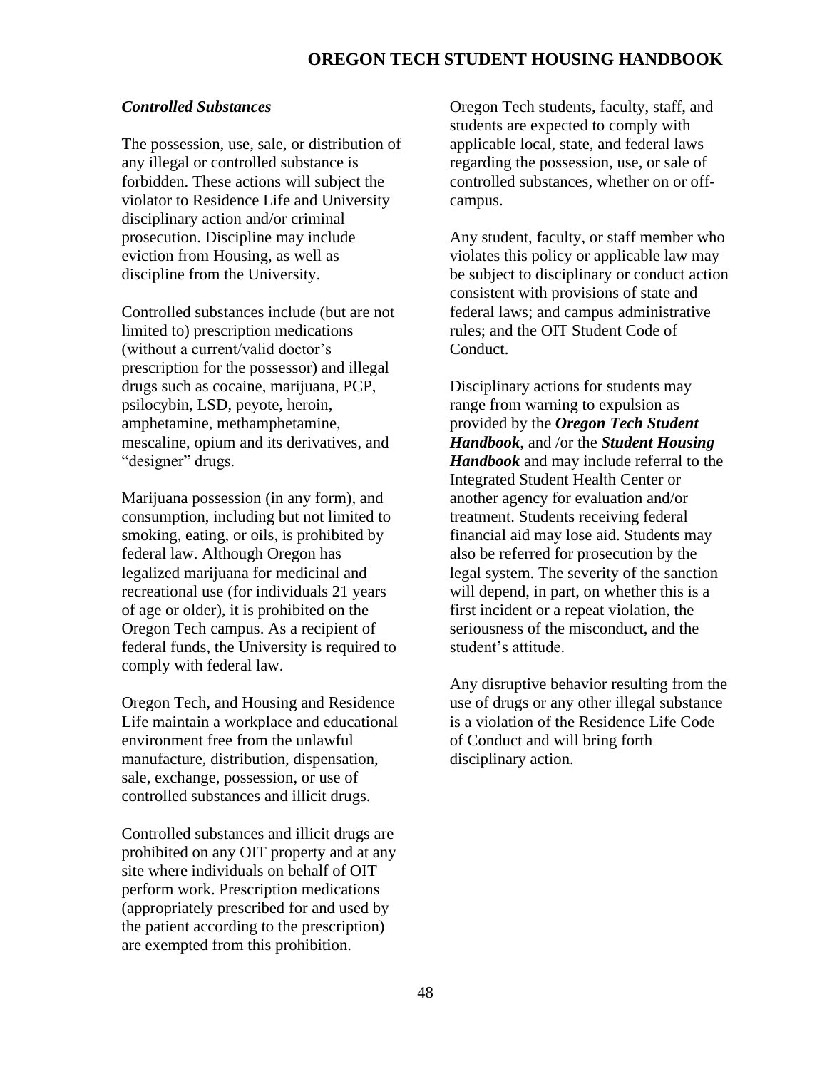### *Controlled Substances*

The possession, use, sale, or distribution of any illegal or controlled substance is forbidden. These actions will subject the violator to Residence Life and University disciplinary action and/or criminal prosecution. Discipline may include eviction from Housing, as well as discipline from the University.

Controlled substances include (but are not limited to) prescription medications (without a current/valid doctor's prescription for the possessor) and illegal drugs such as cocaine, marijuana, PCP, psilocybin, LSD, peyote, heroin, amphetamine, methamphetamine, mescaline, opium and its derivatives, and "designer" drugs.

Marijuana possession (in any form), and consumption, including but not limited to smoking, eating, or oils, is prohibited by federal law. Although Oregon has legalized marijuana for medicinal and recreational use (for individuals 21 years of age or older), it is prohibited on the Oregon Tech campus. As a recipient of federal funds, the University is required to comply with federal law.

Oregon Tech, and Housing and Residence Life maintain a workplace and educational environment free from the unlawful manufacture, distribution, dispensation, sale, exchange, possession, or use of controlled substances and illicit drugs.

Controlled substances and illicit drugs are prohibited on any OIT property and at any site where individuals on behalf of OIT perform work. Prescription medications (appropriately prescribed for and used by the patient according to the prescription) are exempted from this prohibition.

Oregon Tech students, faculty, staff, and students are expected to comply with applicable local, state, and federal laws regarding the possession, use, or sale of controlled substances, whether on or off-campus.

Any student, faculty, or staff member who violates this policy or applicable law may be subject to disciplinary or conduct action consistent with provisions of state and federal laws; and campus administrative rules; and the OIT Student Code of Conduct.

Disciplinary actions for students may range from warning to expulsion as provided by the ***Oregon Tech Student Handbook***, and /or the ***Student Housing Handbook*** and may include referral to the Integrated Student Health Center or another agency for evaluation and/or treatment. Students receiving federal financial aid may lose aid. Students may also be referred for prosecution by the legal system. The severity of the sanction will depend, in part, on whether this is a first incident or a repeat violation, the seriousness of the misconduct, and the student's attitude.

Any disruptive behavior resulting from the use of drugs or any other illegal substance is a violation of the Residence Life Code of Conduct and will bring forth disciplinary action.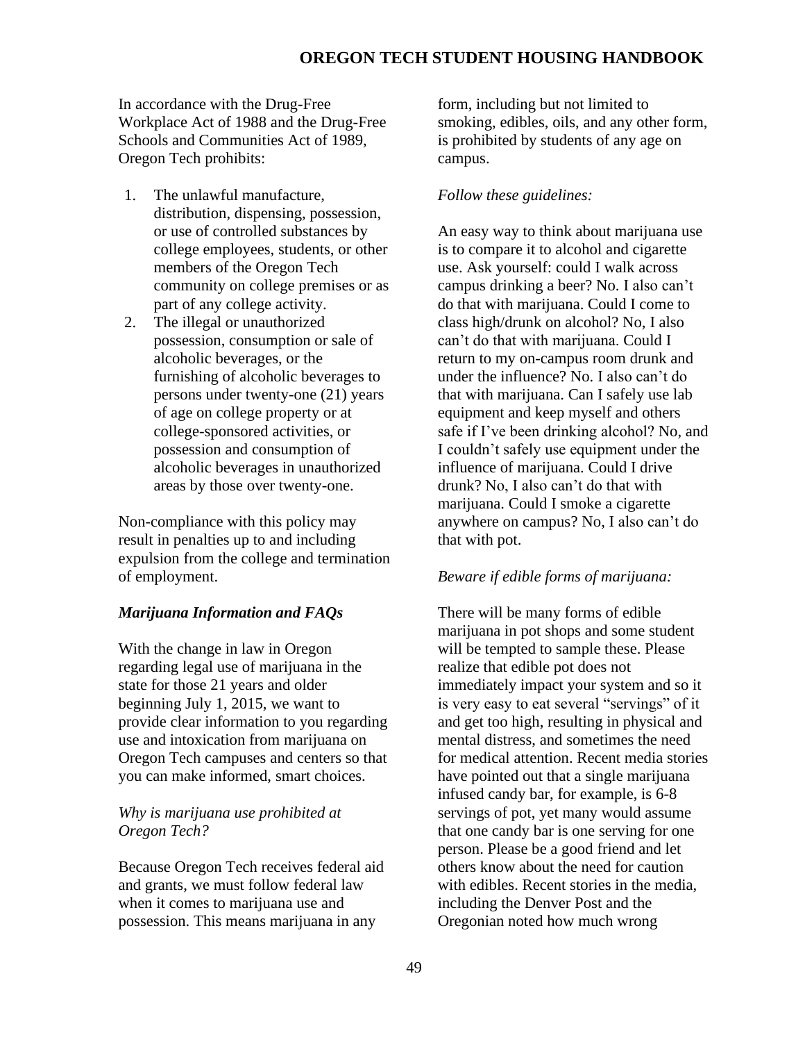In accordance with the Drug-Free Workplace Act of 1988 and the Drug-Free Schools and Communities Act of 1989, Oregon Tech prohibits:

1. The unlawful manufacture, distribution, dispensing, possession, or use of controlled substances by college employees, students, or other members of the Oregon Tech community on college premises or as part of any college activity.
2. The illegal or unauthorized possession, consumption or sale of alcoholic beverages, or the furnishing of alcoholic beverages to persons under twenty-one (21) years of age on college property or at college-sponsored activities, or possession and consumption of alcoholic beverages in unauthorized areas by those over twenty-one.

Non-compliance with this policy may result in penalties up to and including expulsion from the college and termination of employment.

***Marijuana Information and FAQs***

With the change in law in Oregon regarding legal use of marijuana in the state for those 21 years and older beginning July 1, 2015, we want to provide clear information to you regarding use and intoxication from marijuana on Oregon Tech campuses and centers so that you can make informed, smart choices.

*Why is marijuana use prohibited at Oregon Tech?*

Because Oregon Tech receives federal aid and grants, we must follow federal law when it comes to marijuana use and possession. This means marijuana in any form, including but not limited to smoking, edibles, oils, and any other form, is prohibited by students of any age on campus.

*Follow these guidelines:*

An easy way to think about marijuana use is to compare it to alcohol and cigarette use. Ask yourself: could I walk across campus drinking a beer? No. I also can't do that with marijuana. Could I come to class high/drunk on alcohol? No, I also can't do that with marijuana. Could I return to my on-campus room drunk and under the influence? No. I also can't do that with marijuana. Can I safely use lab equipment and keep myself and others safe if I've been drinking alcohol? No, and I couldn't safely use equipment under the influence of marijuana. Could I drive drunk? No, I also can't do that with marijuana. Could I smoke a cigarette anywhere on campus? No, I also can't do that with pot.

*Beware if edible forms of marijuana:*

There will be many forms of edible marijuana in pot shops and some student will be tempted to sample these. Please realize that edible pot does not immediately impact your system and so it is very easy to eat several "servings" of it and get too high, resulting in physical and mental distress, and sometimes the need for medical attention. Recent media stories have pointed out that a single marijuana infused candy bar, for example, is 6-8 servings of pot, yet many would assume that one candy bar is one serving for one person. Please be a good friend and let others know about the need for caution with edibles. Recent stories in the media, including the Denver Post and the Oregonian noted how much wrong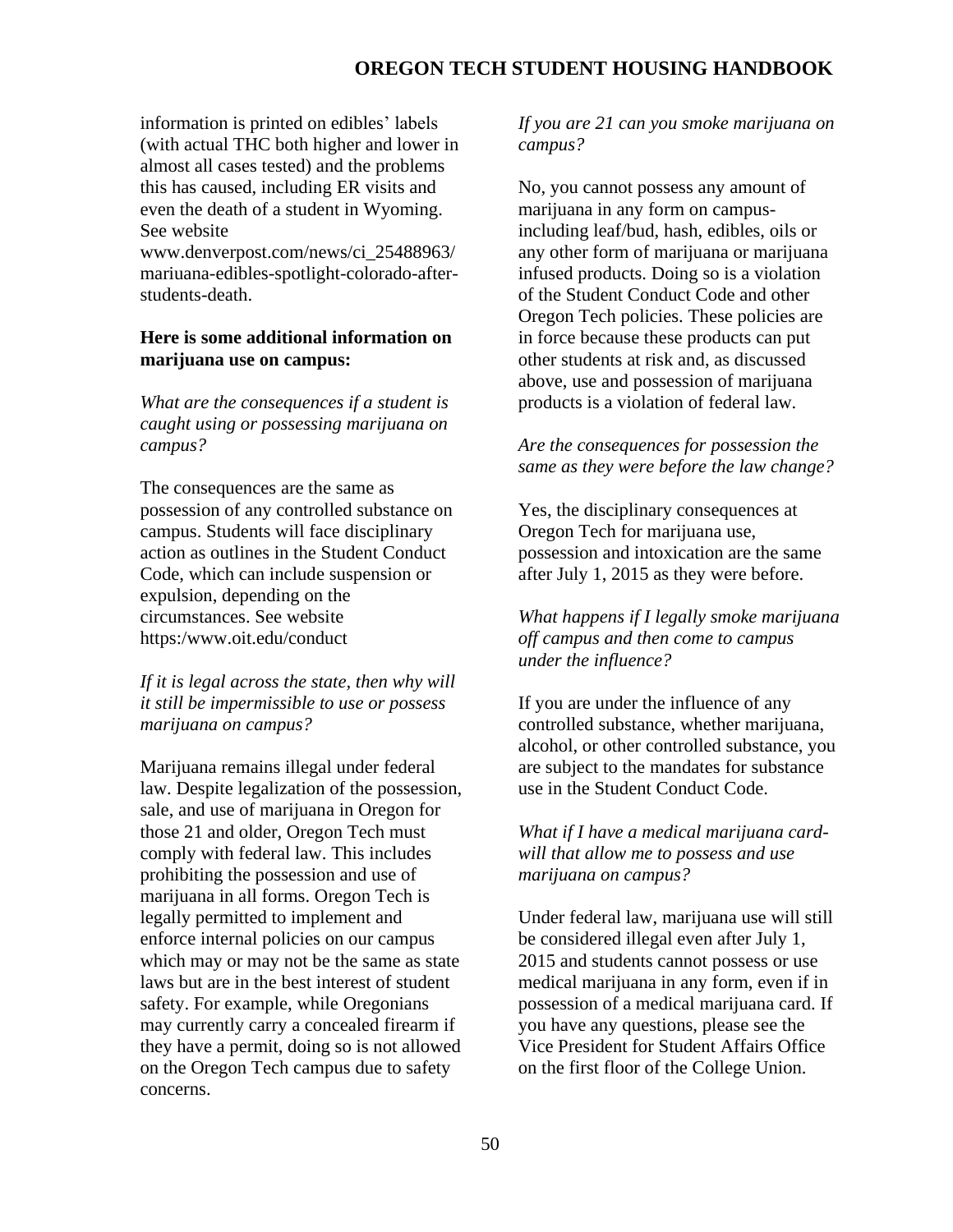information is printed on edibles' labels (with actual THC both higher and lower in almost all cases tested) and the problems this has caused, including ER visits and even the death of a student in Wyoming. See website www.denverpost.com/news/ci_25488963/mariuana-edibles-spotlight-colorado-after-students-death.

**Here is some additional information on marijuana use on campus:**

*What are the consequences if a student is caught using or possessing marijuana on campus?*

The consequences are the same as possession of any controlled substance on campus. Students will face disciplinary action as outlines in the Student Conduct Code, which can include suspension or expulsion, depending on the circumstances. See website https:/www.oit.edu/conduct

*If it is legal across the state, then why will it still be impermissible to use or possess marijuana on campus?*

Marijuana remains illegal under federal law. Despite legalization of the possession, sale, and use of marijuana in Oregon for those 21 and older, Oregon Tech must comply with federal law. This includes prohibiting the possession and use of marijuana in all forms. Oregon Tech is legally permitted to implement and enforce internal policies on our campus which may or may not be the same as state laws but are in the best interest of student safety. For example, while Oregonians may currently carry a concealed firearm if they have a permit, doing so is not allowed on the Oregon Tech campus due to safety concerns.

*If you are 21 can you smoke marijuana on campus?*

No, you cannot possess any amount of marijuana in any form on campus- including leaf/bud, hash, edibles, oils or any other form of marijuana or marijuana infused products. Doing so is a violation of the Student Conduct Code and other Oregon Tech policies. These policies are in force because these products can put other students at risk and, as discussed above, use and possession of marijuana products is a violation of federal law.

*Are the consequences for possession the same as they were before the law change?*

Yes, the disciplinary consequences at Oregon Tech for marijuana use, possession and intoxication are the same after July 1, 2015 as they were before.

*What happens if I legally smoke marijuana off campus and then come to campus under the influence?*

If you are under the influence of any controlled substance, whether marijuana, alcohol, or other controlled substance, you are subject to the mandates for substance use in the Student Conduct Code.

*What if I have a medical marijuana card- will that allow me to possess and use marijuana on campus?*

Under federal law, marijuana use will still be considered illegal even after July 1, 2015 and students cannot possess or use medical marijuana in any form, even if in possession of a medical marijuana card. If you have any questions, please see the Vice President for Student Affairs Office on the first floor of the College Union.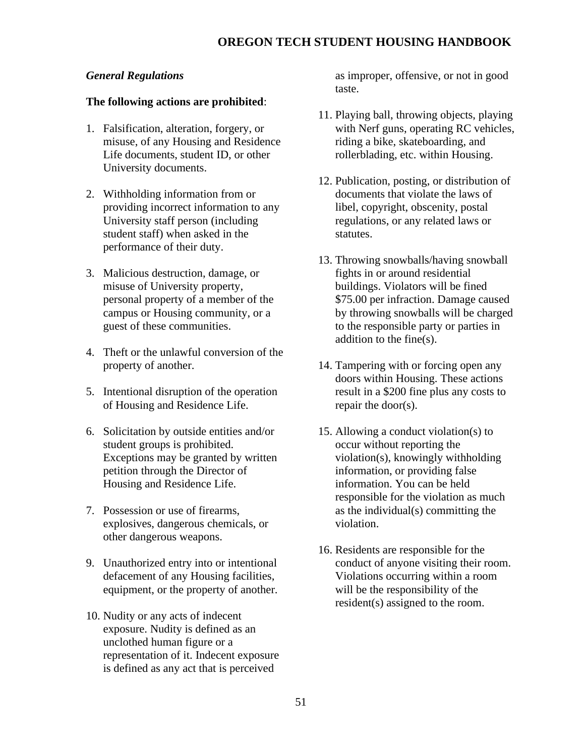*General Regulations*

**The following actions are prohibited**:

1. Falsification, alteration, forgery, or misuse, of any Housing and Residence Life documents, student ID, or other University documents.

2. Withholding information from or providing incorrect information to any University staff person (including student staff) when asked in the performance of their duty.

3. Malicious destruction, damage, or misuse of University property, personal property of a member of the campus or Housing community, or a guest of these communities.

4. Theft or the unlawful conversion of the property of another.

5. Intentional disruption of the operation of Housing and Residence Life.

6. Solicitation by outside entities and/or student groups is prohibited. Exceptions may be granted by written petition through the Director of Housing and Residence Life.

7. Possession or use of firearms, explosives, dangerous chemicals, or other dangerous weapons.

9. Unauthorized entry into or intentional defacement of any Housing facilities, equipment, or the property of another.

10. Nudity or any acts of indecent exposure. Nudity is defined as an unclothed human figure or a representation of it. Indecent exposure is defined as any act that is perceived as improper, offensive, or not in good taste.

11. Playing ball, throwing objects, playing with Nerf guns, operating RC vehicles, riding a bike, skateboarding, and rollerblading, etc. within Housing.

12. Publication, posting, or distribution of documents that violate the laws of libel, copyright, obscenity, postal regulations, or any related laws or statutes.

13. Throwing snowballs/having snowball fights in or around residential buildings. Violators will be fined $75.00 per infraction. Damage caused by throwing snowballs will be charged to the responsible party or parties in addition to the fine(s).

14. Tampering with or forcing open any doors within Housing. These actions result in a $200 fine plus any costs to repair the door(s).

15. Allowing a conduct violation(s) to occur without reporting the violation(s), knowingly withholding information, or providing false information. You can be held responsible for the violation as much as the individual(s) committing the violation.

16. Residents are responsible for the conduct of anyone visiting their room. Violations occurring within a room will be the responsibility of the resident(s) assigned to the room.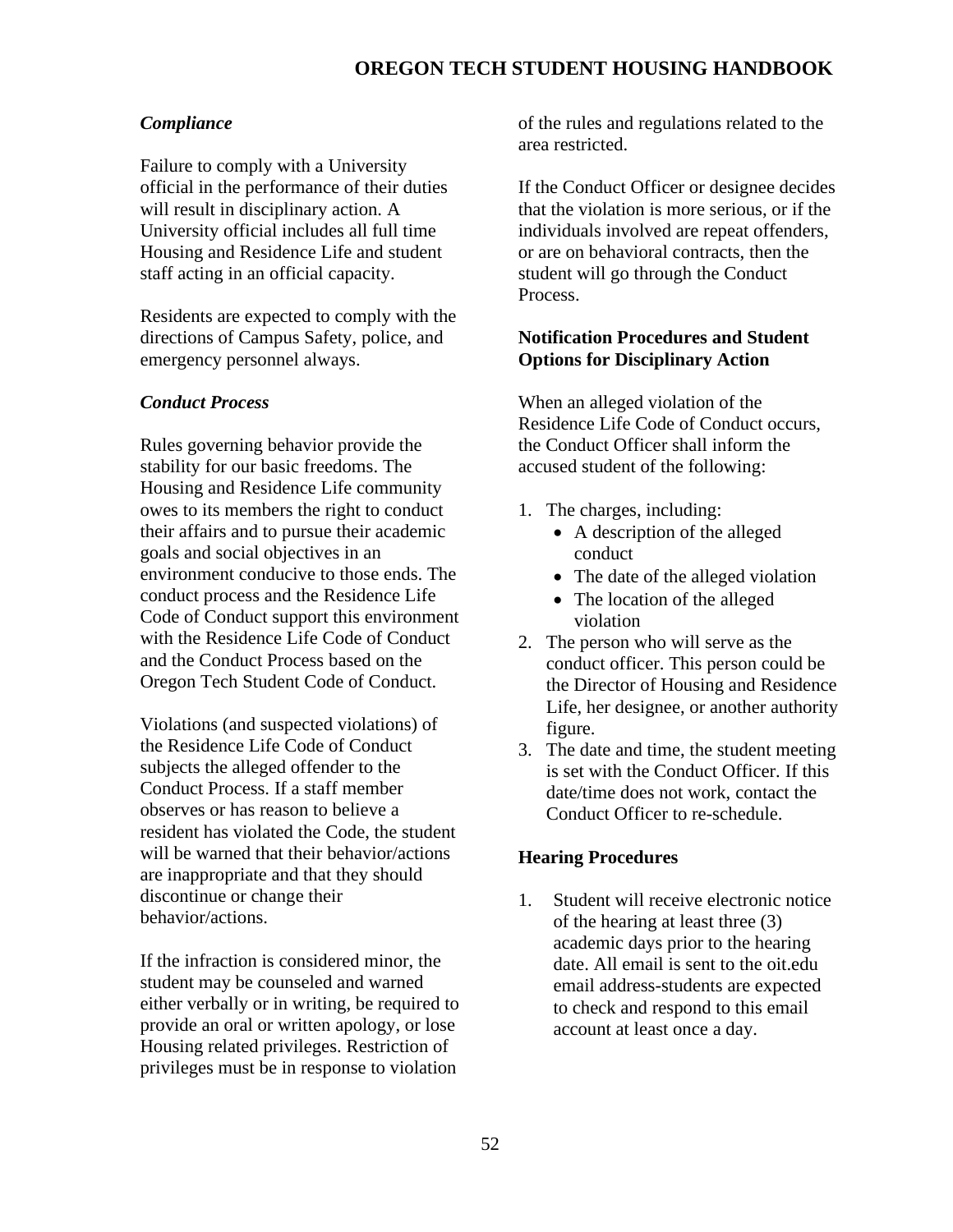### *Compliance*

Failure to comply with a University official in the performance of their duties will result in disciplinary action. A University official includes all full time Housing and Residence Life and student staff acting in an official capacity.

Residents are expected to comply with the directions of Campus Safety, police, and emergency personnel always.

### *Conduct Process*

Rules governing behavior provide the stability for our basic freedoms. The Housing and Residence Life community owes to its members the right to conduct their affairs and to pursue their academic goals and social objectives in an environment conducive to those ends. The conduct process and the Residence Life Code of Conduct support this environment with the Residence Life Code of Conduct and the Conduct Process based on the Oregon Tech Student Code of Conduct.

Violations (and suspected violations) of the Residence Life Code of Conduct subjects the alleged offender to the Conduct Process. If a staff member observes or has reason to believe a resident has violated the Code, the student will be warned that their behavior/actions are inappropriate and that they should discontinue or change their behavior/actions.

If the infraction is considered minor, the student may be counseled and warned either verbally or in writing, be required to provide an oral or written apology, or lose Housing related privileges. Restriction of privileges must be in response to violation of the rules and regulations related to the area restricted.

If the Conduct Officer or designee decides that the violation is more serious, or if the individuals involved are repeat offenders, or are on behavioral contracts, then the student will go through the Conduct Process.

### Notification Procedures and Student Options for Disciplinary Action

When an alleged violation of the Residence Life Code of Conduct occurs, the Conduct Officer shall inform the accused student of the following:

1. The charges, including:
   - A description of the alleged conduct
   - The date of the alleged violation
   - The location of the alleged violation
2. The person who will serve as the conduct officer. This person could be the Director of Housing and Residence Life, her designee, or another authority figure.
3. The date and time, the student meeting is set with the Conduct Officer. If this date/time does not work, contact the Conduct Officer to re-schedule.

### Hearing Procedures

1. Student will receive electronic notice of the hearing at least three (3) academic days prior to the hearing date. All email is sent to the oit.edu email address-students are expected to check and respond to this email account at least once a day.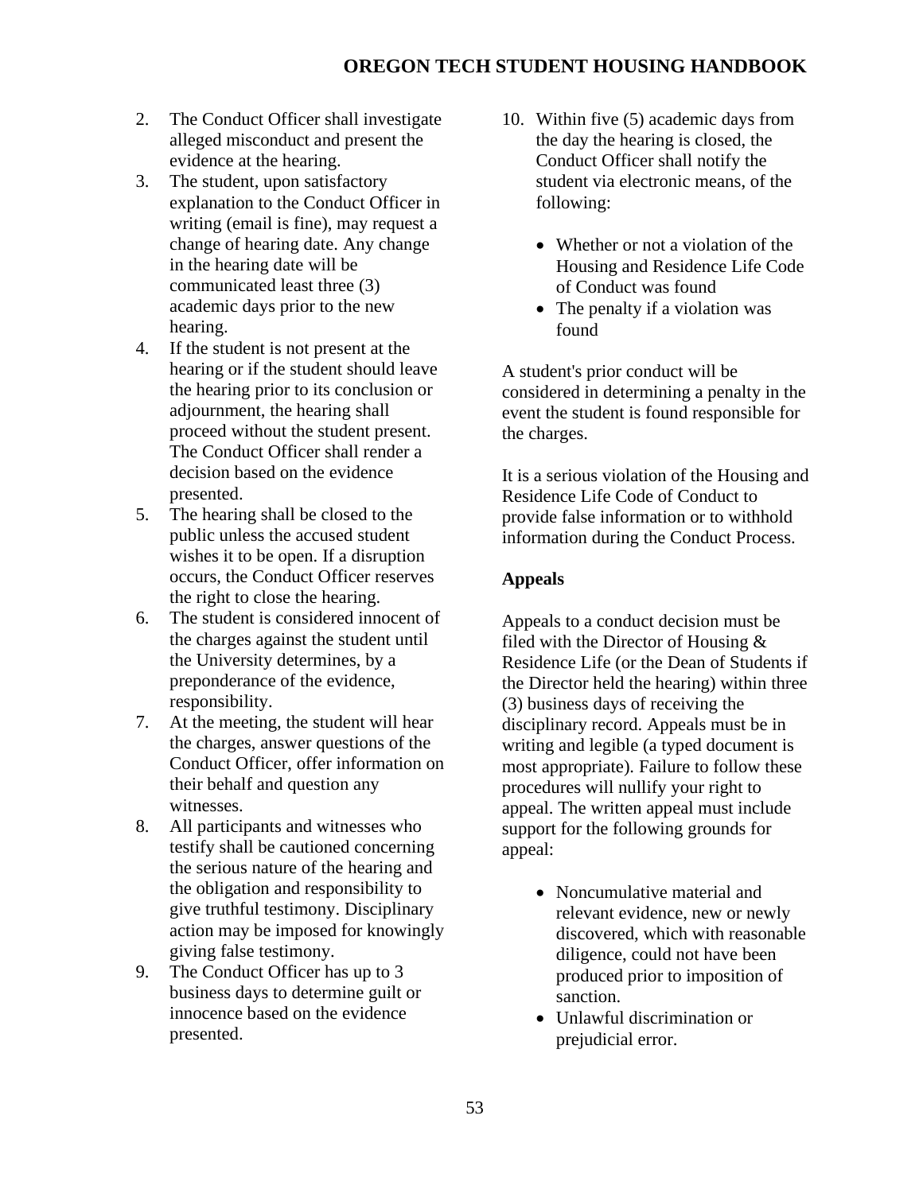2. The Conduct Officer shall investigate alleged misconduct and present the evidence at the hearing.
3. The student, upon satisfactory explanation to the Conduct Officer in writing (email is fine), may request a change of hearing date. Any change in the hearing date will be communicated least three (3) academic days prior to the new hearing.
4. If the student is not present at the hearing or if the student should leave the hearing prior to its conclusion or adjournment, the hearing shall proceed without the student present. The Conduct Officer shall render a decision based on the evidence presented.
5. The hearing shall be closed to the public unless the accused student wishes it to be open. If a disruption occurs, the Conduct Officer reserves the right to close the hearing.
6. The student is considered innocent of the charges against the student until the University determines, by a preponderance of the evidence, responsibility.
7. At the meeting, the student will hear the charges, answer questions of the Conduct Officer, offer information on their behalf and question any witnesses.
8. All participants and witnesses who testify shall be cautioned concerning the serious nature of the hearing and the obligation and responsibility to give truthful testimony. Disciplinary action may be imposed for knowingly giving false testimony.
9. The Conduct Officer has up to 3 business days to determine guilt or innocence based on the evidence presented.
10. Within five (5) academic days from the day the hearing is closed, the Conduct Officer shall notify the student via electronic means, of the following:

    - Whether or not a violation of the Housing and Residence Life Code of Conduct was found
    - The penalty if a violation was found

A student's prior conduct will be considered in determining a penalty in the event the student is found responsible for the charges.

It is a serious violation of the Housing and Residence Life Code of Conduct to provide false information or to withhold information during the Conduct Process.

**Appeals**

Appeals to a conduct decision must be filed with the Director of Housing & Residence Life (or the Dean of Students if the Director held the hearing) within three (3) business days of receiving the disciplinary record. Appeals must be in writing and legible (a typed document is most appropriate). Failure to follow these procedures will nullify your right to appeal. The written appeal must include support for the following grounds for appeal:

- Noncumulative material and relevant evidence, new or newly discovered, which with reasonable diligence, could not have been produced prior to imposition of sanction.
- Unlawful discrimination or prejudicial error.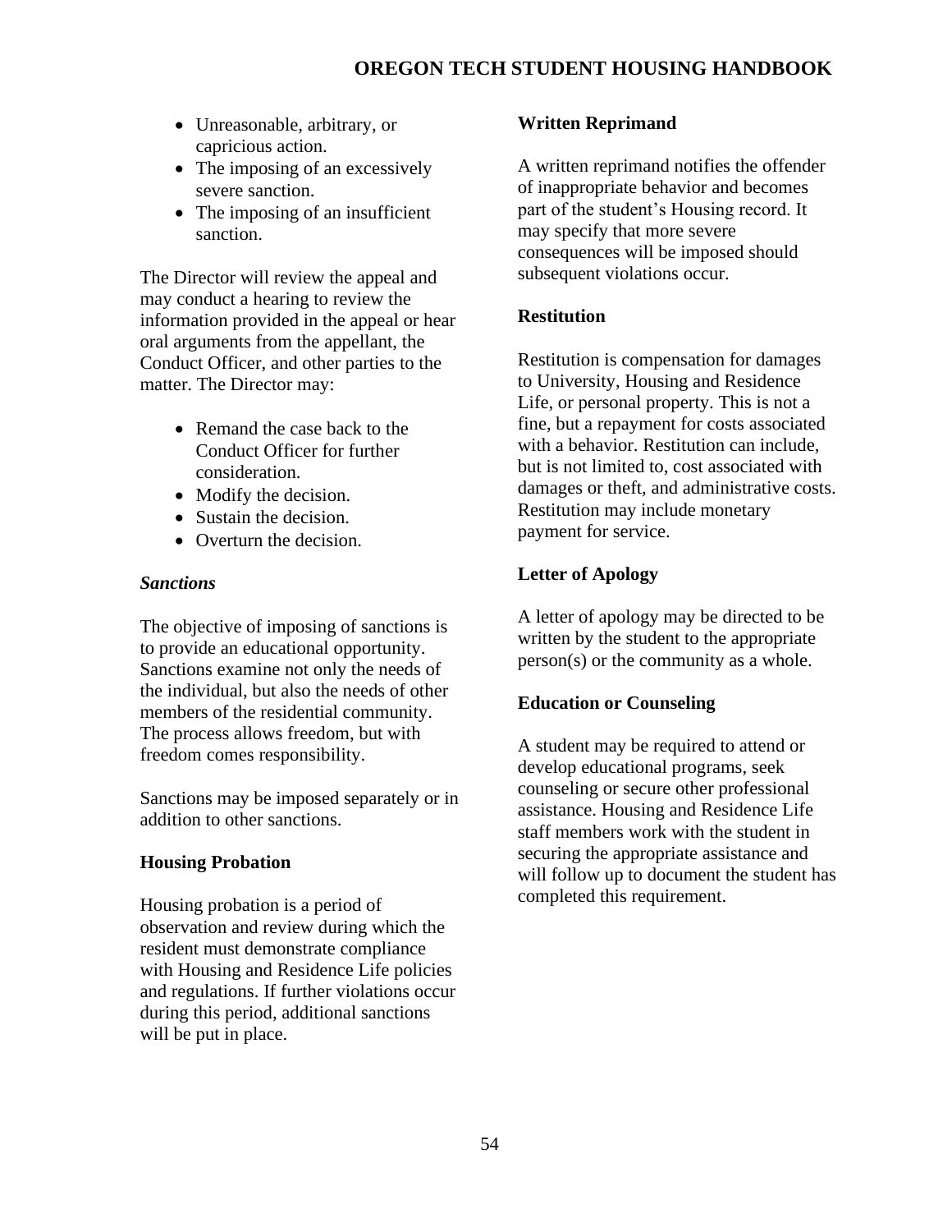- Unreasonable, arbitrary, or capricious action.
- The imposing of an excessively severe sanction.
- The imposing of an insufficient sanction.

The Director will review the appeal and may conduct a hearing to review the information provided in the appeal or hear oral arguments from the appellant, the Conduct Officer, and other parties to the matter. The Director may:

- Remand the case back to the Conduct Officer for further consideration.
- Modify the decision.
- Sustain the decision.
- Overturn the decision.

### *Sanctions*

The objective of imposing of sanctions is to provide an educational opportunity. Sanctions examine not only the needs of the individual, but also the needs of other members of the residential community. The process allows freedom, but with freedom comes responsibility.

Sanctions may be imposed separately or in addition to other sanctions.

#### Housing Probation

Housing probation is a period of observation and review during which the resident must demonstrate compliance with Housing and Residence Life policies and regulations. If further violations occur during this period, additional sanctions will be put in place.

#### Written Reprimand

A written reprimand notifies the offender of inappropriate behavior and becomes part of the student's Housing record. It may specify that more severe consequences will be imposed should subsequent violations occur.

#### Restitution

Restitution is compensation for damages to University, Housing and Residence Life, or personal property. This is not a fine, but a repayment for costs associated with a behavior. Restitution can include, but is not limited to, cost associated with damages or theft, and administrative costs. Restitution may include monetary payment for service.

#### Letter of Apology

A letter of apology may be directed to be written by the student to the appropriate person(s) or the community as a whole.

#### Education or Counseling

A student may be required to attend or develop educational programs, seek counseling or secure other professional assistance. Housing and Residence Life staff members work with the student in securing the appropriate assistance and will follow up to document the student has completed this requirement.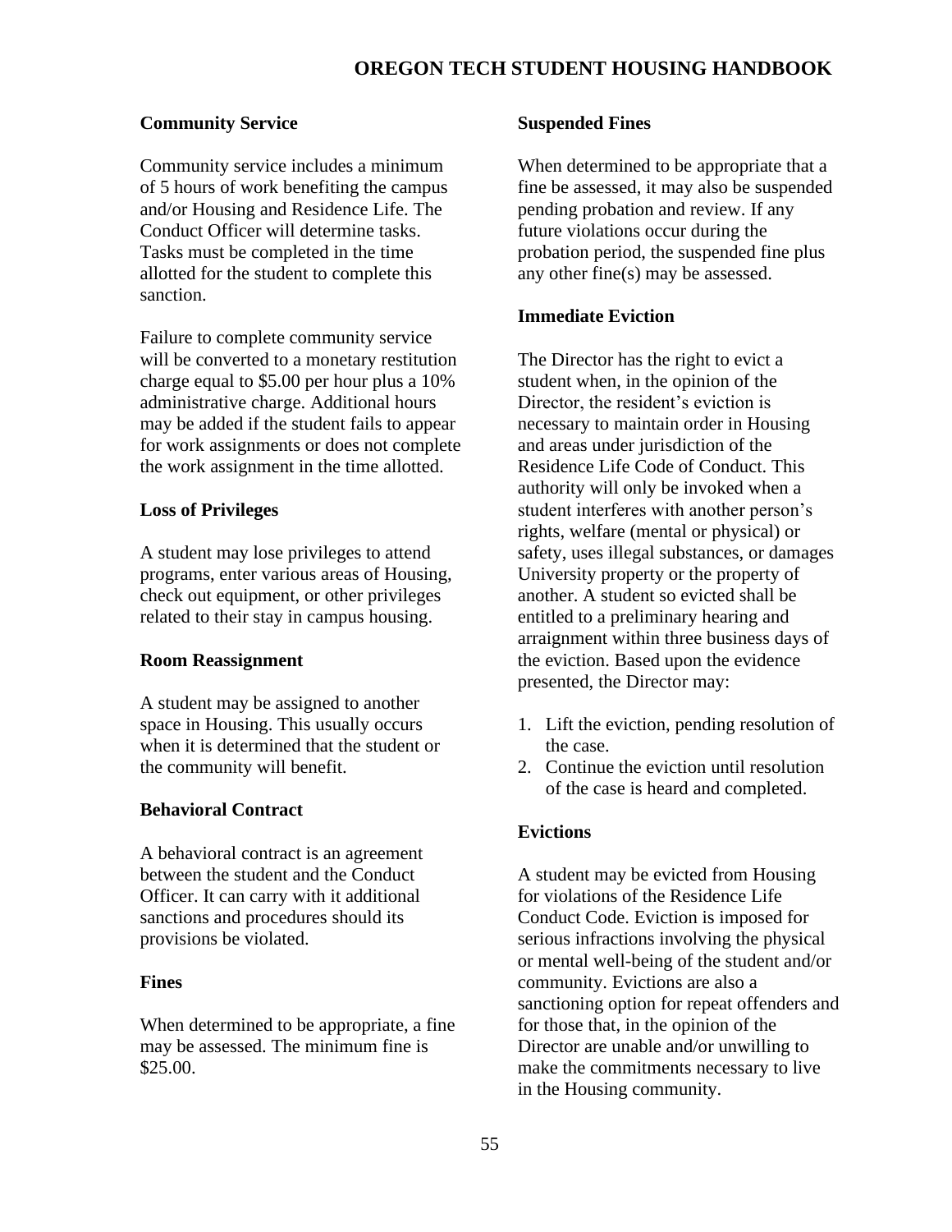### Community Service

Community service includes a minimum of 5 hours of work benefiting the campus and/or Housing and Residence Life. The Conduct Officer will determine tasks. Tasks must be completed in the time allotted for the student to complete this sanction.

Failure to complete community service will be converted to a monetary restitution charge equal to $5.00 per hour plus a 10% administrative charge. Additional hours may be added if the student fails to appear for work assignments or does not complete the work assignment in the time allotted.

### Loss of Privileges

A student may lose privileges to attend programs, enter various areas of Housing, check out equipment, or other privileges related to their stay in campus housing.

### Room Reassignment

A student may be assigned to another space in Housing. This usually occurs when it is determined that the student or the community will benefit.

### Behavioral Contract

A behavioral contract is an agreement between the student and the Conduct Officer. It can carry with it additional sanctions and procedures should its provisions be violated.

### Fines

When determined to be appropriate, a fine may be assessed. The minimum fine is $25.00.

### Suspended Fines

When determined to be appropriate that a fine be assessed, it may also be suspended pending probation and review. If any future violations occur during the probation period, the suspended fine plus any other fine(s) may be assessed.

### Immediate Eviction

The Director has the right to evict a student when, in the opinion of the Director, the resident's eviction is necessary to maintain order in Housing and areas under jurisdiction of the Residence Life Code of Conduct. This authority will only be invoked when a student interferes with another person's rights, welfare (mental or physical) or safety, uses illegal substances, or damages University property or the property of another. A student so evicted shall be entitled to a preliminary hearing and arraignment within three business days of the eviction. Based upon the evidence presented, the Director may:

1. Lift the eviction, pending resolution of the case.
2. Continue the eviction until resolution of the case is heard and completed.

### Evictions

A student may be evicted from Housing for violations of the Residence Life Conduct Code. Eviction is imposed for serious infractions involving the physical or mental well-being of the student and/or community. Evictions are also a sanctioning option for repeat offenders and for those that, in the opinion of the Director are unable and/or unwilling to make the commitments necessary to live in the Housing community.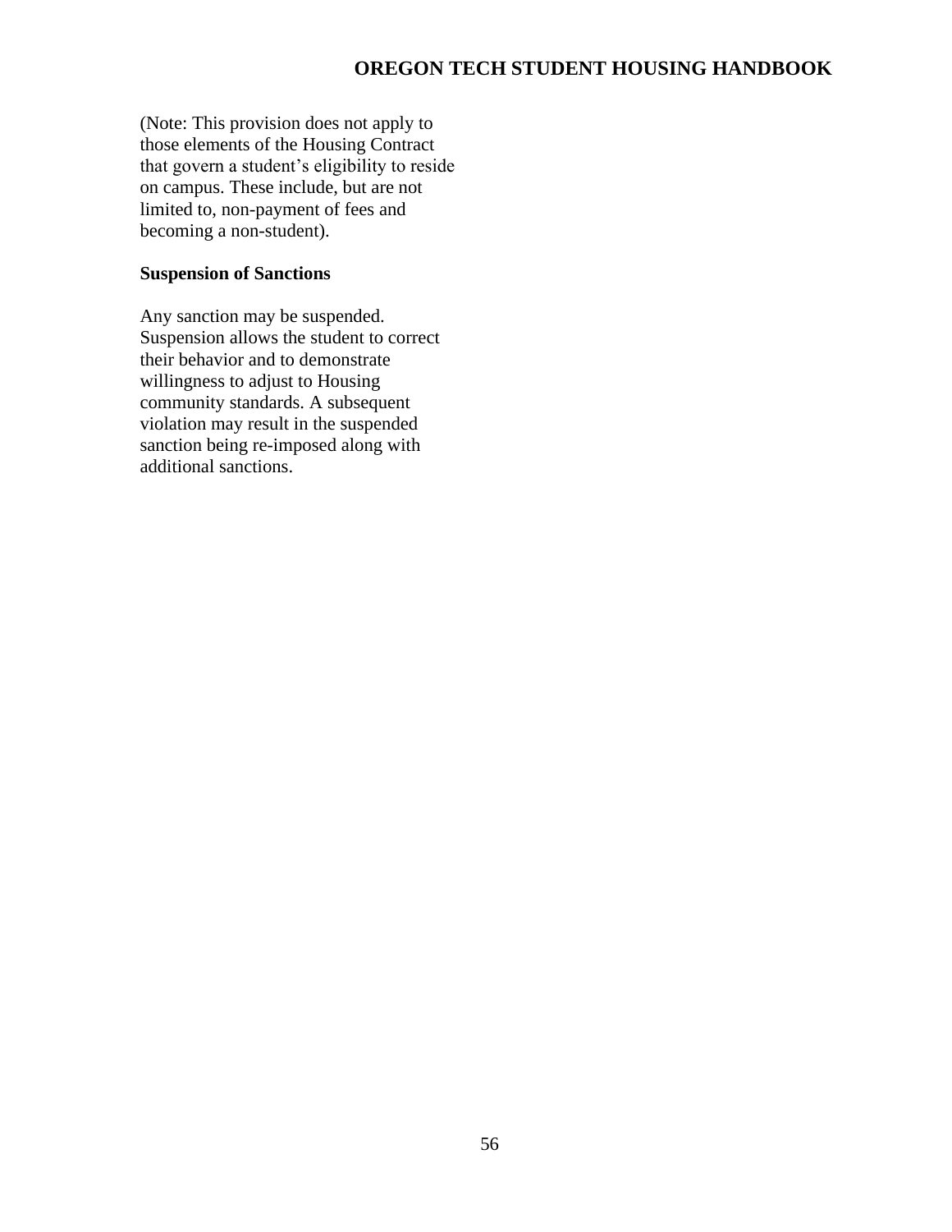(Note: This provision does not apply to those elements of the Housing Contract that govern a student's eligibility to reside on campus. These include, but are not limited to, non-payment of fees and becoming a non-student).

**Suspension of Sanctions**

Any sanction may be suspended. Suspension allows the student to correct their behavior and to demonstrate willingness to adjust to Housing community standards. A subsequent violation may result in the suspended sanction being re-imposed along with additional sanctions.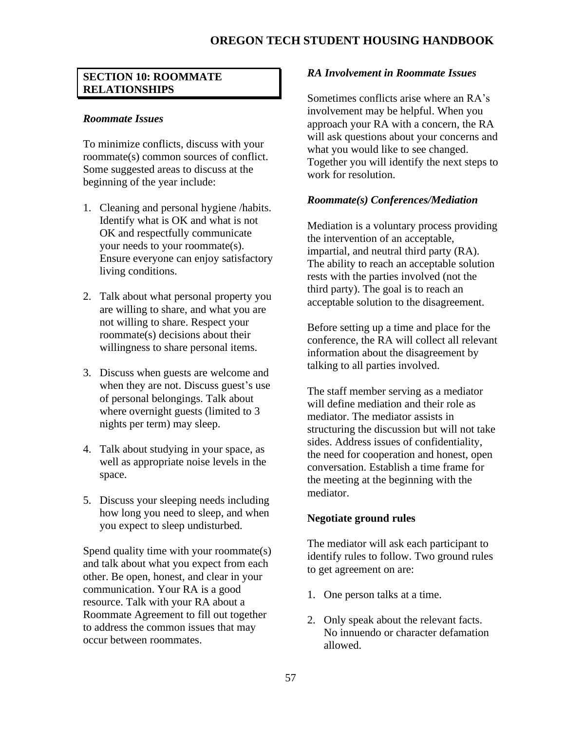## SECTION 10: ROOMMATE RELATIONSHIPS

### *Roommate Issues*

To minimize conflicts, discuss with your roommate(s) common sources of conflict. Some suggested areas to discuss at the beginning of the year include:

1. Cleaning and personal hygiene /habits. Identify what is OK and what is not OK and respectfully communicate your needs to your roommate(s). Ensure everyone can enjoy satisfactory living conditions.

2. Talk about what personal property you are willing to share, and what you are not willing to share. Respect your roommate(s) decisions about their willingness to share personal items.

3. Discuss when guests are welcome and when they are not. Discuss guest's use of personal belongings. Talk about where overnight guests (limited to 3 nights per term) may sleep.

4. Talk about studying in your space, as well as appropriate noise levels in the space.

5. Discuss your sleeping needs including how long you need to sleep, and when you expect to sleep undisturbed.

Spend quality time with your roommate(s) and talk about what you expect from each other. Be open, honest, and clear in your communication. Your RA is a good resource. Talk with your RA about a Roommate Agreement to fill out together to address the common issues that may occur between roommates.

### *RA Involvement in Roommate Issues*

Sometimes conflicts arise where an RA's involvement may be helpful. When you approach your RA with a concern, the RA will ask questions about your concerns and what you would like to see changed. Together you will identify the next steps to work for resolution.

### *Roommate(s) Conferences/Mediation*

Mediation is a voluntary process providing the intervention of an acceptable, impartial, and neutral third party (RA). The ability to reach an acceptable solution rests with the parties involved (not the third party). The goal is to reach an acceptable solution to the disagreement.

Before setting up a time and place for the conference, the RA will collect all relevant information about the disagreement by talking to all parties involved.

The staff member serving as a mediator will define mediation and their role as mediator. The mediator assists in structuring the discussion but will not take sides. Address issues of confidentiality, the need for cooperation and honest, open conversation. Establish a time frame for the meeting at the beginning with the mediator.

**Negotiate ground rules**

The mediator will ask each participant to identify rules to follow. Two ground rules to get agreement on are:

1. One person talks at a time.

2. Only speak about the relevant facts. No innuendo or character defamation allowed.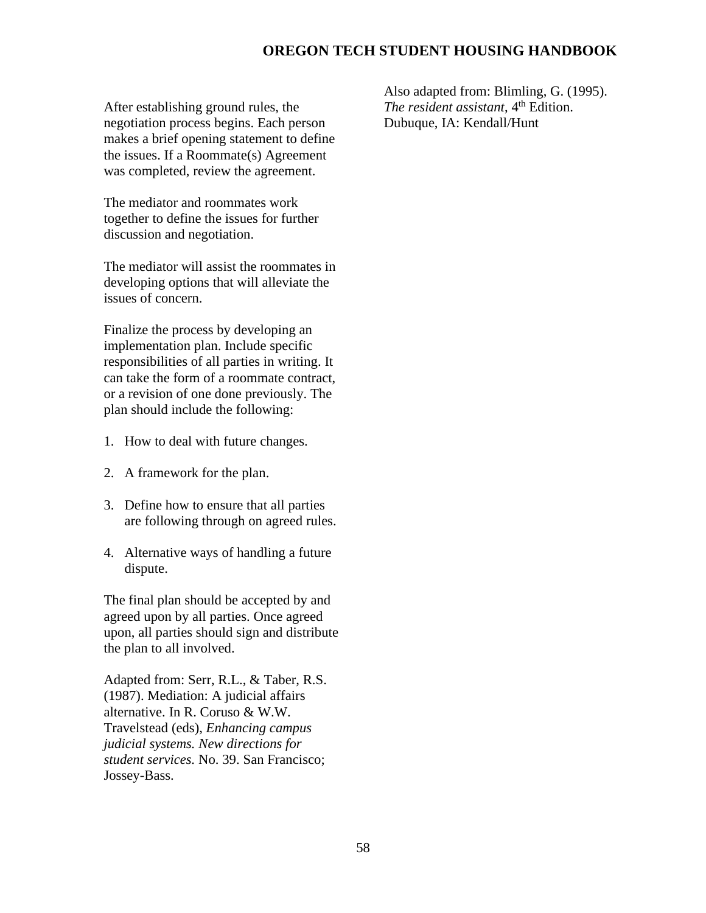After establishing ground rules, the negotiation process begins. Each person makes a brief opening statement to define the issues. If a Roommate(s) Agreement was completed, review the agreement.

The mediator and roommates work together to define the issues for further discussion and negotiation.

The mediator will assist the roommates in developing options that will alleviate the issues of concern.

Finalize the process by developing an implementation plan. Include specific responsibilities of all parties in writing. It can take the form of a roommate contract, or a revision of one done previously. The plan should include the following:

1. How to deal with future changes.
2. A framework for the plan.
3. Define how to ensure that all parties are following through on agreed rules.
4. Alternative ways of handling a future dispute.

The final plan should be accepted by and agreed upon by all parties. Once agreed upon, all parties should sign and distribute the plan to all involved.

Adapted from: Serr, R.L., & Taber, R.S. (1987). Mediation: A judicial affairs alternative. In R. Coruso & W.W. Travelstead (eds), *Enhancing campus judicial systems. New directions for student services.* No. 39. San Francisco; Jossey-Bass.

Also adapted from: Blimling, G. (1995). *The resident assistant*, 4th Edition. Dubuque, IA: Kendall/Hunt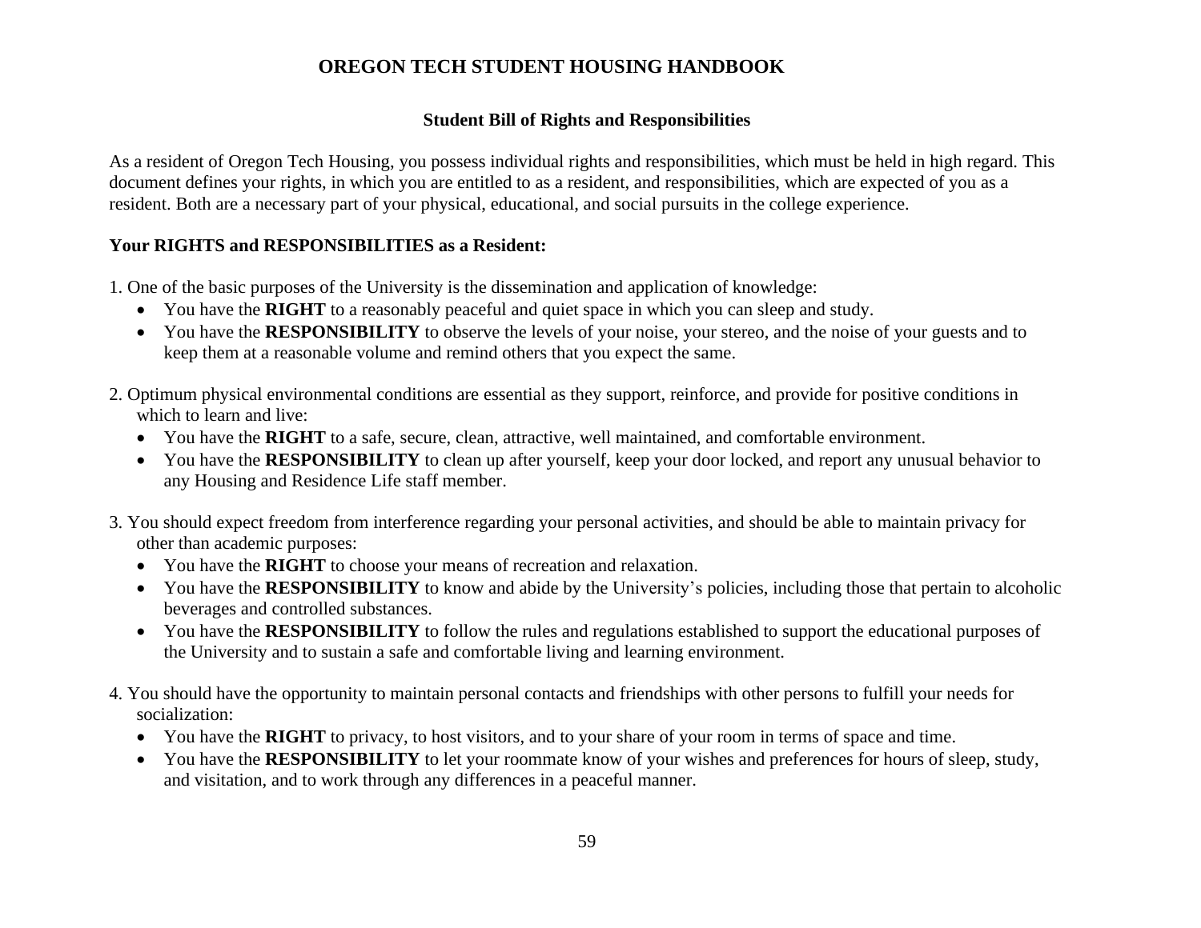# OREGON TECH STUDENT HOUSING HANDBOOK

## Student Bill of Rights and Responsibilities

As a resident of Oregon Tech Housing, you possess individual rights and responsibilities, which must be held in high regard. This document defines your rights, in which you are entitled to as a resident, and responsibilities, which are expected of you as a resident. Both are a necessary part of your physical, educational, and social pursuits in the college experience.

**Your RIGHTS and RESPONSIBILITIES as a Resident:**

1. One of the basic purposes of the University is the dissemination and application of knowledge:
    - You have the **RIGHT** to a reasonably peaceful and quiet space in which you can sleep and study.
    - You have the **RESPONSIBILITY** to observe the levels of your noise, your stereo, and the noise of your guests and to keep them at a reasonable volume and remind others that you expect the same.

2. Optimum physical environmental conditions are essential as they support, reinforce, and provide for positive conditions in which to learn and live:
    - You have the **RIGHT** to a safe, secure, clean, attractive, well maintained, and comfortable environment.
    - You have the **RESPONSIBILITY** to clean up after yourself, keep your door locked, and report any unusual behavior to any Housing and Residence Life staff member.

3. You should expect freedom from interference regarding your personal activities, and should be able to maintain privacy for other than academic purposes:
    - You have the **RIGHT** to choose your means of recreation and relaxation.
    - You have the **RESPONSIBILITY** to know and abide by the University's policies, including those that pertain to alcoholic beverages and controlled substances.
    - You have the **RESPONSIBILITY** to follow the rules and regulations established to support the educational purposes of the University and to sustain a safe and comfortable living and learning environment.

4. You should have the opportunity to maintain personal contacts and friendships with other persons to fulfill your needs for socialization:
    - You have the **RIGHT** to privacy, to host visitors, and to your share of your room in terms of space and time.
    - You have the **RESPONSIBILITY** to let your roommate know of your wishes and preferences for hours of sleep, study, and visitation, and to work through any differences in a peaceful manner.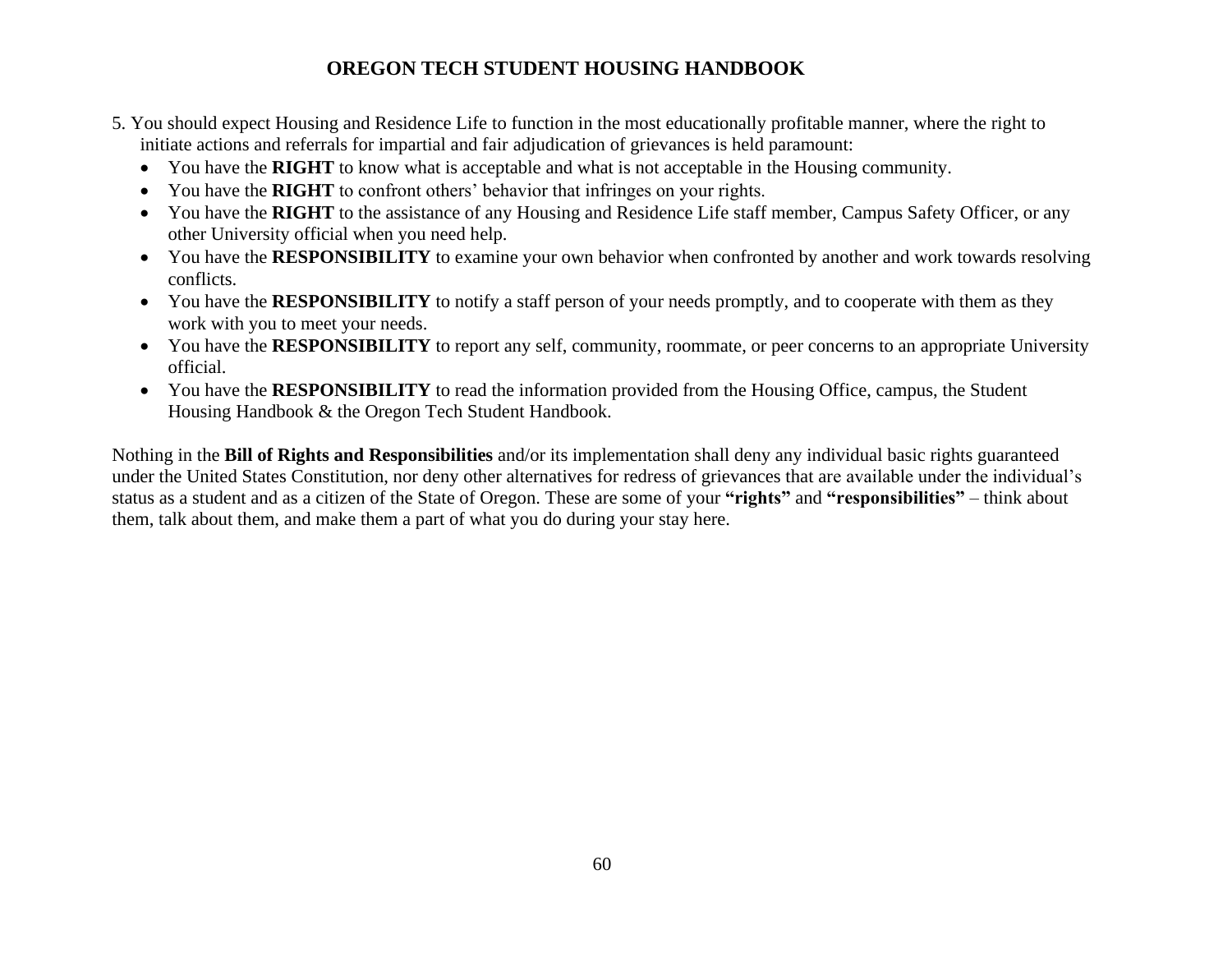5. You should expect Housing and Residence Life to function in the most educationally profitable manner, where the right to initiate actions and referrals for impartial and fair adjudication of grievances is held paramount:
   - You have the **RIGHT** to know what is acceptable and what is not acceptable in the Housing community.
   - You have the **RIGHT** to confront others' behavior that infringes on your rights.
   - You have the **RIGHT** to the assistance of any Housing and Residence Life staff member, Campus Safety Officer, or any other University official when you need help.
   - You have the **RESPONSIBILITY** to examine your own behavior when confronted by another and work towards resolving conflicts.
   - You have the **RESPONSIBILITY** to notify a staff person of your needs promptly, and to cooperate with them as they work with you to meet your needs.
   - You have the **RESPONSIBILITY** to report any self, community, roommate, or peer concerns to an appropriate University official.
   - You have the **RESPONSIBILITY** to read the information provided from the Housing Office, campus, the Student Housing Handbook & the Oregon Tech Student Handbook.

Nothing in the **Bill of Rights and Responsibilities** and/or its implementation shall deny any individual basic rights guaranteed under the United States Constitution, nor deny other alternatives for redress of grievances that are available under the individual's status as a student and as a citizen of the State of Oregon. These are some of your **"rights"** and **"responsibilities"** – think about them, talk about them, and make them a part of what you do during your stay here.